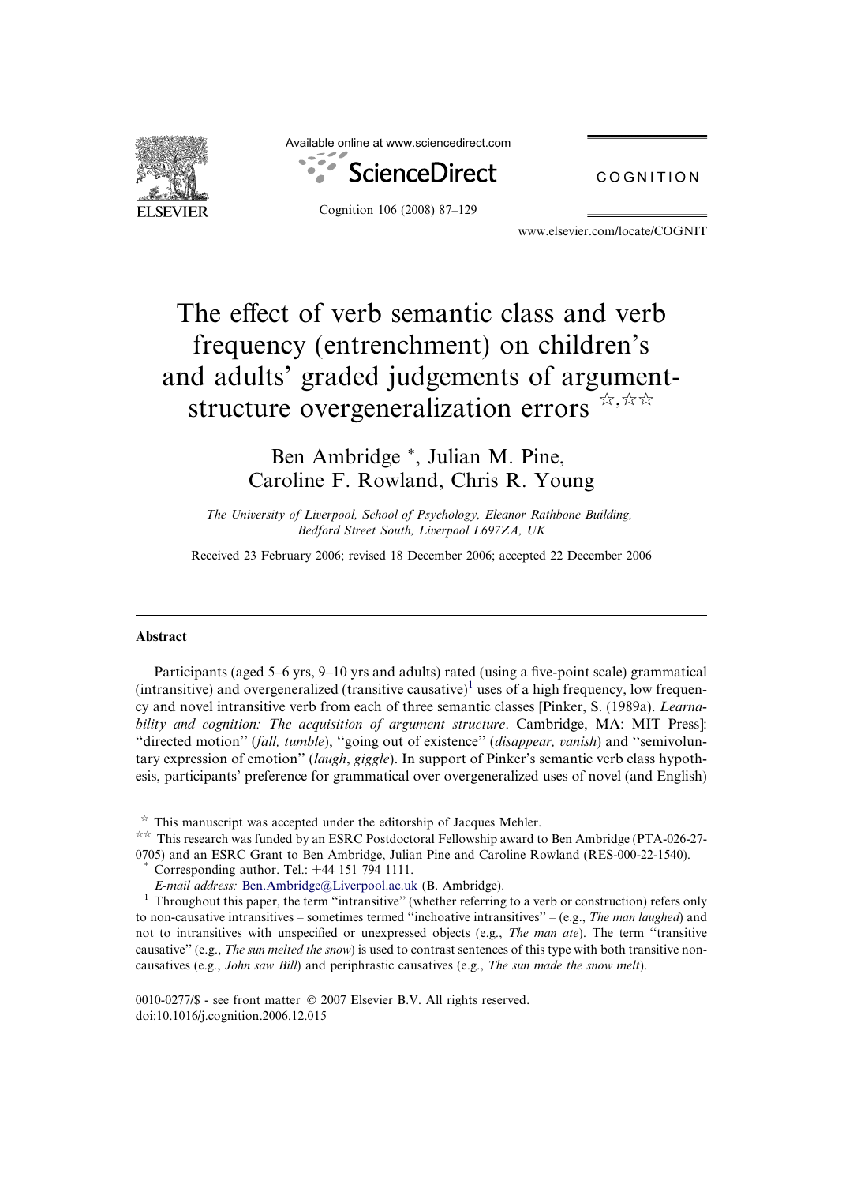Available online at www.sciencedirect.com

ScienceDirect

COGNITION

www.elsevier.com/locate/COGNIT

# The effect of verb semantic class and verb frequency (entrenchment) on children's and adults' graded judgements of argument-structure overgeneralization errors ☆,☆☆

Ben Ambridge *, Julian M. Pine, Caroline F. Rowland, Chris R. Young

*The University of Liverpool, School of Psychology, Eleanor Rathbone Building, Bedford Street South, Liverpool L697ZA, UK*

Received 23 February 2006; revised 18 December 2006; accepted 22 December 2006

## Abstract

Participants (aged 5–6 yrs, 9–10 yrs and adults) rated (using a five-point scale) grammatical (intransitive) and overgeneralized (transitive causative)[1] uses of a high frequency, low frequency and novel intransitive verb from each of three semantic classes [Pinker, S. (1989a). *Learnability and cognition: The acquisition of argument structure*. Cambridge, MA: MIT Press]: "directed motion" (*fall, tumble*), "going out of existence" (*disappear, vanish*) and "semivoluntary expression of emotion" (*laugh, giggle*). In support of Pinker's semantic verb class hypothesis, participants' preference for grammatical over overgeneralized uses of novel (and English)

---

☆ This manuscript was accepted under the editorship of Jacques Mehler.

☆☆ This research was funded by an ESRC Postdoctoral Fellowship award to Ben Ambridge (PTA-026-27-0705) and an ESRC Grant to Ben Ambridge, Julian Pine and Caroline Rowland (RES-000-22-1540).

\* Corresponding author. Tel.: +44 151 794 1111.

*E-mail address:* Ben.Ambridge@Liverpool.ac.uk (B. Ambridge).

[1] Throughout this paper, the term "intransitive" (whether referring to a verb or construction) refers only to non-causative intransitives – sometimes termed "inchoative intransitives" – (e.g., *The man laughed*) and not to intransitives with unspecified or unexpressed objects (e.g., *The man ate*). The term "transitive causative" (e.g., *The sun melted the snow*) is used to contrast sentences of this type with both transitive non-causatives (e.g., *John saw Bill*) and periphrastic causatives (e.g., *The sun made the snow melt*).

0010-0277/$ - see front matter © 2007 Elsevier B.V. All rights reserved.
doi:10.1016/j.cognition.2006.12.015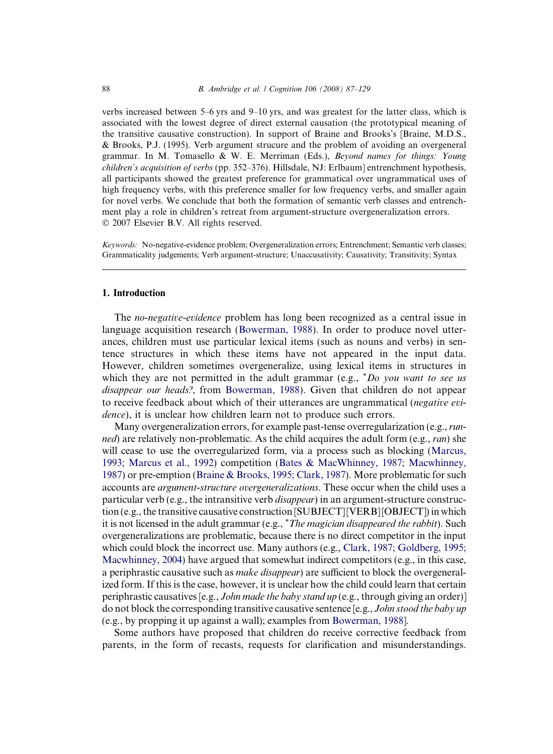verbs increased between 5–6 yrs and 9–10 yrs, and was greatest for the latter class, which is associated with the lowest degree of direct external causation (the prototypical meaning of the transitive causative construction). In support of Braine and Brooks's [Braine, M.D.S., & Brooks, P.J. (1995). Verb argument strucure and the problem of avoiding an overgeneral grammar. In M. Tomasello & W. E. Merriman (Eds.), *Beyond names for things: Young children's acquisition of verbs* (pp. 352–376). Hillsdale, NJ: Erlbaum] entrenchment hypothesis, all participants showed the greatest preference for grammatical over ungrammatical uses of high frequency verbs, with this preference smaller for low frequency verbs, and smaller again for novel verbs. We conclude that both the formation of semantic verb classes and entrenchment play a role in children's retreat from argument-structure overgeneralization errors.
© 2007 Elsevier B.V. All rights reserved.

*Keywords:* No-negative-evidence problem; Overgeneralization errors; Entrenchment; Semantic verb classes; Grammaticality judgements; Verb argument-structure; Unaccusativity; Causativity; Transitivity; Syntax

## 1. Introduction

The *no-negative-evidence* problem has long been recognized as a central issue in language acquisition research (Bowerman, 1988). In order to produce novel utterances, children must use particular lexical items (such as nouns and verbs) in sentence structures in which these items have not appeared in the input data. However, children sometimes overgeneralize, using lexical items in structures in which they are not permitted in the adult grammar (e.g., *\*Do you want to see us disappear our heads?*, from Bowerman, 1988). Given that children do not appear to receive feedback about which of their utterances are ungrammatical (*negative evidence*), it is unclear how children learn not to produce such errors.

Many overgeneralization errors, for example past-tense overregularization (e.g., *runned*) are relatively non-problematic. As the child acquires the adult form (e.g., *ran*) she will cease to use the overregularized form, via a process such as blocking (Marcus, 1993; Marcus et al., 1992) competition (Bates & MacWhinney, 1987; Macwhinney, 1987) or pre-emption (Braine & Brooks, 1995; Clark, 1987). More problematic for such accounts are *argument-structure overgeneralizations*. These occur when the child uses a particular verb (e.g., the intransitive verb *disappear*) in an argument-structure construction (e.g., the transitive causative construction [SUBJECT][VERB][OBJECT]) in which it is not licensed in the adult grammar (e.g., *\*The magician disappeared the rabbit*). Such overgeneralizations are problematic, because there is no direct competitor in the input which could block the incorrect use. Many authors (e.g., Clark, 1987; Goldberg, 1995; Macwhinney, 2004) have argued that somewhat indirect competitors (e.g., in this case, a periphrastic causative such as *make disappear*) are sufficient to block the overgeneralized form. If this is the case, however, it is unclear how the child could learn that certain periphrastic causatives [e.g., *John made the baby stand up* (e.g., through giving an order)] do not block the corresponding transitive causative sentence [e.g., *John stood the baby up* (e.g., by propping it up against a wall); examples from Bowerman, 1988].

Some authors have proposed that children do receive corrective feedback from parents, in the form of recasts, requests for clarification and misunderstandings.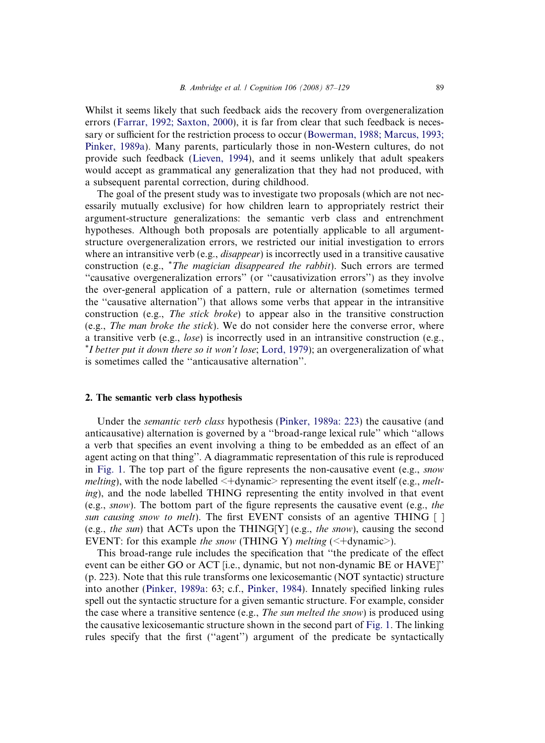Whilst it seems likely that such feedback aids the recovery from overgeneralization errors (Farrar, 1992; Saxton, 2000), it is far from clear that such feedback is necessary or sufficient for the restriction process to occur (Bowerman, 1988; Marcus, 1993; Pinker, 1989a). Many parents, particularly those in non-Western cultures, do not provide such feedback (Lieven, 1994), and it seems unlikely that adult speakers would accept as grammatical any generalization that they had not produced, with a subsequent parental correction, during childhood.

The goal of the present study was to investigate two proposals (which are not necessarily mutually exclusive) for how children learn to appropriately restrict their argument-structure generalizations: the semantic verb class and entrenchment hypotheses. Although both proposals are potentially applicable to all argument-structure overgeneralization errors, we restricted our initial investigation to errors where an intransitive verb (e.g., *disappear*) is incorrectly used in a transitive causative construction (e.g., *\*The magician disappeared the rabbit*). Such errors are termed "causative overgeneralization errors" (or "causativization errors") as they involve the over-general application of a pattern, rule or alternation (sometimes termed the "causative alternation") that allows some verbs that appear in the intransitive construction (e.g., *The stick broke*) to appear also in the transitive construction (e.g., *The man broke the stick*). We do not consider here the converse error, where a transitive verb (e.g., *lose*) is incorrectly used in an intransitive construction (e.g., *\*I better put it down there so it won't lose*; Lord, 1979); an overgeneralization of what is sometimes called the "anticausative alternation".

## 2. The semantic verb class hypothesis

Under the *semantic verb class* hypothesis (Pinker, 1989a: 223) the causative (and anticausative) alternation is governed by a "broad-range lexical rule" which "allows a verb that specifies an event involving a thing to be embedded as an effect of an agent acting on that thing". A diagrammatic representation of this rule is reproduced in Fig. 1. The top part of the figure represents the non-causative event (e.g., *snow melting*), with the node labelled <+dynamic> representing the event itself (e.g., *melting*), and the node labelled THING representing the entity involved in that event (e.g., *snow*). The bottom part of the figure represents the causative event (e.g., *the sun causing snow to melt*). The first EVENT consists of an agentive THING [ ] (e.g., *the sun*) that ACTs upon the THING[Y] (e.g., *the snow*), causing the second EVENT: for this example *the snow* (THING Y) *melting* (<+dynamic>).

This broad-range rule includes the specification that "the predicate of the effect event can be either GO or ACT [i.e., dynamic, but not non-dynamic BE or HAVE]" (p. 223). Note that this rule transforms one lexicosemantic (NOT syntactic) structure into another (Pinker, 1989a: 63; c.f., Pinker, 1984). Innately specified linking rules spell out the syntactic structure for a given semantic structure. For example, consider the case where a transitive sentence (e.g., *The sun melted the snow*) is produced using the causative lexicosemantic structure shown in the second part of Fig. 1. The linking rules specify that the first ("agent") argument of the predicate be syntactically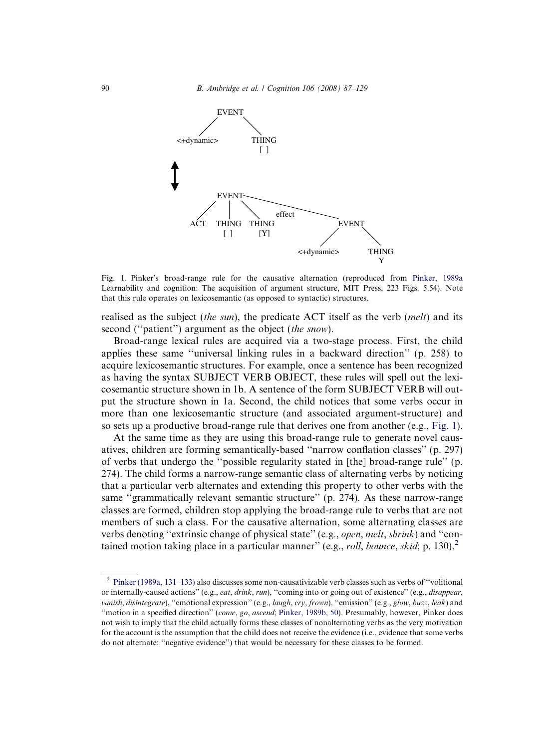Fig. 1. Pinker's broad-range rule for the causative alternation (reproduced from Pinker, 1989a Learnability and cognition: The acquisition of argument structure, MIT Press, 223 Figs. 5.54). Note that this rule operates on lexicosemantic (as opposed to syntactic) structures.

realised as the subject (*the sun*), the predicate ACT itself as the verb (*melt*) and its second (''patient'') argument as the object (*the snow*).

Broad-range lexical rules are acquired via a two-stage process. First, the child applies these same ''universal linking rules in a backward direction'' (p. 258) to acquire lexicosemantic structures. For example, once a sentence has been recognized as having the syntax SUBJECT VERB OBJECT, these rules will spell out the lexicosemantic structure shown in 1b. A sentence of the form SUBJECT VERB will output the structure shown in 1a. Second, the child notices that some verbs occur in more than one lexicosemantic structure (and associated argument-structure) and so sets up a productive broad-range rule that derives one from another (e.g., Fig. 1).

At the same time as they are using this broad-range rule to generate novel causatives, children are forming semantically-based ''narrow conflation classes'' (p. 297) of verbs that undergo the ''possible regularity stated in [the] broad-range rule'' (p. 274). The child forms a narrow-range semantic class of alternating verbs by noticing that a particular verb alternates and extending this property to other verbs with the same ''grammatically relevant semantic structure'' (p. 274). As these narrow-range classes are formed, children stop applying the broad-range rule to verbs that are not members of such a class. For the causative alternation, some alternating classes are verbs denoting ''extrinsic change of physical state'' (e.g., *open*, *melt*, *shrink*) and ''contained motion taking place in a particular manner'' (e.g., *roll*, *bounce*, *skid*; p. 130).[2]

[2] Pinker (1989a, 131–133) also discusses some non-causativizable verb classes such as verbs of ''volitional or internally-caused actions'' (e.g., *eat*, *drink*, *run*), ''coming into or going out of existence'' (e.g., *disappear*, *vanish*, *disintegrate*), ''emotional expression'' (e.g., *laugh*, *cry*, *frown*), ''emission'' (e.g., *glow*, *buzz*, *leak*) and ''motion in a specified direction'' (*come*, *go*, *ascend*; Pinker, 1989b, 50). Presumably, however, Pinker does not wish to imply that the child actually forms these classes of nonalternating verbs as the very motivation for the account is the assumption that the child does not receive the evidence (i.e., evidence that some verbs do not alternate: ''negative evidence'') that would be necessary for these classes to be formed.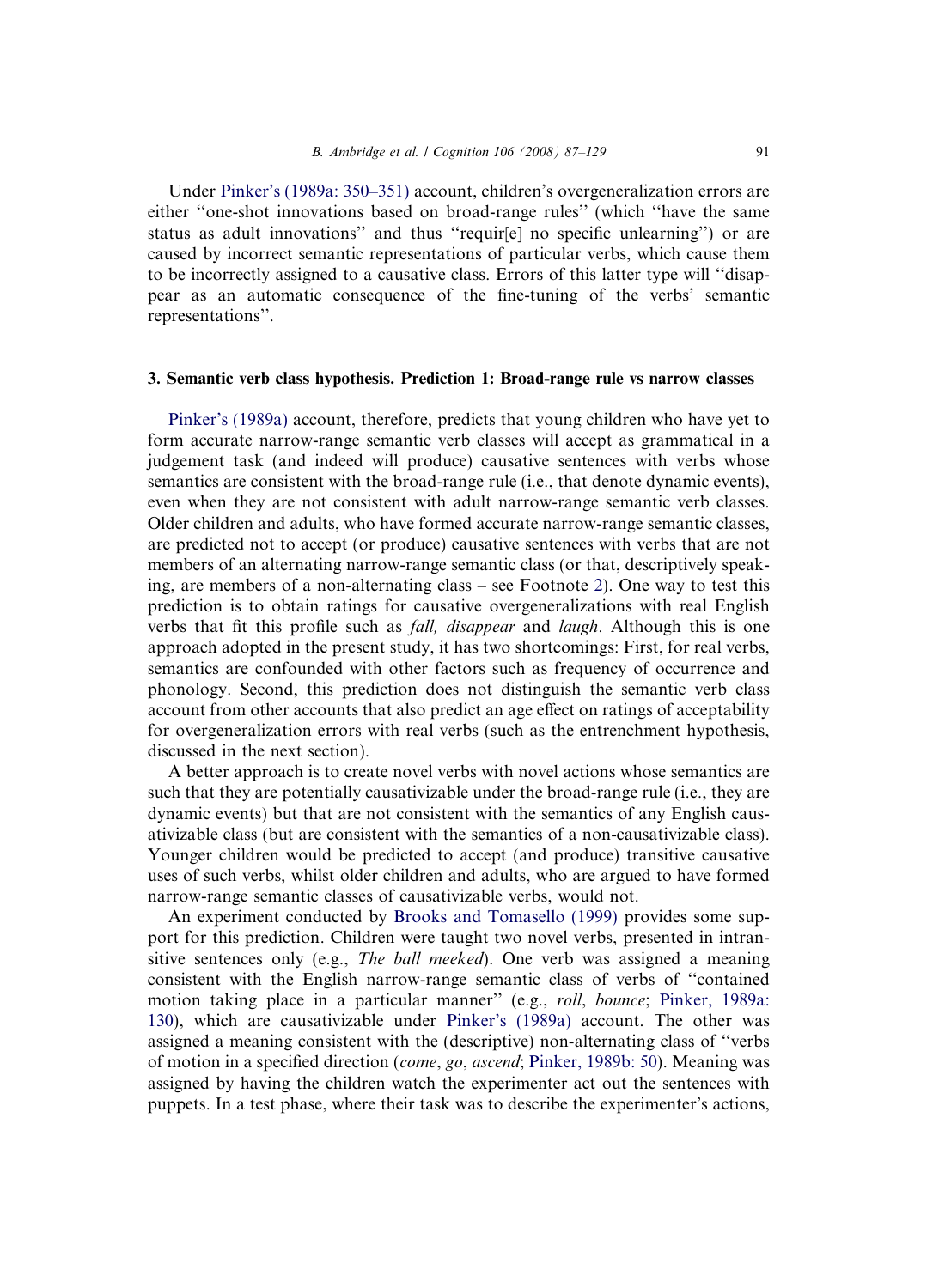Under Pinker's (1989a: 350–351) account, children's overgeneralization errors are either ''one-shot innovations based on broad-range rules'' (which ''have the same status as adult innovations'' and thus ''requir[e] no specific unlearning'') or are caused by incorrect semantic representations of particular verbs, which cause them to be incorrectly assigned to a causative class. Errors of this latter type will ''disappear as an automatic consequence of the fine-tuning of the verbs' semantic representations''.

### 3. Semantic verb class hypothesis. Prediction 1: Broad-range rule vs narrow classes

Pinker's (1989a) account, therefore, predicts that young children who have yet to form accurate narrow-range semantic verb classes will accept as grammatical in a judgement task (and indeed will produce) causative sentences with verbs whose semantics are consistent with the broad-range rule (i.e., that denote dynamic events), even when they are not consistent with adult narrow-range semantic verb classes. Older children and adults, who have formed accurate narrow-range semantic classes, are predicted not to accept (or produce) causative sentences with verbs that are not members of an alternating narrow-range semantic class (or that, descriptively speaking, are members of a non-alternating class – see Footnote 2). One way to test this prediction is to obtain ratings for causative overgeneralizations with real English verbs that fit this profile such as *fall, disappear* and *laugh*. Although this is one approach adopted in the present study, it has two shortcomings: First, for real verbs, semantics are confounded with other factors such as frequency of occurrence and phonology. Second, this prediction does not distinguish the semantic verb class account from other accounts that also predict an age effect on ratings of acceptability for overgeneralization errors with real verbs (such as the entrenchment hypothesis, discussed in the next section).

A better approach is to create novel verbs with novel actions whose semantics are such that they are potentially causativizable under the broad-range rule (i.e., they are dynamic events) but that are not consistent with the semantics of any English causativizable class (but are consistent with the semantics of a non-causativizable class). Younger children would be predicted to accept (and produce) transitive causative uses of such verbs, whilst older children and adults, who are argued to have formed narrow-range semantic classes of causativizable verbs, would not.

An experiment conducted by Brooks and Tomasello (1999) provides some support for this prediction. Children were taught two novel verbs, presented in intransitive sentences only (e.g., *The ball meeked*). One verb was assigned a meaning consistent with the English narrow-range semantic class of verbs of ''contained motion taking place in a particular manner'' (e.g., *roll*, *bounce*; Pinker, 1989a: 130), which are causativizable under Pinker's (1989a) account. The other was assigned a meaning consistent with the (descriptive) non-alternating class of ''verbs of motion in a specified direction (*come*, *go*, *ascend*; Pinker, 1989b: 50). Meaning was assigned by having the children watch the experimenter act out the sentences with puppets. In a test phase, where their task was to describe the experimenter's actions,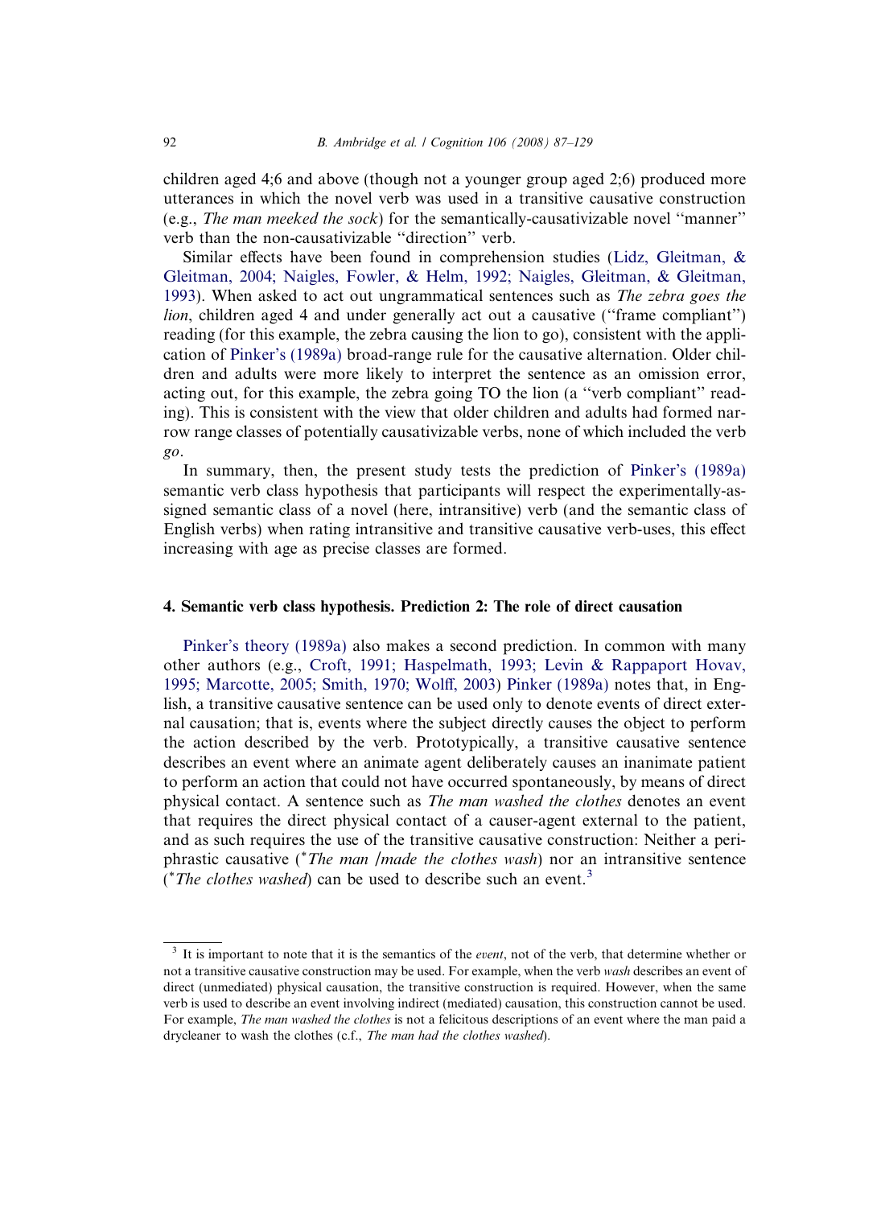children aged 4;6 and above (though not a younger group aged 2;6) produced more utterances in which the novel verb was used in a transitive causative construction (e.g., *The man meeked the sock*) for the semantically-causativizable novel ''manner'' verb than the non-causativizable ''direction'' verb.

Similar effects have been found in comprehension studies (Lidz, Gleitman, & Gleitman, 2004; Naigles, Fowler, & Helm, 1992; Naigles, Gleitman, & Gleitman, 1993). When asked to act out ungrammatical sentences such as *The zebra goes the lion*, children aged 4 and under generally act out a causative (''frame compliant'') reading (for this example, the zebra causing the lion to go), consistent with the application of Pinker's (1989a) broad-range rule for the causative alternation. Older children and adults were more likely to interpret the sentence as an omission error, acting out, for this example, the zebra going TO the lion (a ''verb compliant'' reading). This is consistent with the view that older children and adults had formed narrow range classes of potentially causativizable verbs, none of which included the verb *go*.

In summary, then, the present study tests the prediction of Pinker's (1989a) semantic verb class hypothesis that participants will respect the experimentally-assigned semantic class of a novel (here, intransitive) verb (and the semantic class of English verbs) when rating intransitive and transitive causative verb-uses, this effect increasing with age as precise classes are formed.

## 4. Semantic verb class hypothesis. Prediction 2: The role of direct causation

Pinker's theory (1989a) also makes a second prediction. In common with many other authors (e.g., Croft, 1991; Haspelmath, 1993; Levin & Rappaport Hovav, 1995; Marcotte, 2005; Smith, 1970; Wolff, 2003) Pinker (1989a) notes that, in English, a transitive causative sentence can be used only to denote events of direct external causation; that is, events where the subject directly causes the object to perform the action described by the verb. Prototypically, a transitive causative sentence describes an event where an animate agent deliberately causes an inanimate patient to perform an action that could not have occurred spontaneously, by means of direct physical contact. A sentence such as *The man washed the clothes* denotes an event that requires the direct physical contact of a causer-agent external to the patient, and as such requires the use of the transitive causative construction: Neither a periphrastic causative (**The man* /*made the clothes wash*) nor an intransitive sentence (**The clothes washed*) can be used to describe such an event.[3]

[3] It is important to note that it is the semantics of the *event*, not of the verb, that determine whether or not a transitive causative construction may be used. For example, when the verb *wash* describes an event of direct (unmediated) physical causation, the transitive construction is required. However, when the same verb is used to describe an event involving indirect (mediated) causation, this construction cannot be used. For example, *The man washed the clothes* is not a felicitous descriptions of an event where the man paid a drycleaner to wash the clothes (c.f., *The man had the clothes washed*).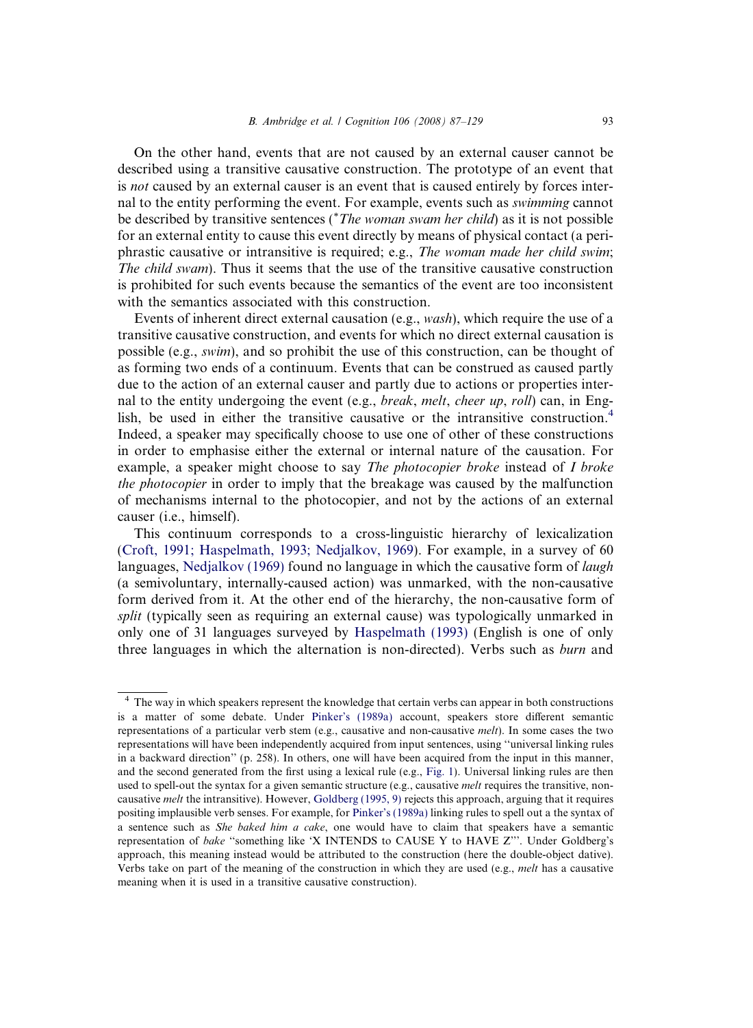On the other hand, events that are not caused by an external causer cannot be described using a transitive causative construction. The prototype of an event that is *not* caused by an external causer is an event that is caused entirely by forces internal to the entity performing the event. For example, events such as *swimming* cannot be described by transitive sentences (**The woman swam her child*) as it is not possible for an external entity to cause this event directly by means of physical contact (a periphrastic causative or intransitive is required; e.g., *The woman made her child swim*; *The child swam*). Thus it seems that the use of the transitive causative construction is prohibited for such events because the semantics of the event are too inconsistent with the semantics associated with this construction.

Events of inherent direct external causation (e.g., *wash*), which require the use of a transitive causative construction, and events for which no direct external causation is possible (e.g., *swim*), and so prohibit the use of this construction, can be thought of as forming two ends of a continuum. Events that can be construed as caused partly due to the action of an external causer and partly due to actions or properties internal to the entity undergoing the event (e.g., *break*, *melt*, *cheer up*, *roll*) can, in English, be used in either the transitive causative or the intransitive construction.[4] Indeed, a speaker may specifically choose to use one of other of these constructions in order to emphasise either the external or internal nature of the causation. For example, a speaker might choose to say *The photocopier broke* instead of *I broke the photocopier* in order to imply that the breakage was caused by the malfunction of mechanisms internal to the photocopier, and not by the actions of an external causer (i.e., himself).

This continuum corresponds to a cross-linguistic hierarchy of lexicalization (Croft, 1991; Haspelmath, 1993; Nedjalkov, 1969). For example, in a survey of 60 languages, Nedjalkov (1969) found no language in which the causative form of *laugh* (a semivoluntary, internally-caused action) was unmarked, with the non-causative form derived from it. At the other end of the hierarchy, the non-causative form of *split* (typically seen as requiring an external cause) was typologically unmarked in only one of 31 languages surveyed by Haspelmath (1993) (English is one of only three languages in which the alternation is non-directed). Verbs such as *burn* and

[4] The way in which speakers represent the knowledge that certain verbs can appear in both constructions is a matter of some debate. Under Pinker's (1989a) account, speakers store different semantic representations of a particular verb stem (e.g., causative and non-causative *melt*). In some cases the two representations will have been independently acquired from input sentences, using ''universal linking rules in a backward direction'' (p. 258). In others, one will have been acquired from the input in this manner, and the second generated from the first using a lexical rule (e.g., Fig. 1). Universal linking rules are then used to spell-out the syntax for a given semantic structure (e.g., causative *melt* requires the transitive, non-causative *melt* the intransitive). However, Goldberg (1995, 9) rejects this approach, arguing that it requires positing implausible verb senses. For example, for Pinker's (1989a) linking rules to spell out a the syntax of a sentence such as *She baked him a cake*, one would have to claim that speakers have a semantic representation of *bake* ''something like 'X INTENDS to CAUSE Y to HAVE Z'''. Under Goldberg's approach, this meaning instead would be attributed to the construction (here the double-object dative). Verbs take on part of the meaning of the construction in which they are used (e.g., *melt* has a causative meaning when it is used in a transitive causative construction).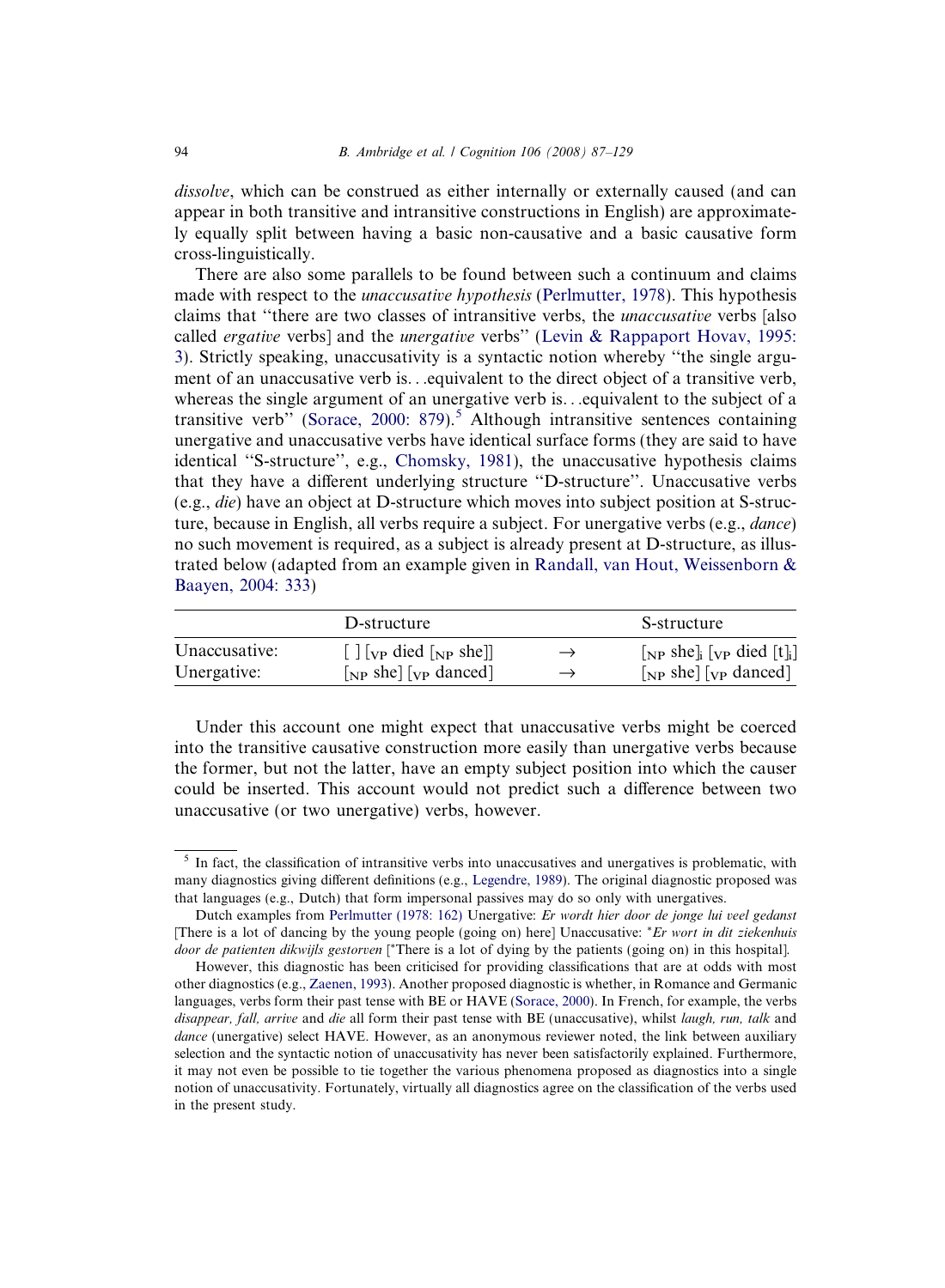*dissolve*, which can be construed as either internally or externally caused (and can appear in both transitive and intransitive constructions in English) are approximately equally split between having a basic non-causative and a basic causative form cross-linguistically.

There are also some parallels to be found between such a continuum and claims made with respect to the *unaccusative hypothesis* (Perlmutter, 1978). This hypothesis claims that ''there are two classes of intransitive verbs, the *unaccusative* verbs [also called *ergative* verbs] and the *unergative* verbs'' (Levin & Rappaport Hovav, 1995: 3). Strictly speaking, unaccusativity is a syntactic notion whereby ''the single argument of an unaccusative verb is...equivalent to the direct object of a transitive verb, whereas the single argument of an unergative verb is...equivalent to the subject of a transitive verb'' (Sorace, 2000: 879).[5] Although intransitive sentences containing unergative and unaccusative verbs have identical surface forms (they are said to have identical ''S-structure'', e.g., Chomsky, 1981), the unaccusative hypothesis claims that they have a different underlying structure ''D-structure''. Unaccusative verbs (e.g., *die*) have an object at D-structure which moves into subject position at S-structure, because in English, all verbs require a subject. For unergative verbs (e.g., *dance*) no such movement is required, as a subject is already present at D-structure, as illustrated below (adapted from an example given in Randall, van Hout, Weissenborn & Baayen, 2004: 333)

| | D-structure | | S-structure |
|---|---|---|---|
| Unaccusative: | [ ] [$_{VP}$ died [$_{NP}$ she]] | → | [$_{NP}$ she]$_i$ [$_{VP}$ died [t]$_i$] |
| Unergative: | [$_{NP}$ she] [$_{VP}$ danced] | → | [$_{NP}$ she] [$_{VP}$ danced] |

Under this account one might expect that unaccusative verbs might be coerced into the transitive causative construction more easily than unergative verbs because the former, but not the latter, have an empty subject position into which the causer could be inserted. This account would not predict such a difference between two unaccusative (or two unergative) verbs, however.

---

[5] In fact, the classification of intransitive verbs into unaccusatives and unergatives is problematic, with many diagnostics giving different definitions (e.g., Legendre, 1989). The original diagnostic proposed was that languages (e.g., Dutch) that form impersonal passives may do so only with unergatives.

Dutch examples from Perlmutter (1978: 162) Unergative: *Er wordt hier door de jonge lui veel gedanst* [There is a lot of dancing by the young people (going on) here] Unaccusative: **Er wort in dit ziekenhuis door de patienten dikwijls gestorven* [*There is a lot of dying by the patients (going on) in this hospital].

However, this diagnostic has been criticised for providing classifications that are at odds with most other diagnostics (e.g., Zaenen, 1993). Another proposed diagnostic is whether, in Romance and Germanic languages, verbs form their past tense with BE or HAVE (Sorace, 2000). In French, for example, the verbs *disappear, fall, arrive* and *die* all form their past tense with BE (unaccusative), whilst *laugh, run, talk* and *dance* (unergative) select HAVE. However, as an anonymous reviewer noted, the link between auxiliary selection and the syntactic notion of unaccusativity has never been satisfactorily explained. Furthermore, it may not even be possible to tie together the various phenomena proposed as diagnostics into a single notion of unaccusativity. Fortunately, virtually all diagnostics agree on the classification of the verbs used in the present study.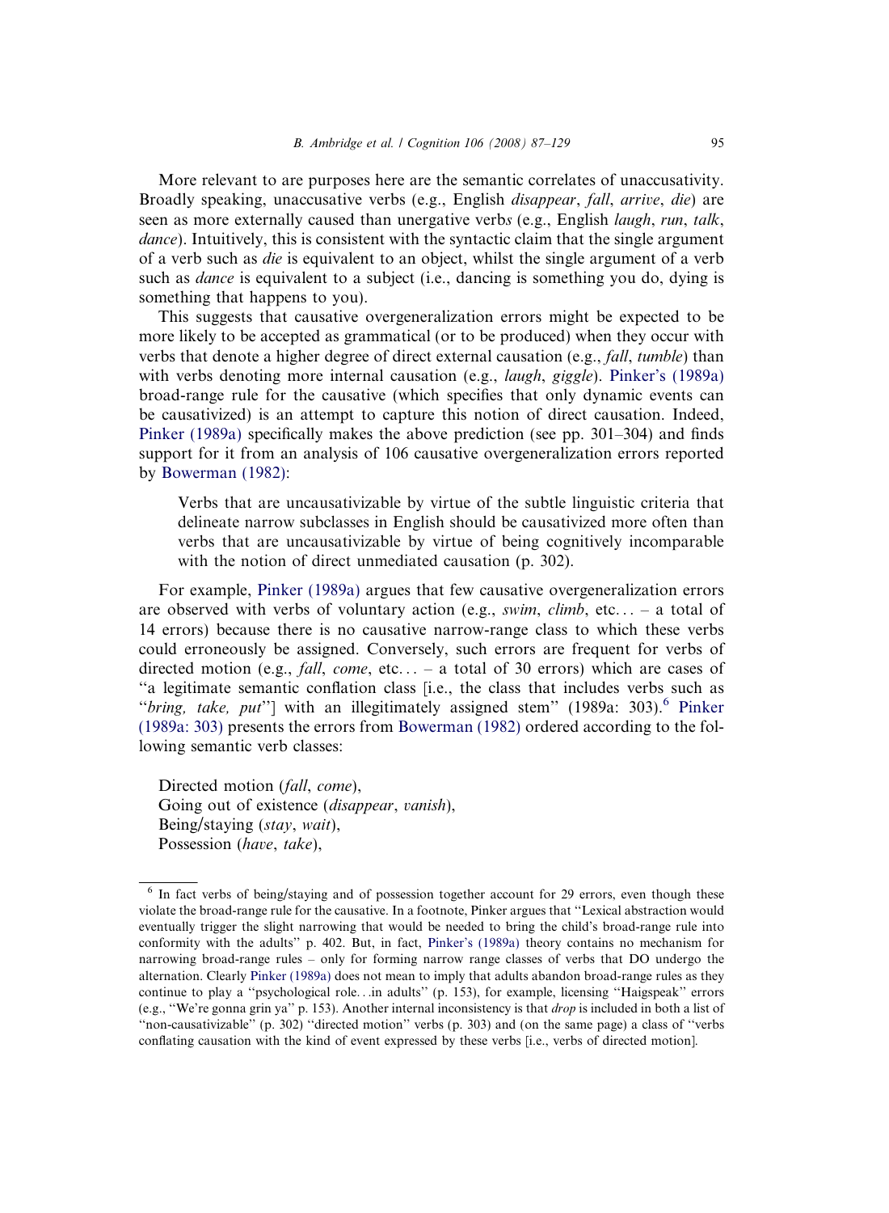More relevant to are purposes here are the semantic correlates of unaccusativity. Broadly speaking, unaccusative verbs (e.g., English *disappear*, *fall*, *arrive*, *die*) are seen as more externally caused than unergative verb*s* (e.g., English *laugh*, *run*, *talk*, *dance*). Intuitively, this is consistent with the syntactic claim that the single argument of a verb such as *die* is equivalent to an object, whilst the single argument of a verb such as *dance* is equivalent to a subject (i.e., dancing is something you do, dying is something that happens to you).

This suggests that causative overgeneralization errors might be expected to be more likely to be accepted as grammatical (or to be produced) when they occur with verbs that denote a higher degree of direct external causation (e.g., *fall*, *tumble*) than with verbs denoting more internal causation (e.g., *laugh*, *giggle*). Pinker's (1989a) broad-range rule for the causative (which specifies that only dynamic events can be causativized) is an attempt to capture this notion of direct causation. Indeed, Pinker (1989a) specifically makes the above prediction (see pp. 301–304) and finds support for it from an analysis of 106 causative overgeneralization errors reported by Bowerman (1982):

> Verbs that are uncausativizable by virtue of the subtle linguistic criteria that delineate narrow subclasses in English should be causativized more often than verbs that are uncausativizable by virtue of being cognitively incomparable with the notion of direct unmediated causation (p. 302).

For example, Pinker (1989a) argues that few causative overgeneralization errors are observed with verbs of voluntary action (e.g., *swim*, *climb*, etc... – a total of 14 errors) because there is no causative narrow-range class to which these verbs could erroneously be assigned. Conversely, such errors are frequent for verbs of directed motion (e.g., *fall*, *come*, etc... – a total of 30 errors) which are cases of "a legitimate semantic conflation class [i.e., the class that includes verbs such as "*bring, take, put*"] with an illegitimately assigned stem" (1989a: 303).[6] Pinker (1989a: 303) presents the errors from Bowerman (1982) ordered according to the following semantic verb classes:

Directed motion (*fall*, *come*),
Going out of existence (*disappear*, *vanish*),
Being/staying (*stay*, *wait*),
Possession (*have*, *take*),

[6] In fact verbs of being/staying and of possession together account for 29 errors, even though these violate the broad-range rule for the causative. In a footnote, Pinker argues that "Lexical abstraction would eventually trigger the slight narrowing that would be needed to bring the child's broad-range rule into conformity with the adults" p. 402. But, in fact, Pinker's (1989a) theory contains no mechanism for narrowing broad-range rules – only for forming narrow range classes of verbs that DO undergo the alternation. Clearly Pinker (1989a) does not mean to imply that adults abandon broad-range rules as they continue to play a "psychological role…in adults" (p. 153), for example, licensing "Haigspeak" errors (e.g., "We're gonna grin ya" p. 153). Another internal inconsistency is that *drop* is included in both a list of "non-causativizable" (p. 302) "directed motion" verbs (p. 303) and (on the same page) a class of "verbs conflating causation with the kind of event expressed by these verbs [i.e., verbs of directed motion].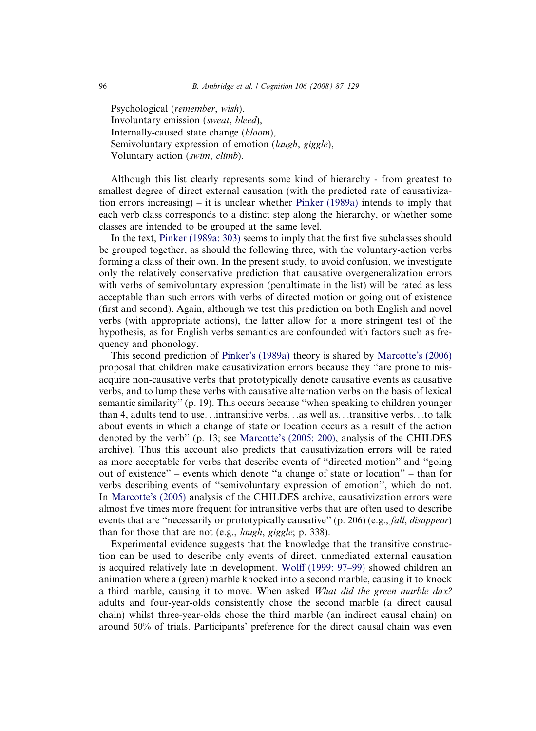Psychological (*remember*, *wish*),
Involuntary emission (*sweat*, *bleed*),
Internally-caused state change (*bloom*),
Semivoluntary expression of emotion (*laugh*, *giggle*),
Voluntary action (*swim*, *climb*).

Although this list clearly represents some kind of hierarchy - from greatest to smallest degree of direct external causation (with the predicted rate of causativization errors increasing) – it is unclear whether Pinker (1989a) intends to imply that each verb class corresponds to a distinct step along the hierarchy, or whether some classes are intended to be grouped at the same level.

In the text, Pinker (1989a: 303) seems to imply that the first five subclasses should be grouped together, as should the following three, with the voluntary-action verbs forming a class of their own. In the present study, to avoid confusion, we investigate only the relatively conservative prediction that causative overgeneralization errors with verbs of semivoluntary expression (penultimate in the list) will be rated as less acceptable than such errors with verbs of directed motion or going out of existence (first and second). Again, although we test this prediction on both English and novel verbs (with appropriate actions), the latter allow for a more stringent test of the hypothesis, as for English verbs semantics are confounded with factors such as frequency and phonology.

This second prediction of Pinker's (1989a) theory is shared by Marcotte's (2006) proposal that children make causativization errors because they "are prone to misacquire non-causative verbs that prototypically denote causative events as causative verbs, and to lump these verbs with causative alternation verbs on the basis of lexical semantic similarity" (p. 19). This occurs because "when speaking to children younger than 4, adults tend to use…intransitive verbs…as well as…transitive verbs…to talk about events in which a change of state or location occurs as a result of the action denoted by the verb" (p. 13; see Marcotte's (2005: 200), analysis of the CHILDES archive). Thus this account also predicts that causativization errors will be rated as more acceptable for verbs that describe events of "directed motion" and "going out of existence" – events which denote "a change of state or location" – than for verbs describing events of "semivoluntary expression of emotion", which do not. In Marcotte's (2005) analysis of the CHILDES archive, causativization errors were almost five times more frequent for intransitive verbs that are often used to describe events that are "necessarily or prototypically causative" (p. 206) (e.g., *fall*, *disappear*) than for those that are not (e.g., *laugh*, *giggle*; p. 338).

Experimental evidence suggests that the knowledge that the transitive construction can be used to describe only events of direct, unmediated external causation is acquired relatively late in development. Wolff (1999: 97–99) showed children an animation where a (green) marble knocked into a second marble, causing it to knock a third marble, causing it to move. When asked *What did the green marble dax?* adults and four-year-olds consistently chose the second marble (a direct causal chain) whilst three-year-olds chose the third marble (an indirect causal chain) on around 50% of trials. Participants' preference for the direct causal chain was even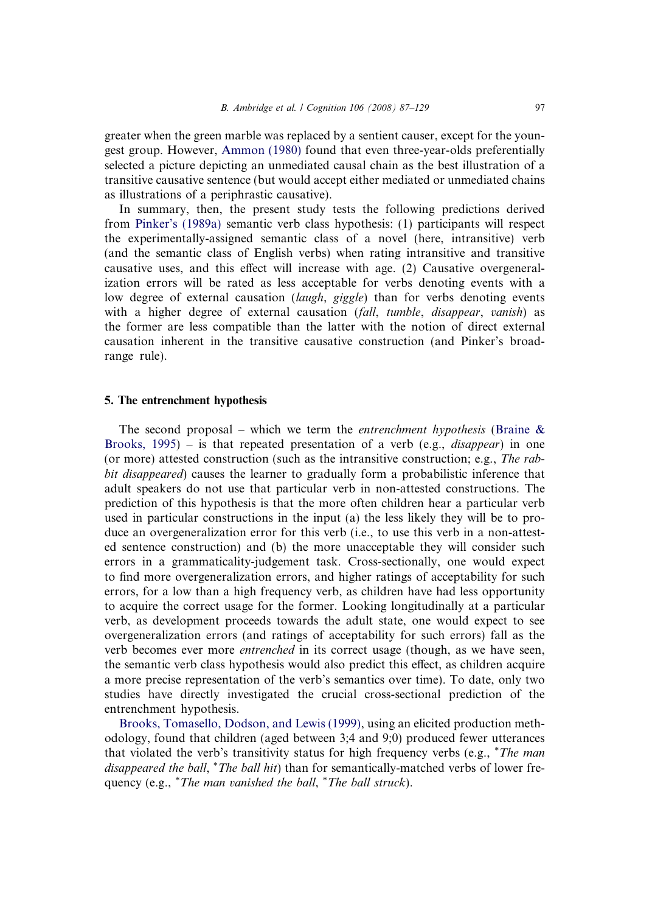greater when the green marble was replaced by a sentient causer, except for the youngest group. However, Ammon (1980) found that even three-year-olds preferentially selected a picture depicting an unmediated causal chain as the best illustration of a transitive causative sentence (but would accept either mediated or unmediated chains as illustrations of a periphrastic causative).

In summary, then, the present study tests the following predictions derived from Pinker's (1989a) semantic verb class hypothesis: (1) participants will respect the experimentally-assigned semantic class of a novel (here, intransitive) verb (and the semantic class of English verbs) when rating intransitive and transitive causative uses, and this effect will increase with age. (2) Causative overgeneralization errors will be rated as less acceptable for verbs denoting events with a low degree of external causation (*laugh*, *giggle*) than for verbs denoting events with a higher degree of external causation (*fall*, *tumble*, *disappear*, *vanish*) as the former are less compatible than the latter with the notion of direct external causation inherent in the transitive causative construction (and Pinker's broad-range rule).

## 5. The entrenchment hypothesis

The second proposal – which we term the *entrenchment hypothesis* (Braine & Brooks, 1995) – is that repeated presentation of a verb (e.g., *disappear*) in one (or more) attested construction (such as the intransitive construction; e.g., *The rabbit disappeared*) causes the learner to gradually form a probabilistic inference that adult speakers do not use that particular verb in non-attested constructions. The prediction of this hypothesis is that the more often children hear a particular verb used in particular constructions in the input (a) the less likely they will be to produce an overgeneralization error for this verb (i.e., to use this verb in a non-attested sentence construction) and (b) the more unacceptable they will consider such errors in a grammaticality-judgement task. Cross-sectionally, one would expect to find more overgeneralization errors, and higher ratings of acceptability for such errors, for a low than a high frequency verb, as children have had less opportunity to acquire the correct usage for the former. Looking longitudinally at a particular verb, as development proceeds towards the adult state, one would expect to see overgeneralization errors (and ratings of acceptability for such errors) fall as the verb becomes ever more *entrenched* in its correct usage (though, as we have seen, the semantic verb class hypothesis would also predict this effect, as children acquire a more precise representation of the verb's semantics over time). To date, only two studies have directly investigated the crucial cross-sectional prediction of the entrenchment hypothesis.

Brooks, Tomasello, Dodson, and Lewis (1999), using an elicited production methodology, found that children (aged between 3;4 and 9;0) produced fewer utterances that violated the verb's transitivity status for high frequency verbs (e.g., **The man disappeared the ball*, **The ball hit*) than for semantically-matched verbs of lower frequency (e.g., **The man vanished the ball*, **The ball struck*).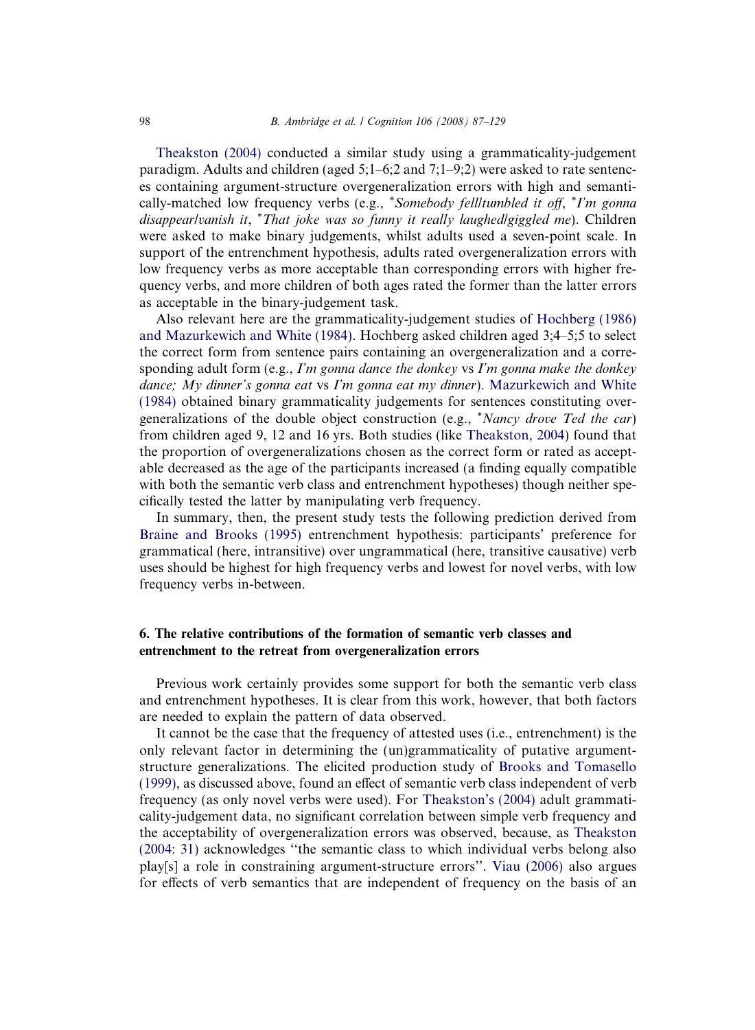Theakston (2004) conducted a similar study using a grammaticality-judgement paradigm. Adults and children (aged 5;1–6;2 and 7;1–9;2) were asked to rate sentences containing argument-structure overgeneralization errors with high and semantically-matched low frequency verbs (e.g., **Somebody fell/tumbled it off*, **I'm gonna disappear/vanish it*, **That joke was so funny it really laughed/giggled me*). Children were asked to make binary judgements, whilst adults used a seven-point scale. In support of the entrenchment hypothesis, adults rated overgeneralization errors with low frequency verbs as more acceptable than corresponding errors with higher frequency verbs, and more children of both ages rated the former than the latter errors as acceptable in the binary-judgement task.

Also relevant here are the grammaticality-judgement studies of Hochberg (1986) and Mazurkewich and White (1984). Hochberg asked children aged 3;4–5;5 to select the correct form from sentence pairs containing an overgeneralization and a corresponding adult form (e.g., *I'm gonna dance the donkey* vs *I'm gonna make the donkey dance; My dinner's gonna eat* vs *I'm gonna eat my dinner*). Mazurkewich and White (1984) obtained binary grammaticality judgements for sentences constituting overgeneralizations of the double object construction (e.g., **Nancy drove Ted the car*) from children aged 9, 12 and 16 yrs. Both studies (like Theakston, 2004) found that the proportion of overgeneralizations chosen as the correct form or rated as acceptable decreased as the age of the participants increased (a finding equally compatible with both the semantic verb class and entrenchment hypotheses) though neither specifically tested the latter by manipulating verb frequency.

In summary, then, the present study tests the following prediction derived from Braine and Brooks (1995) entrenchment hypothesis: participants' preference for grammatical (here, intransitive) over ungrammatical (here, transitive causative) verb uses should be highest for high frequency verbs and lowest for novel verbs, with low frequency verbs in-between.

## 6. The relative contributions of the formation of semantic verb classes and entrenchment to the retreat from overgeneralization errors

Previous work certainly provides some support for both the semantic verb class and entrenchment hypotheses. It is clear from this work, however, that both factors are needed to explain the pattern of data observed.

It cannot be the case that the frequency of attested uses (i.e., entrenchment) is the only relevant factor in determining the (un)grammaticality of putative argument-structure generalizations. The elicited production study of Brooks and Tomasello (1999), as discussed above, found an effect of semantic verb class independent of verb frequency (as only novel verbs were used). For Theakston's (2004) adult grammaticality-judgement data, no significant correlation between simple verb frequency and the acceptability of overgeneralization errors was observed, because, as Theakston (2004: 31) acknowledges "the semantic class to which individual verbs belong also play[s] a role in constraining argument-structure errors". Viau (2006) also argues for effects of verb semantics that are independent of frequency on the basis of an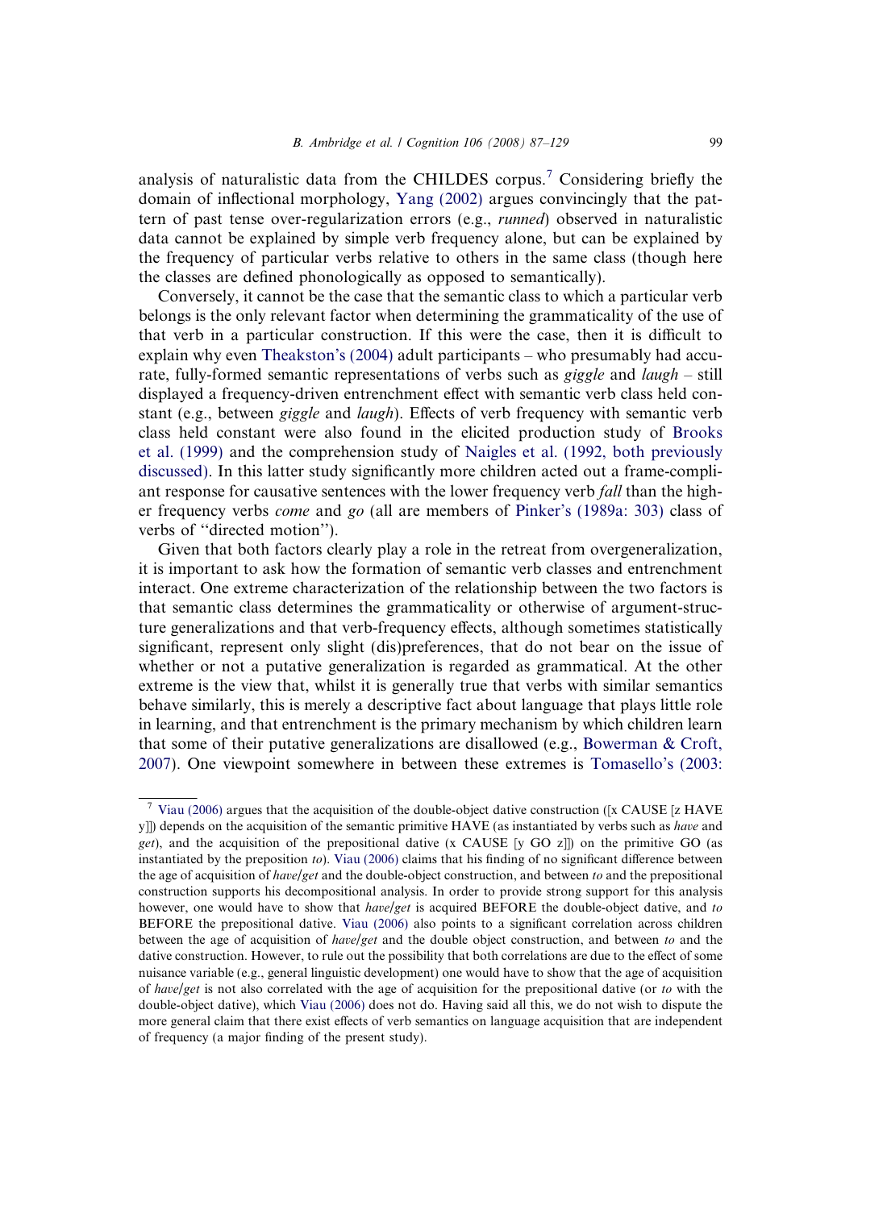analysis of naturalistic data from the CHILDES corpus.[7] Considering briefly the domain of inflectional morphology, Yang (2002) argues convincingly that the pattern of past tense over-regularization errors (e.g., *runned*) observed in naturalistic data cannot be explained by simple verb frequency alone, but can be explained by the frequency of particular verbs relative to others in the same class (though here the classes are defined phonologically as opposed to semantically).

Conversely, it cannot be the case that the semantic class to which a particular verb belongs is the only relevant factor when determining the grammaticality of the use of that verb in a particular construction. If this were the case, then it is difficult to explain why even Theakston's (2004) adult participants – who presumably had accurate, fully-formed semantic representations of verbs such as *giggle* and *laugh* – still displayed a frequency-driven entrenchment effect with semantic verb class held constant (e.g., between *giggle* and *laugh*). Effects of verb frequency with semantic verb class held constant were also found in the elicited production study of Brooks et al. (1999) and the comprehension study of Naigles et al. (1992, both previously discussed). In this latter study significantly more children acted out a frame-compliant response for causative sentences with the lower frequency verb *fall* than the higher frequency verbs *come* and *go* (all are members of Pinker's (1989a: 303) class of verbs of "directed motion").

Given that both factors clearly play a role in the retreat from overgeneralization, it is important to ask how the formation of semantic verb classes and entrenchment interact. One extreme characterization of the relationship between the two factors is that semantic class determines the grammaticality or otherwise of argument-structure generalizations and that verb-frequency effects, although sometimes statistically significant, represent only slight (dis)preferences, that do not bear on the issue of whether or not a putative generalization is regarded as grammatical. At the other extreme is the view that, whilst it is generally true that verbs with similar semantics behave similarly, this is merely a descriptive fact about language that plays little role in learning, and that entrenchment is the primary mechanism by which children learn that some of their putative generalizations are disallowed (e.g., Bowerman & Croft, 2007). One viewpoint somewhere in between these extremes is Tomasello's (2003:

---

[7] Viau (2006) argues that the acquisition of the double-object dative construction ([x CAUSE [z HAVE y]]) depends on the acquisition of the semantic primitive HAVE (as instantiated by verbs such as *have* and *get*), and the acquisition of the prepositional dative (x CAUSE [y GO z]]) on the primitive GO (as instantiated by the preposition *to*). Viau (2006) claims that his finding of no significant difference between the age of acquisition of *have*/*get* and the double-object construction, and between *to* and the prepositional construction supports his decompositional analysis. In order to provide strong support for this analysis however, one would have to show that *have*/*get* is acquired BEFORE the double-object dative, and *to* BEFORE the prepositional dative. Viau (2006) also points to a significant correlation across children between the age of acquisition of *have*/*get* and the double object construction, and between *to* and the dative construction. However, to rule out the possibility that both correlations are due to the effect of some nuisance variable (e.g., general linguistic development) one would have to show that the age of acquisition of *have*/*get* is not also correlated with the age of acquisition for the prepositional dative (or *to* with the double-object dative), which Viau (2006) does not do. Having said all this, we do not wish to dispute the more general claim that there exist effects of verb semantics on language acquisition that are independent of frequency (a major finding of the present study).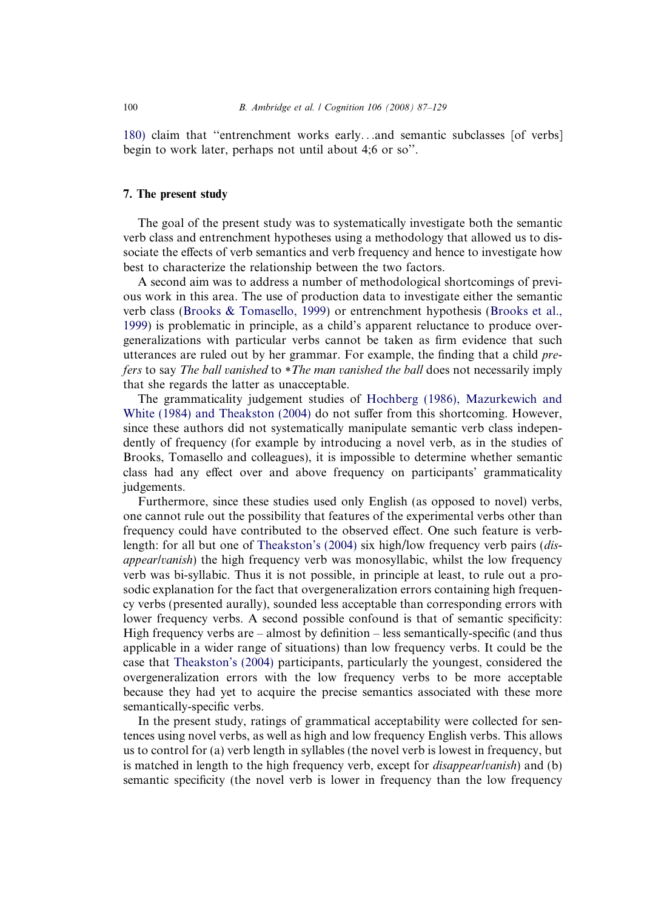180) claim that "entrenchment works early...and semantic subclasses [of verbs] begin to work later, perhaps not until about 4;6 or so".

## 7. The present study

The goal of the present study was to systematically investigate both the semantic verb class and entrenchment hypotheses using a methodology that allowed us to dissociate the effects of verb semantics and verb frequency and hence to investigate how best to characterize the relationship between the two factors.

A second aim was to address a number of methodological shortcomings of previous work in this area. The use of production data to investigate either the semantic verb class (Brooks & Tomasello, 1999) or entrenchment hypothesis (Brooks et al., 1999) is problematic in principle, as a child's apparent reluctance to produce overgeneralizations with particular verbs cannot be taken as firm evidence that such utterances are ruled out by her grammar. For example, the finding that a child *prefers* to say *The ball vanished* to *\*The man vanished the ball* does not necessarily imply that she regards the latter as unacceptable.

The grammaticality judgement studies of Hochberg (1986), Mazurkewich and White (1984) and Theakston (2004) do not suffer from this shortcoming. However, since these authors did not systematically manipulate semantic verb class independently of frequency (for example by introducing a novel verb, as in the studies of Brooks, Tomasello and colleagues), it is impossible to determine whether semantic class had any effect over and above frequency on participants' grammaticality judgements.

Furthermore, since these studies used only English (as opposed to novel) verbs, one cannot rule out the possibility that features of the experimental verbs other than frequency could have contributed to the observed effect. One such feature is verb-length: for all but one of Theakston's (2004) six high/low frequency verb pairs (*disappear/vanish*) the high frequency verb was monosyllabic, whilst the low frequency verb was bi-syllabic. Thus it is not possible, in principle at least, to rule out a prosodic explanation for the fact that overgeneralization errors containing high frequency verbs (presented aurally), sounded less acceptable than corresponding errors with lower frequency verbs. A second possible confound is that of semantic specificity: High frequency verbs are – almost by definition – less semantically-specific (and thus applicable in a wider range of situations) than low frequency verbs. It could be the case that Theakston's (2004) participants, particularly the youngest, considered the overgeneralization errors with the low frequency verbs to be more acceptable because they had yet to acquire the precise semantics associated with these more semantically-specific verbs.

In the present study, ratings of grammatical acceptability were collected for sentences using novel verbs, as well as high and low frequency English verbs. This allows us to control for (a) verb length in syllables (the novel verb is lowest in frequency, but is matched in length to the high frequency verb, except for *disappear/vanish*) and (b) semantic specificity (the novel verb is lower in frequency than the low frequency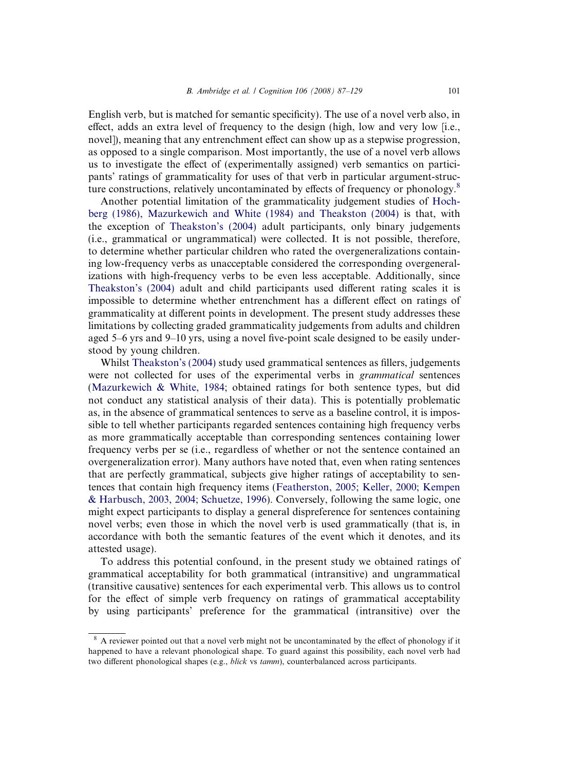English verb, but is matched for semantic specificity). The use of a novel verb also, in effect, adds an extra level of frequency to the design (high, low and very low [i.e., novel]), meaning that any entrenchment effect can show up as a stepwise progression, as opposed to a single comparison. Most importantly, the use of a novel verb allows us to investigate the effect of (experimentally assigned) verb semantics on participants' ratings of grammaticality for uses of that verb in particular argument-structure constructions, relatively uncontaminated by effects of frequency or phonology.[8]

Another potential limitation of the grammaticality judgement studies of Hochberg (1986), Mazurkewich and White (1984) and Theakston (2004) is that, with the exception of Theakston's (2004) adult participants, only binary judgements (i.e., grammatical or ungrammatical) were collected. It is not possible, therefore, to determine whether particular children who rated the overgeneralizations containing low-frequency verbs as unacceptable considered the corresponding overgeneralizations with high-frequency verbs to be even less acceptable. Additionally, since Theakston's (2004) adult and child participants used different rating scales it is impossible to determine whether entrenchment has a different effect on ratings of grammaticality at different points in development. The present study addresses these limitations by collecting graded grammaticality judgements from adults and children aged 5–6 yrs and 9–10 yrs, using a novel five-point scale designed to be easily understood by young children.

Whilst Theakston's (2004) study used grammatical sentences as fillers, judgements were not collected for uses of the experimental verbs in *grammatical* sentences (Mazurkewich & White, 1984; obtained ratings for both sentence types, but did not conduct any statistical analysis of their data). This is potentially problematic as, in the absence of grammatical sentences to serve as a baseline control, it is impossible to tell whether participants regarded sentences containing high frequency verbs as more grammatically acceptable than corresponding sentences containing lower frequency verbs per se (i.e., regardless of whether or not the sentence contained an overgeneralization error). Many authors have noted that, even when rating sentences that are perfectly grammatical, subjects give higher ratings of acceptability to sentences that contain high frequency items (Featherston, 2005; Keller, 2000; Kempen & Harbusch, 2003, 2004; Schuetze, 1996). Conversely, following the same logic, one might expect participants to display a general dispreference for sentences containing novel verbs; even those in which the novel verb is used grammatically (that is, in accordance with both the semantic features of the event which it denotes, and its attested usage).

To address this potential confound, in the present study we obtained ratings of grammatical acceptability for both grammatical (intransitive) and ungrammatical (transitive causative) sentences for each experimental verb. This allows us to control for the effect of simple verb frequency on ratings of grammatical acceptability by using participants' preference for the grammatical (intransitive) over the

---

[8] A reviewer pointed out that a novel verb might not be uncontaminated by the effect of phonology if it happened to have a relevant phonological shape. To guard against this possibility, each novel verb had two different phonological shapes (e.g., *blick* vs *tamm*), counterbalanced across participants.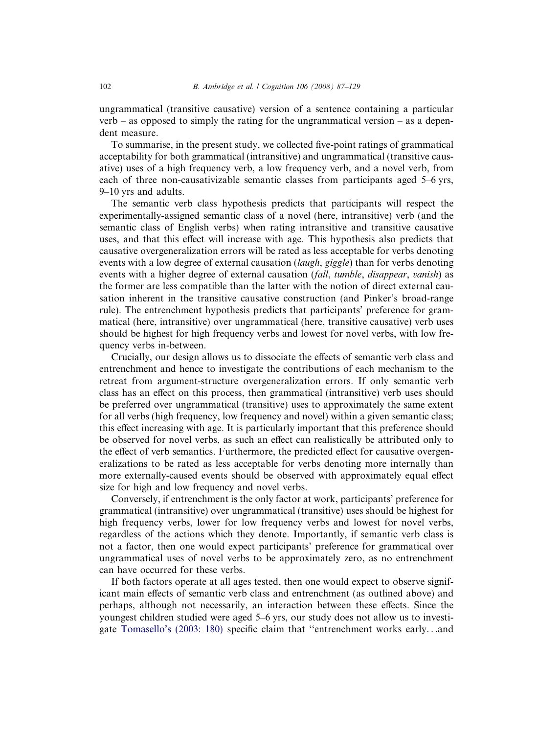ungrammatical (transitive causative) version of a sentence containing a particular verb – as opposed to simply the rating for the ungrammatical version – as a dependent measure.

To summarise, in the present study, we collected five-point ratings of grammatical acceptability for both grammatical (intransitive) and ungrammatical (transitive causative) uses of a high frequency verb, a low frequency verb, and a novel verb, from each of three non-causativizable semantic classes from participants aged 5–6 yrs, 9–10 yrs and adults.

The semantic verb class hypothesis predicts that participants will respect the experimentally-assigned semantic class of a novel (here, intransitive) verb (and the semantic class of English verbs) when rating intransitive and transitive causative uses, and that this effect will increase with age. This hypothesis also predicts that causative overgeneralization errors will be rated as less acceptable for verbs denoting events with a low degree of external causation (*laugh*, *giggle*) than for verbs denoting events with a higher degree of external causation (*fall*, *tumble*, *disappear*, *vanish*) as the former are less compatible than the latter with the notion of direct external causation inherent in the transitive causative construction (and Pinker's broad-range rule). The entrenchment hypothesis predicts that participants' preference for grammatical (here, intransitive) over ungrammatical (here, transitive causative) verb uses should be highest for high frequency verbs and lowest for novel verbs, with low frequency verbs in-between.

Crucially, our design allows us to dissociate the effects of semantic verb class and entrenchment and hence to investigate the contributions of each mechanism to the retreat from argument-structure overgeneralization errors. If only semantic verb class has an effect on this process, then grammatical (intransitive) verb uses should be preferred over ungrammatical (transitive) uses to approximately the same extent for all verbs (high frequency, low frequency and novel) within a given semantic class; this effect increasing with age. It is particularly important that this preference should be observed for novel verbs, as such an effect can realistically be attributed only to the effect of verb semantics. Furthermore, the predicted effect for causative overgeneralizations to be rated as less acceptable for verbs denoting more internally than more externally-caused events should be observed with approximately equal effect size for high and low frequency and novel verbs.

Conversely, if entrenchment is the only factor at work, participants' preference for grammatical (intransitive) over ungrammatical (transitive) uses should be highest for high frequency verbs, lower for low frequency verbs and lowest for novel verbs, regardless of the actions which they denote. Importantly, if semantic verb class is not a factor, then one would expect participants' preference for grammatical over ungrammatical uses of novel verbs to be approximately zero, as no entrenchment can have occurred for these verbs.

If both factors operate at all ages tested, then one would expect to observe significant main effects of semantic verb class and entrenchment (as outlined above) and perhaps, although not necessarily, an interaction between these effects. Since the youngest children studied were aged 5–6 yrs, our study does not allow us to investigate Tomasello's (2003: 180) specific claim that "entrenchment works early…and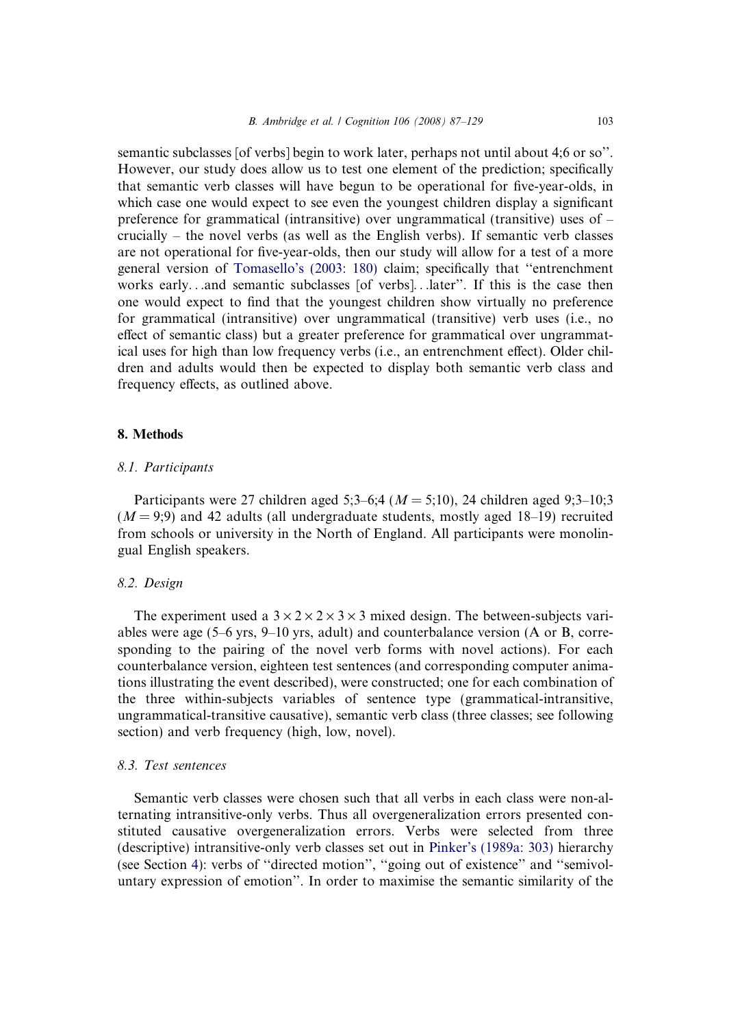semantic subclasses [of verbs] begin to work later, perhaps not until about 4;6 or so''. However, our study does allow us to test one element of the prediction; specifically that semantic verb classes will have begun to be operational for five-year-olds, in which case one would expect to see even the youngest children display a significant preference for grammatical (intransitive) over ungrammatical (transitive) uses of – crucially – the novel verbs (as well as the English verbs). If semantic verb classes are not operational for five-year-olds, then our study will allow for a test of a more general version of Tomasello's (2003: 180) claim; specifically that ''entrenchment works early…and semantic subclasses [of verbs]…later''. If this is the case then one would expect to find that the youngest children show virtually no preference for grammatical (intransitive) over ungrammatical (transitive) verb uses (i.e., no effect of semantic class) but a greater preference for grammatical over ungrammatical uses for high than low frequency verbs (i.e., an entrenchment effect). Older children and adults would then be expected to display both semantic verb class and frequency effects, as outlined above.

## 8. Methods

### *8.1. Participants*

Participants were 27 children aged 5;3–6;4 ($M = 5;10$), 24 children aged 9;3–10;3 ($M = 9;9$) and 42 adults (all undergraduate students, mostly aged 18–19) recruited from schools or university in the North of England. All participants were monolingual English speakers.

### *8.2. Design*

The experiment used a $3 \times 2 \times 2 \times 3 \times 3$ mixed design. The between-subjects variables were age (5–6 yrs, 9–10 yrs, adult) and counterbalance version (A or B, corresponding to the pairing of the novel verb forms with novel actions). For each counterbalance version, eighteen test sentences (and corresponding computer animations illustrating the event described), were constructed; one for each combination of the three within-subjects variables of sentence type (grammatical-intransitive, ungrammatical-transitive causative), semantic verb class (three classes; see following section) and verb frequency (high, low, novel).

### *8.3. Test sentences*

Semantic verb classes were chosen such that all verbs in each class were non-alternating intransitive-only verbs. Thus all overgeneralization errors presented constituted causative overgeneralization errors. Verbs were selected from three (descriptive) intransitive-only verb classes set out in Pinker's (1989a: 303) hierarchy (see Section 4): verbs of ''directed motion'', ''going out of existence'' and ''semivoluntary expression of emotion''. In order to maximise the semantic similarity of the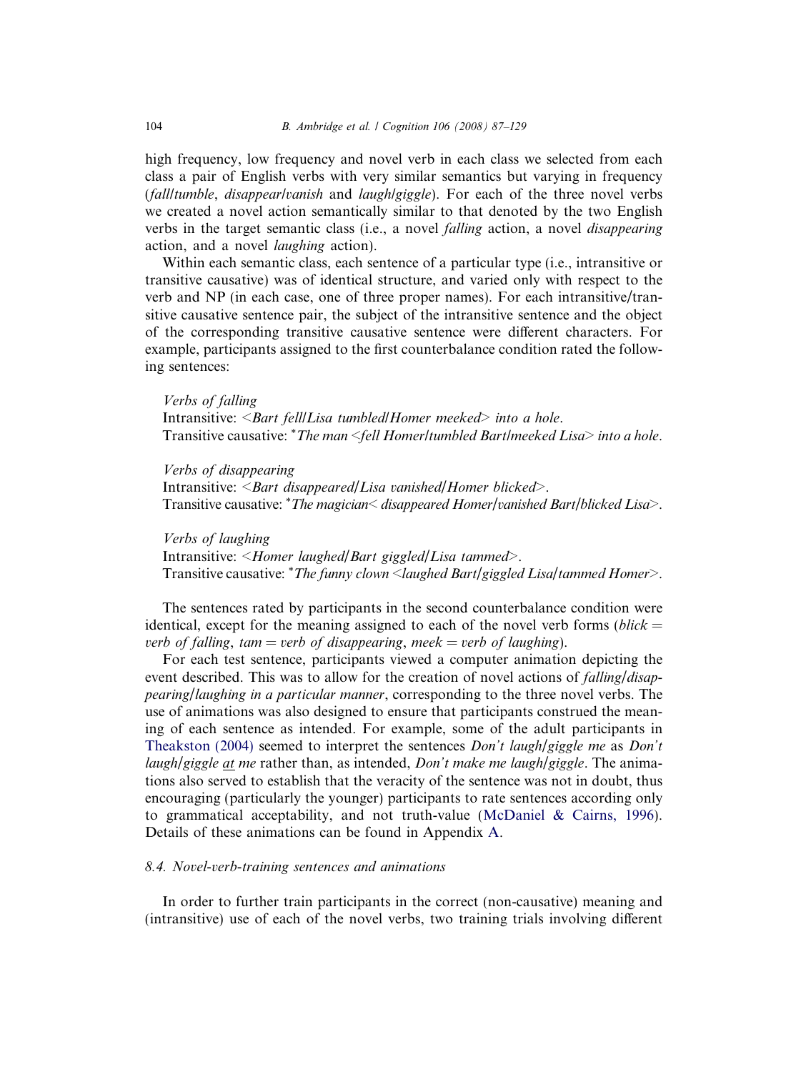high frequency, low frequency and novel verb in each class we selected from each class a pair of English verbs with very similar semantics but varying in frequency (*fall/tumble*, *disappear/vanish* and *laugh/giggle*). For each of the three novel verbs we created a novel action semantically similar to that denoted by the two English verbs in the target semantic class (i.e., a novel *falling* action, a novel *disappearing* action, and a novel *laughing* action).

Within each semantic class, each sentence of a particular type (i.e., intransitive or transitive causative) was of identical structure, and varied only with respect to the verb and NP (in each case, one of three proper names). For each intransitive/transitive causative sentence pair, the subject of the intransitive sentence and the object of the corresponding transitive causative sentence were different characters. For example, participants assigned to the first counterbalance condition rated the following sentences:

*Verbs of falling*
Intransitive: <*Bart fell/Lisa tumbled/Homer meeked*> *into a hole*.
Transitive causative: *\*The man* <*fell Homer/tumbled Bart/meeked Lisa*> *into a hole*.

*Verbs of disappearing*
Intransitive: <*Bart disappeared/Lisa vanished/Homer blicked*>.
Transitive causative: *\*The magician*< *disappeared Homer/vanished Bart/blicked Lisa*>.

*Verbs of laughing*
Intransitive: <*Homer laughed/Bart giggled/Lisa tammed*>.
Transitive causative: *\*The funny clown* <*laughed Bart/giggled Lisa/tammed Homer*>.

The sentences rated by participants in the second counterbalance condition were identical, except for the meaning assigned to each of the novel verb forms (*blick* = *verb of falling*, *tam* = *verb of disappearing*, *meek* = *verb of laughing*).

For each test sentence, participants viewed a computer animation depicting the event described. This was to allow for the creation of novel actions of *falling/disappearing/laughing in a particular manner*, corresponding to the three novel verbs. The use of animations was also designed to ensure that participants construed the meaning of each sentence as intended. For example, some of the adult participants in Theakston (2004) seemed to interpret the sentences *Don't laugh/giggle me* as *Don't laugh/giggle <u>at</u> me* rather than, as intended, *Don't make me laugh/giggle*. The animations also served to establish that the veracity of the sentence was not in doubt, thus encouraging (particularly the younger) participants to rate sentences according only to grammatical acceptability, and not truth-value (McDaniel & Cairns, 1996). Details of these animations can be found in Appendix A.

### 8.4. Novel-verb-training sentences and animations

In order to further train participants in the correct (non-causative) meaning and (intransitive) use of each of the novel verbs, two training trials involving different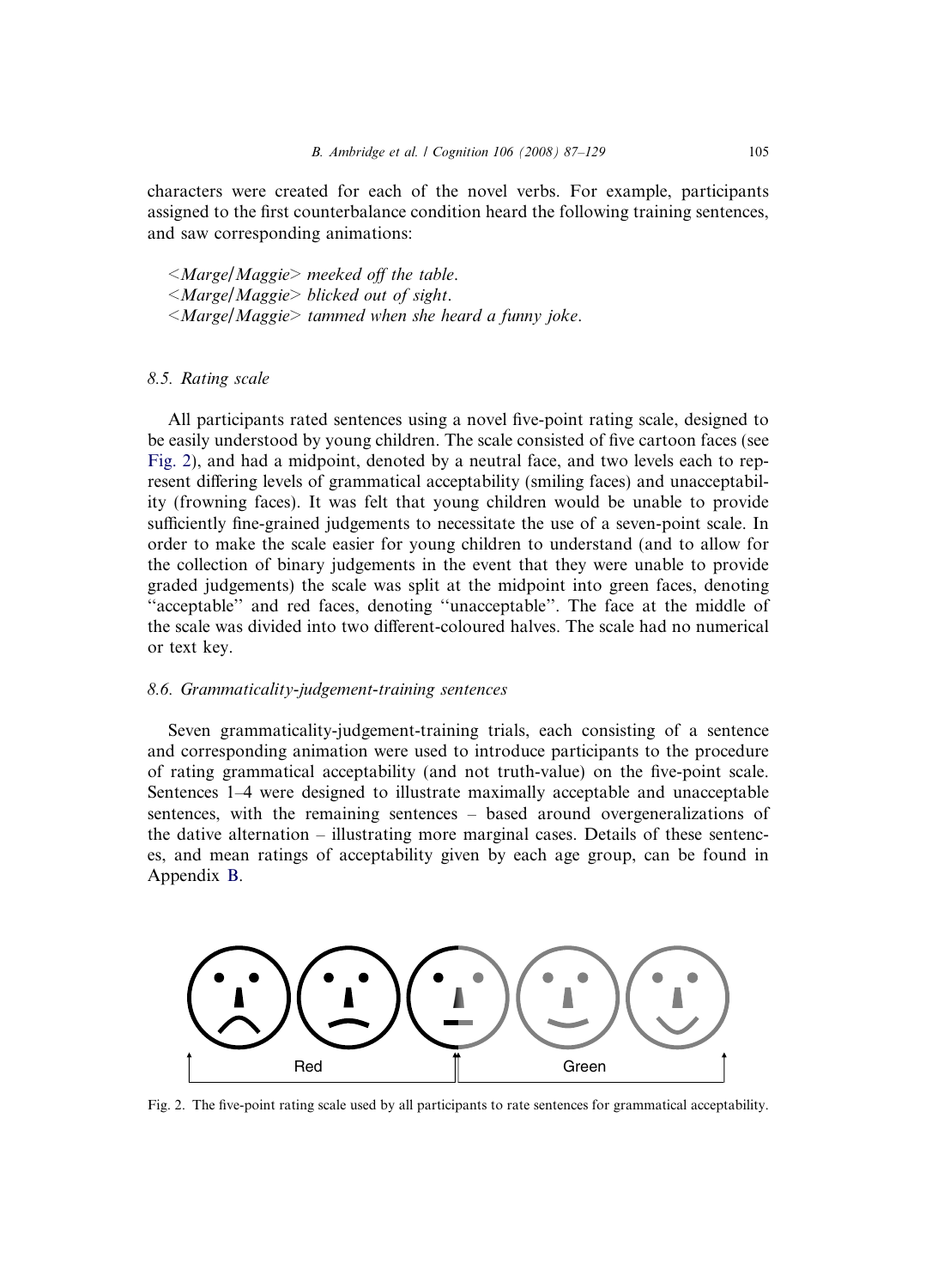characters were created for each of the novel verbs. For example, participants assigned to the first counterbalance condition heard the following training sentences, and saw corresponding animations:

*<Marge/Maggie> meeked off the table.*
*<Marge/Maggie> blicked out of sight.*
*<Marge/Maggie> tammed when she heard a funny joke.*

### 8.5. Rating scale

All participants rated sentences using a novel five-point rating scale, designed to be easily understood by young children. The scale consisted of five cartoon faces (see Fig. 2), and had a midpoint, denoted by a neutral face, and two levels each to represent differing levels of grammatical acceptability (smiling faces) and unacceptability (frowning faces). It was felt that young children would be unable to provide sufficiently fine-grained judgements to necessitate the use of a seven-point scale. In order to make the scale easier for young children to understand (and to allow for the collection of binary judgements in the event that they were unable to provide graded judgements) the scale was split at the midpoint into green faces, denoting "acceptable" and red faces, denoting "unacceptable". The face at the middle of the scale was divided into two different-coloured halves. The scale had no numerical or text key.

### 8.6. Grammaticality-judgement-training sentences

Seven grammaticality-judgement-training trials, each consisting of a sentence and corresponding animation were used to introduce participants to the procedure of rating grammatical acceptability (and not truth-value) on the five-point scale. Sentences 1–4 were designed to illustrate maximally acceptable and unacceptable sentences, with the remaining sentences – based around overgeneralizations of the dative alternation – illustrating more marginal cases. Details of these sentences, and mean ratings of acceptability given by each age group, can be found in Appendix B.

Red Green

Fig. 2. The five-point rating scale used by all participants to rate sentences for grammatical acceptability.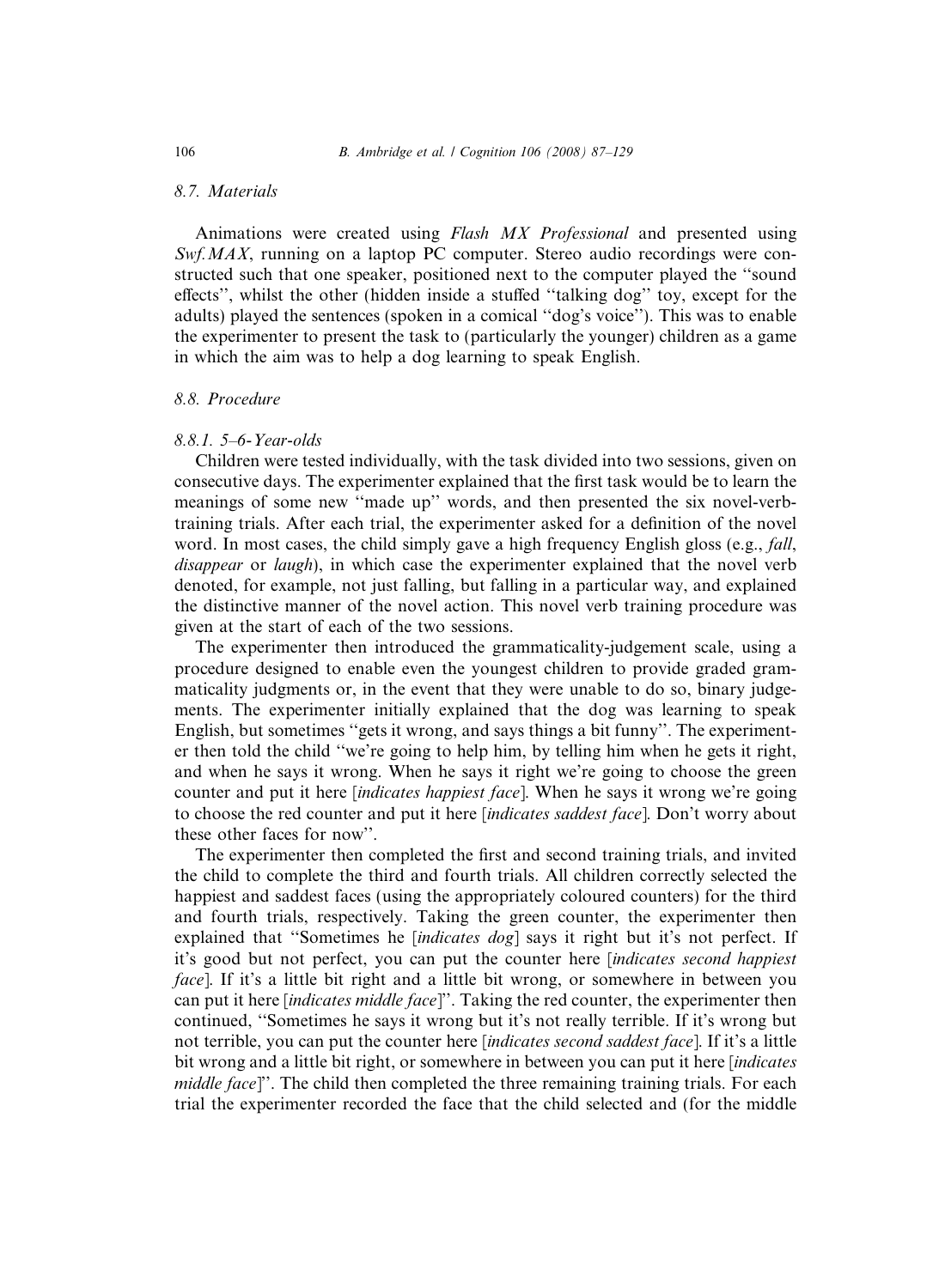### 8.7. Materials

Animations were created using *Flash MX Professional* and presented using *Swf.MAX*, running on a laptop PC computer. Stereo audio recordings were constructed such that one speaker, positioned next to the computer played the ''sound effects'', whilst the other (hidden inside a stuffed ''talking dog'' toy, except for the adults) played the sentences (spoken in a comical ''dog's voice''). This was to enable the experimenter to present the task to (particularly the younger) children as a game in which the aim was to help a dog learning to speak English.

### 8.8. Procedure

#### 8.8.1. 5–6-Year-olds

Children were tested individually, with the task divided into two sessions, given on consecutive days. The experimenter explained that the first task would be to learn the meanings of some new ''made up'' words, and then presented the six novel-verb-training trials. After each trial, the experimenter asked for a definition of the novel word. In most cases, the child simply gave a high frequency English gloss (e.g., *fall*, *disappear* or *laugh*), in which case the experimenter explained that the novel verb denoted, for example, not just falling, but falling in a particular way, and explained the distinctive manner of the novel action. This novel verb training procedure was given at the start of each of the two sessions.

The experimenter then introduced the grammaticality-judgement scale, using a procedure designed to enable even the youngest children to provide graded grammaticality judgments or, in the event that they were unable to do so, binary judgements. The experimenter initially explained that the dog was learning to speak English, but sometimes ''gets it wrong, and says things a bit funny''. The experimenter then told the child ''we're going to help him, by telling him when he gets it right, and when he says it wrong. When he says it right we're going to choose the green counter and put it here [*indicates happiest face*]. When he says it wrong we're going to choose the red counter and put it here [*indicates saddest face*]. Don't worry about these other faces for now''.

The experimenter then completed the first and second training trials, and invited the child to complete the third and fourth trials. All children correctly selected the happiest and saddest faces (using the appropriately coloured counters) for the third and fourth trials, respectively. Taking the green counter, the experimenter then explained that ''Sometimes he [*indicates dog*] says it right but it's not perfect. If it's good but not perfect, you can put the counter here [*indicates second happiest face*]. If it's a little bit right and a little bit wrong, or somewhere in between you can put it here [*indicates middle face*]''. Taking the red counter, the experimenter then continued, ''Sometimes he says it wrong but it's not really terrible. If it's wrong but not terrible, you can put the counter here [*indicates second saddest face*]. If it's a little bit wrong and a little bit right, or somewhere in between you can put it here [*indicates middle face*]''. The child then completed the three remaining training trials. For each trial the experimenter recorded the face that the child selected and (for the middle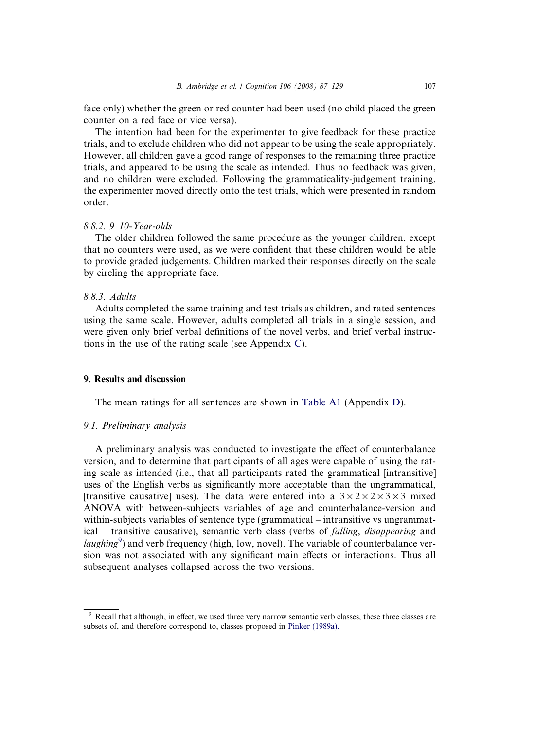face only) whether the green or red counter had been used (no child placed the green counter on a red face or vice versa).

The intention had been for the experimenter to give feedback for these practice trials, and to exclude children who did not appear to be using the scale appropriately. However, all children gave a good range of responses to the remaining three practice trials, and appeared to be using the scale as intended. Thus no feedback was given, and no children were excluded. Following the grammaticality-judgement training, the experimenter moved directly onto the test trials, which were presented in random order.

#### 8.8.2. 9–10-Year-olds

The older children followed the same procedure as the younger children, except that no counters were used, as we were confident that these children would be able to provide graded judgements. Children marked their responses directly on the scale by circling the appropriate face.

#### 8.8.3. Adults

Adults completed the same training and test trials as children, and rated sentences using the same scale. However, adults completed all trials in a single session, and were given only brief verbal definitions of the novel verbs, and brief verbal instructions in the use of the rating scale (see Appendix C).

## 9. Results and discussion

The mean ratings for all sentences are shown in Table A1 (Appendix D).

### 9.1. Preliminary analysis

A preliminary analysis was conducted to investigate the effect of counterbalance version, and to determine that participants of all ages were capable of using the rating scale as intended (i.e., that all participants rated the grammatical [intransitive] uses of the English verbs as significantly more acceptable than the ungrammatical, [transitive causative] uses). The data were entered into a $3 \times 2 \times 2 \times 3 \times 3$ mixed ANOVA with between-subjects variables of age and counterbalance-version and within-subjects variables of sentence type (grammatical – intransitive vs ungrammatical – transitive causative), semantic verb class (verbs of *falling*, *disappearing* and *laughing*[9]) and verb frequency (high, low, novel). The variable of counterbalance version was not associated with any significant main effects or interactions. Thus all subsequent analyses collapsed across the two versions.

[9] Recall that although, in effect, we used three very narrow semantic verb classes, these three classes are subsets of, and therefore correspond to, classes proposed in Pinker (1989a).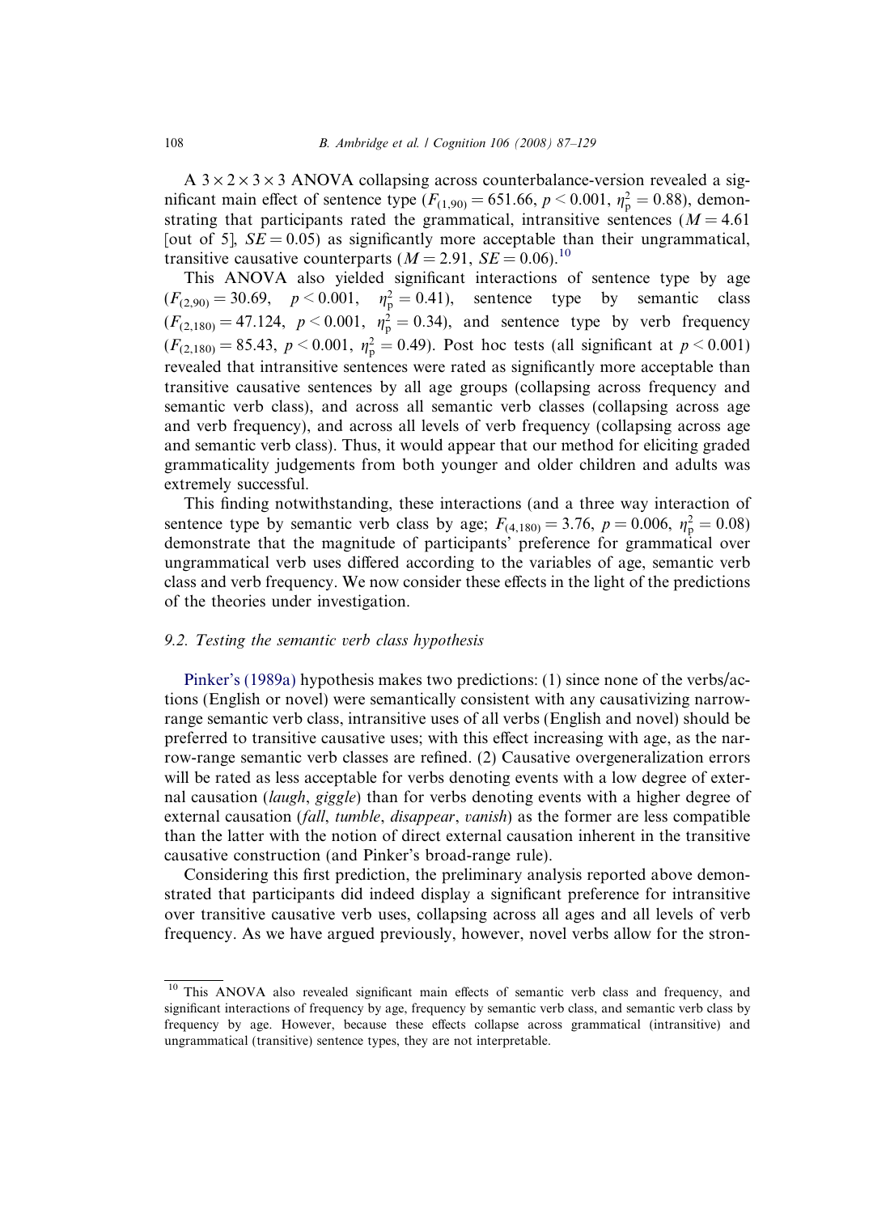A $3 \times 2 \times 3 \times 3$ ANOVA collapsing across counterbalance-version revealed a significant main effect of sentence type ($F_{(1,90)} = 651.66$, $p < 0.001$, $\eta_p^2 = 0.88$), demonstrating that participants rated the grammatical, intransitive sentences ($M = 4.61$ [out of 5], $SE = 0.05$) as significantly more acceptable than their ungrammatical, transitive causative counterparts ($M = 2.91$, $SE = 0.06$).[10]

This ANOVA also yielded significant interactions of sentence type by age ($F_{(2,90)} = 30.69$, $p < 0.001$, $\eta_p^2 = 0.41$), sentence type by semantic class ($F_{(2,180)} = 47.124$, $p < 0.001$, $\eta_p^2 = 0.34$), and sentence type by verb frequency ($F_{(2,180)} = 85.43$, $p < 0.001$, $\eta_p^2 = 0.49$). Post hoc tests (all significant at $p < 0.001$) revealed that intransitive sentences were rated as significantly more acceptable than transitive causative sentences by all age groups (collapsing across frequency and semantic verb class), and across all semantic verb classes (collapsing across age and verb frequency), and across all levels of verb frequency (collapsing across age and semantic verb class). Thus, it would appear that our method for eliciting graded grammaticality judgements from both younger and older children and adults was extremely successful.

This finding notwithstanding, these interactions (and a three way interaction of sentence type by semantic verb class by age; $F_{(4,180)} = 3.76$, $p = 0.006$, $\eta_p^2 = 0.08$) demonstrate that the magnitude of participants' preference for grammatical over ungrammatical verb uses differed according to the variables of age, semantic verb class and verb frequency. We now consider these effects in the light of the predictions of the theories under investigation.

### 9.2. Testing the semantic verb class hypothesis

Pinker's (1989a) hypothesis makes two predictions: (1) since none of the verbs/actions (English or novel) were semantically consistent with any causativizing narrow-range semantic verb class, intransitive uses of all verbs (English and novel) should be preferred to transitive causative uses; with this effect increasing with age, as the narrow-range semantic verb classes are refined. (2) Causative overgeneralization errors will be rated as less acceptable for verbs denoting events with a low degree of external causation (*laugh*, *giggle*) than for verbs denoting events with a higher degree of external causation (*fall*, *tumble*, *disappear*, *vanish*) as the former are less compatible than the latter with the notion of direct external causation inherent in the transitive causative construction (and Pinker's broad-range rule).

Considering this first prediction, the preliminary analysis reported above demonstrated that participants did indeed display a significant preference for intransitive over transitive causative verb uses, collapsing across all ages and all levels of verb frequency. As we have argued previously, however, novel verbs allow for the stron-

[10] This ANOVA also revealed significant main effects of semantic verb class and frequency, and significant interactions of frequency by age, frequency by semantic verb class, and semantic verb class by frequency by age. However, because these effects collapse across grammatical (intransitive) and ungrammatical (transitive) sentence types, they are not interpretable.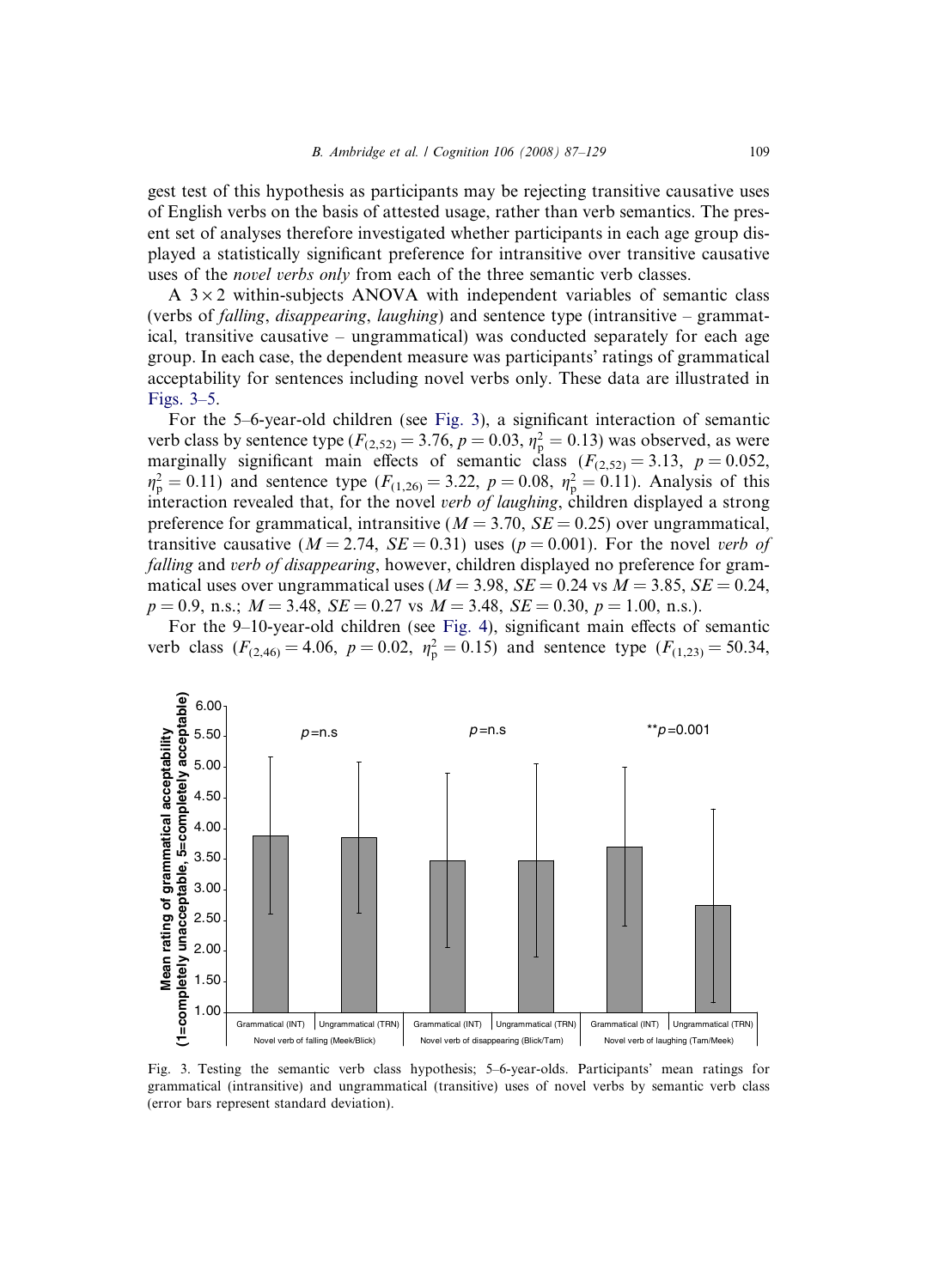gest test of this hypothesis as participants may be rejecting transitive causative uses of English verbs on the basis of attested usage, rather than verb semantics. The present set of analyses therefore investigated whether participants in each age group displayed a statistically significant preference for intransitive over transitive causative uses of the *novel verbs only* from each of the three semantic verb classes.

A $3 \times 2$ within-subjects ANOVA with independent variables of semantic class (verbs of *falling*, *disappearing*, *laughing*) and sentence type (intransitive – grammatical, transitive causative – ungrammatical) was conducted separately for each age group. In each case, the dependent measure was participants' ratings of grammatical acceptability for sentences including novel verbs only. These data are illustrated in Figs. 3–5.

For the 5–6-year-old children (see Fig. 3), a significant interaction of semantic verb class by sentence type ($F_{(2,52)} = 3.76$, $p = 0.03$, $\eta^2_p = 0.13$) was observed, as were marginally significant main effects of semantic class ($F_{(2,52)} = 3.13$, $p = 0.052$, $\eta^2_p = 0.11$) and sentence type ($F_{(1,26)} = 3.22$, $p = 0.08$, $\eta^2_p = 0.11$). Analysis of this interaction revealed that, for the novel *verb of laughing*, children displayed a strong preference for grammatical, intransitive ($M = 3.70$, $SE = 0.25$) over ungrammatical, transitive causative ($M = 2.74$, $SE = 0.31$) uses ($p = 0.001$). For the novel *verb of falling* and *verb of disappearing*, however, children displayed no preference for grammatical uses over ungrammatical uses ($M = 3.98$, $SE = 0.24$ vs $M = 3.85$, $SE = 0.24$, $p = 0.9$, n.s.; $M = 3.48$, $SE = 0.27$ vs $M = 3.48$, $SE = 0.30$, $p = 1.00$, n.s.).

For the 9–10-year-old children (see Fig. 4), significant main effects of semantic verb class ($F_{(2,46)} = 4.06$, $p = 0.02$, $\eta^2_p = 0.15$) and sentence type ($F_{(1,23)} = 50.34$,

Fig. 3. Testing the semantic verb class hypothesis; 5–6-year-olds. Participants' mean ratings for grammatical (intransitive) and ungrammatical (transitive) uses of novel verbs by semantic verb class (error bars represent standard deviation).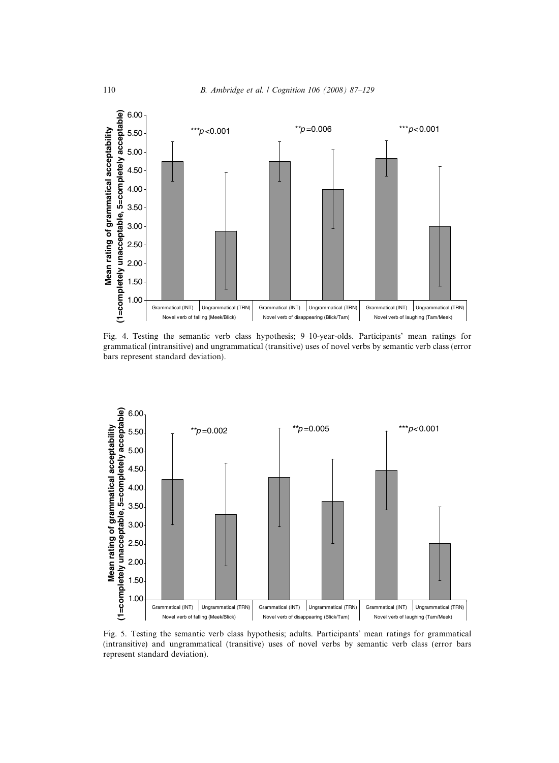Fig. 4. Testing the semantic verb class hypothesis; 9–10-year-olds. Participants' mean ratings for grammatical (intransitive) and ungrammatical (transitive) uses of novel verbs by semantic verb class (error bars represent standard deviation).

Fig. 5. Testing the semantic verb class hypothesis; adults. Participants' mean ratings for grammatical (intransitive) and ungrammatical (transitive) uses of novel verbs by semantic verb class (error bars represent standard deviation).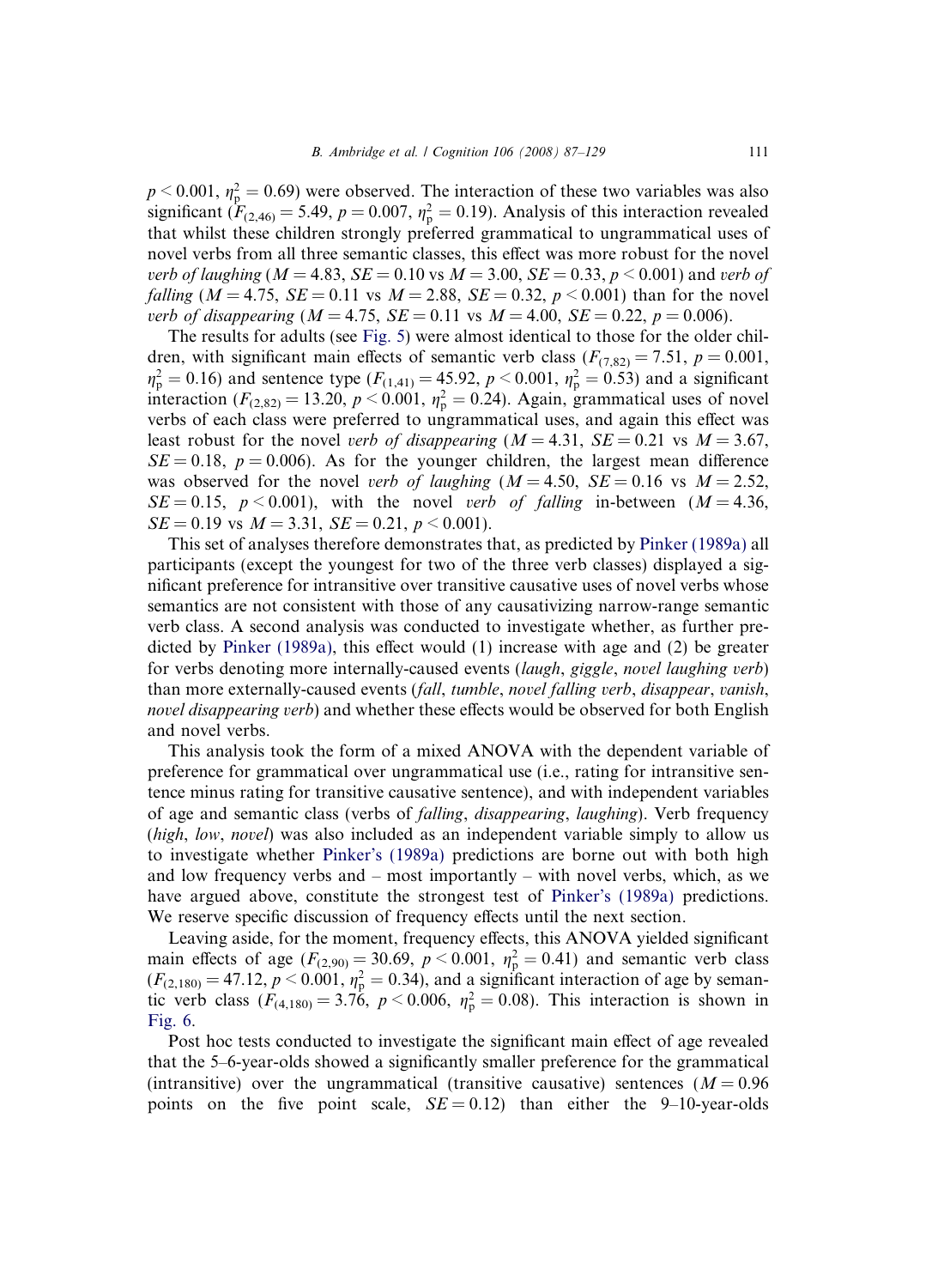$p < 0.001$, $\eta_p^2 = 0.69$) were observed. The interaction of these two variables was also significant ($F_{(2,46)} = 5.49$, $p = 0.007$, $\eta_p^2 = 0.19$). Analysis of this interaction revealed that whilst these children strongly preferred grammatical to ungrammatical uses of novel verbs from all three semantic classes, this effect was more robust for the novel *verb of laughing* ($M = 4.83$, $SE = 0.10$ vs $M = 3.00$, $SE = 0.33$, $p < 0.001$) and *verb of falling* ($M = 4.75$, $SE = 0.11$ vs $M = 2.88$, $SE = 0.32$, $p < 0.001$) than for the novel *verb of disappearing* ($M = 4.75$, $SE = 0.11$ vs $M = 4.00$, $SE = 0.22$, $p = 0.006$).

The results for adults (see Fig. 5) were almost identical to those for the older children, with significant main effects of semantic verb class ($F_{(7,82)} = 7.51$, $p = 0.001$, $\eta_p^2 = 0.16$) and sentence type ($F_{(1,41)} = 45.92$, $p < 0.001$, $\eta_p^2 = 0.53$) and a significant interaction ($F_{(2,82)} = 13.20$, $p < 0.001$, $\eta_p^2 = 0.24$). Again, grammatical uses of novel verbs of each class were preferred to ungrammatical uses, and again this effect was least robust for the novel *verb of disappearing* ($M = 4.31$, $SE = 0.21$ vs $M = 3.67$, $SE = 0.18$, $p = 0.006$). As for the younger children, the largest mean difference was observed for the novel *verb of laughing* ($M = 4.50$, $SE = 0.16$ vs $M = 2.52$, $SE = 0.15$, $p < 0.001$), with the novel *verb of falling* in-between ($M = 4.36$, $SE = 0.19$ vs $M = 3.31$, $SE = 0.21$, $p < 0.001$).

This set of analyses therefore demonstrates that, as predicted by Pinker (1989a) all participants (except the youngest for two of the three verb classes) displayed a significant preference for intransitive over transitive causative uses of novel verbs whose semantics are not consistent with those of any causativizing narrow-range semantic verb class. A second analysis was conducted to investigate whether, as further predicted by Pinker (1989a), this effect would (1) increase with age and (2) be greater for verbs denoting more internally-caused events (*laugh*, *giggle*, *novel laughing verb*) than more externally-caused events (*fall*, *tumble*, *novel falling verb*, *disappear*, *vanish*, *novel disappearing verb*) and whether these effects would be observed for both English and novel verbs.

This analysis took the form of a mixed ANOVA with the dependent variable of preference for grammatical over ungrammatical use (i.e., rating for intransitive sentence minus rating for transitive causative sentence), and with independent variables of age and semantic class (verbs of *falling*, *disappearing*, *laughing*). Verb frequency (*high*, *low*, *novel*) was also included as an independent variable simply to allow us to investigate whether Pinker's (1989a) predictions are borne out with both high and low frequency verbs and – most importantly – with novel verbs, which, as we have argued above, constitute the strongest test of Pinker's (1989a) predictions. We reserve specific discussion of frequency effects until the next section.

Leaving aside, for the moment, frequency effects, this ANOVA yielded significant main effects of age ($F_{(2,90)} = 30.69$, $p < 0.001$, $\eta_p^2 = 0.41$) and semantic verb class ($F_{(2,180)} = 47.12$, $p < 0.001$, $\eta_p^2 = 0.34$), and a significant interaction of age by semantic verb class ($F_{(4,180)} = 3.76$, $p < 0.006$, $\eta_p^2 = 0.08$). This interaction is shown in Fig. 6.

Post hoc tests conducted to investigate the significant main effect of age revealed that the 5–6-year-olds showed a significantly smaller preference for the grammatical (intransitive) over the ungrammatical (transitive causative) sentences ($M = 0.96$ points on the five point scale, $SE = 0.12$) than either the 9–10-year-olds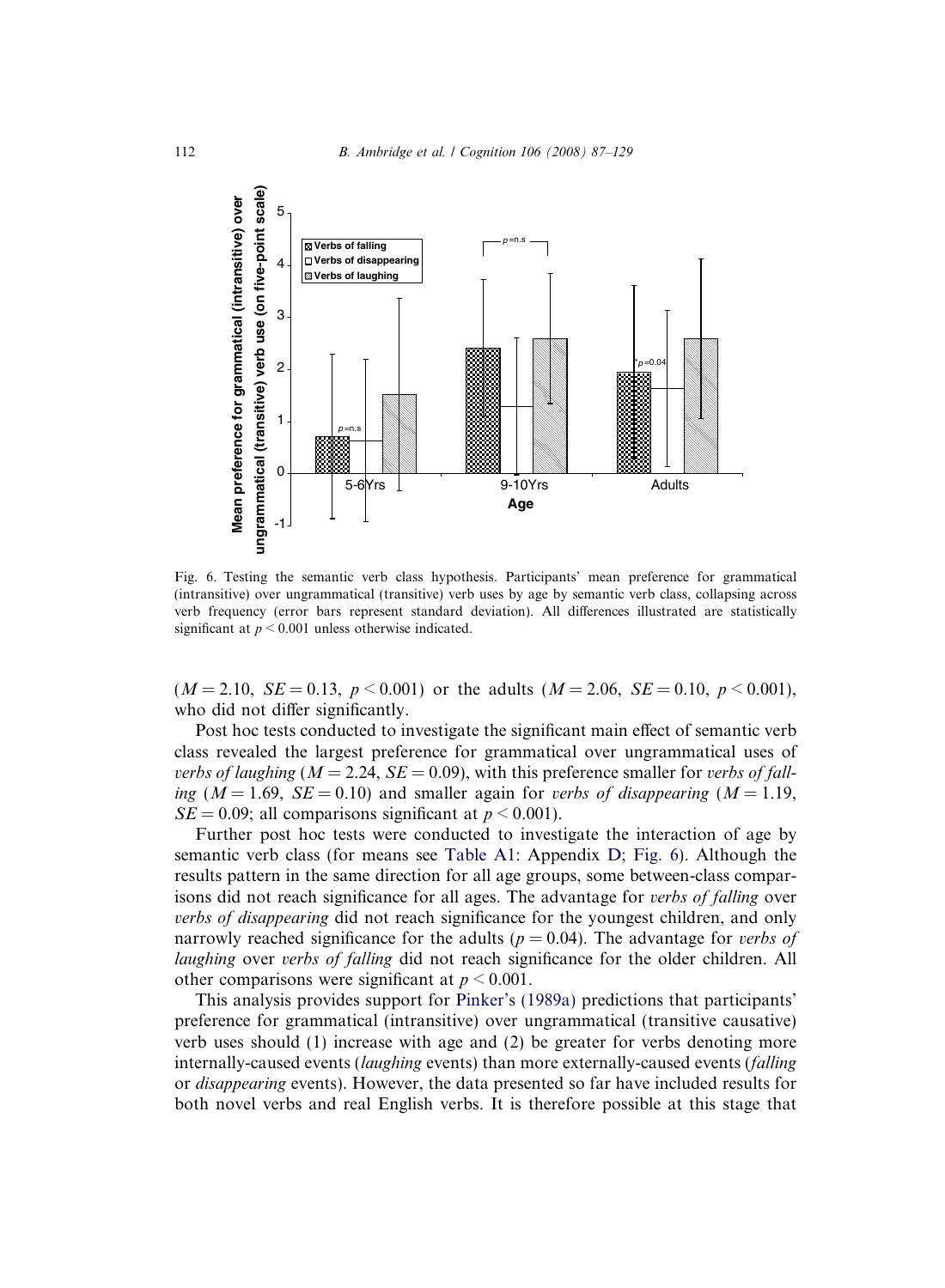Fig. 6. Testing the semantic verb class hypothesis. Participants' mean preference for grammatical (intransitive) over ungrammatical (transitive) verb uses by age by semantic verb class, collapsing across verb frequency (error bars represent standard deviation). All differences illustrated are statistically significant at $p < 0.001$ unless otherwise indicated.

($M = 2.10$, $SE = 0.13$, $p < 0.001$) or the adults ($M = 2.06$, $SE = 0.10$, $p < 0.001$), who did not differ significantly.

Post hoc tests conducted to investigate the significant main effect of semantic verb class revealed the largest preference for grammatical over ungrammatical uses of *verbs of laughing* ($M = 2.24$, $SE = 0.09$), with this preference smaller for *verbs of falling* ($M = 1.69$, $SE = 0.10$) and smaller again for *verbs of disappearing* ($M = 1.19$, $SE = 0.09$; all comparisons significant at $p < 0.001$).

Further post hoc tests were conducted to investigate the interaction of age by semantic verb class (for means see Table A1: Appendix D; Fig. 6). Although the results pattern in the same direction for all age groups, some between-class comparisons did not reach significance for all ages. The advantage for *verbs of falling* over *verbs of disappearing* did not reach significance for the youngest children, and only narrowly reached significance for the adults ($p = 0.04$). The advantage for *verbs of laughing* over *verbs of falling* did not reach significance for the older children. All other comparisons were significant at $p < 0.001$.

This analysis provides support for Pinker's (1989a) predictions that participants' preference for grammatical (intransitive) over ungrammatical (transitive causative) verb uses should (1) increase with age and (2) be greater for verbs denoting more internally-caused events (*laughing* events) than more externally-caused events (*falling* or *disappearing* events). However, the data presented so far have included results for both novel verbs and real English verbs. It is therefore possible at this stage that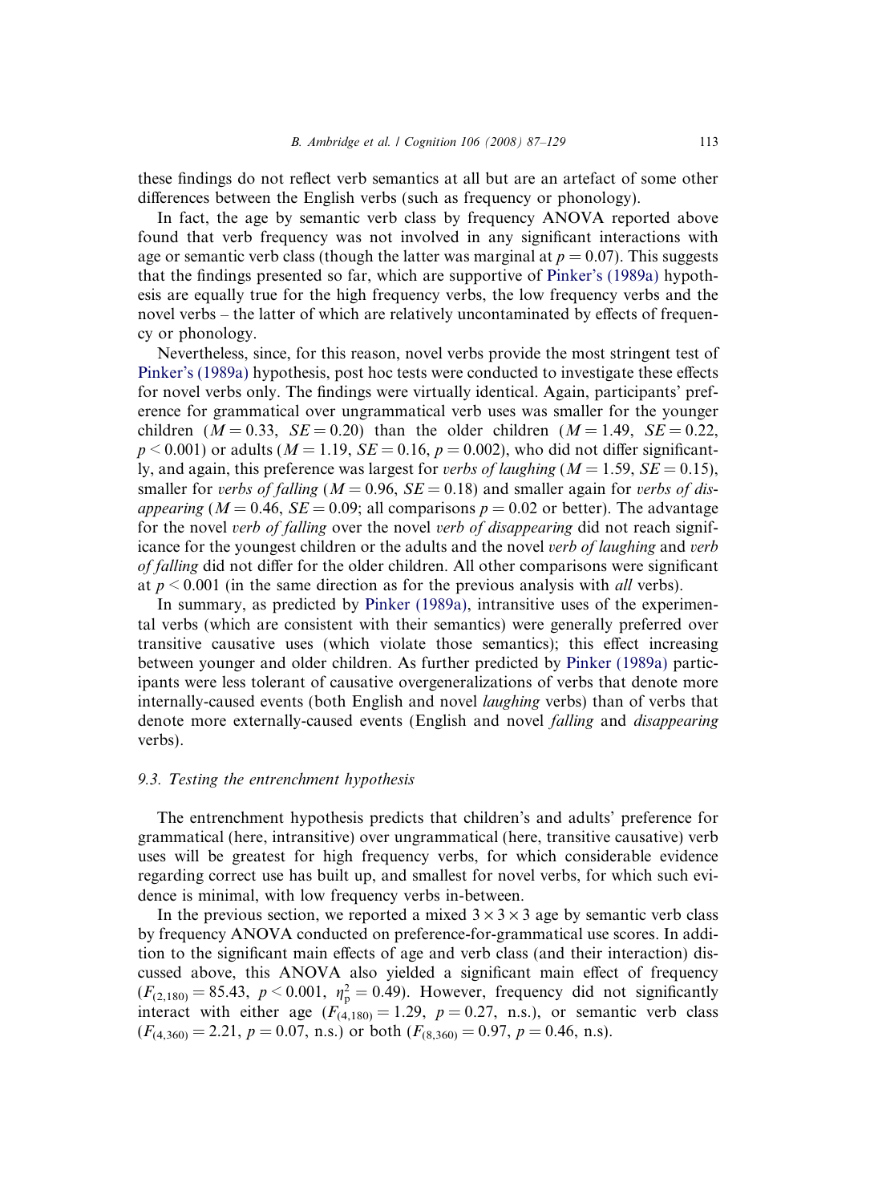these findings do not reflect verb semantics at all but are an artefact of some other differences between the English verbs (such as frequency or phonology).

In fact, the age by semantic verb class by frequency ANOVA reported above found that verb frequency was not involved in any significant interactions with age or semantic verb class (though the latter was marginal at $p = 0.07$). This suggests that the findings presented so far, which are supportive of Pinker's (1989a) hypothesis are equally true for the high frequency verbs, the low frequency verbs and the novel verbs – the latter of which are relatively uncontaminated by effects of frequency or phonology.

Nevertheless, since, for this reason, novel verbs provide the most stringent test of Pinker's (1989a) hypothesis, post hoc tests were conducted to investigate these effects for novel verbs only. The findings were virtually identical. Again, participants' preference for grammatical over ungrammatical verb uses was smaller for the younger children ($M = 0.33$, $SE = 0.20$) than the older children ($M = 1.49$, $SE = 0.22$, $p < 0.001$) or adults ($M = 1.19$, $SE = 0.16$, $p = 0.002$), who did not differ significantly, and again, this preference was largest for *verbs of laughing* ($M = 1.59$, $SE = 0.15$), smaller for *verbs of falling* ($M = 0.96$, $SE = 0.18$) and smaller again for *verbs of disappearing* ($M = 0.46$, $SE = 0.09$; all comparisons $p = 0.02$ or better). The advantage for the novel *verb of falling* over the novel *verb of disappearing* did not reach significance for the youngest children or the adults and the novel *verb of laughing* and *verb of falling* did not differ for the older children. All other comparisons were significant at $p < 0.001$ (in the same direction as for the previous analysis with *all* verbs).

In summary, as predicted by Pinker (1989a), intransitive uses of the experimental verbs (which are consistent with their semantics) were generally preferred over transitive causative uses (which violate those semantics); this effect increasing between younger and older children. As further predicted by Pinker (1989a) participants were less tolerant of causative overgeneralizations of verbs that denote more internally-caused events (both English and novel *laughing* verbs) than of verbs that denote more externally-caused events (English and novel *falling* and *disappearing* verbs).

### *9.3. Testing the entrenchment hypothesis*

The entrenchment hypothesis predicts that children's and adults' preference for grammatical (here, intransitive) over ungrammatical (here, transitive causative) verb uses will be greatest for high frequency verbs, for which considerable evidence regarding correct use has built up, and smallest for novel verbs, for which such evidence is minimal, with low frequency verbs in-between.

In the previous section, we reported a mixed $3 \times 3 \times 3$ age by semantic verb class by frequency ANOVA conducted on preference-for-grammatical use scores. In addition to the significant main effects of age and verb class (and their interaction) discussed above, this ANOVA also yielded a significant main effect of frequency ($F_{(2,180)} = 85.43$, $p < 0.001$, $\eta_p^2 = 0.49$). However, frequency did not significantly interact with either age ($F_{(4,180)} = 1.29$, $p = 0.27$, n.s.), or semantic verb class ($F_{(4,360)} = 2.21$, $p = 0.07$, n.s.) or both ($F_{(8,360)} = 0.97$, $p = 0.46$, n.s).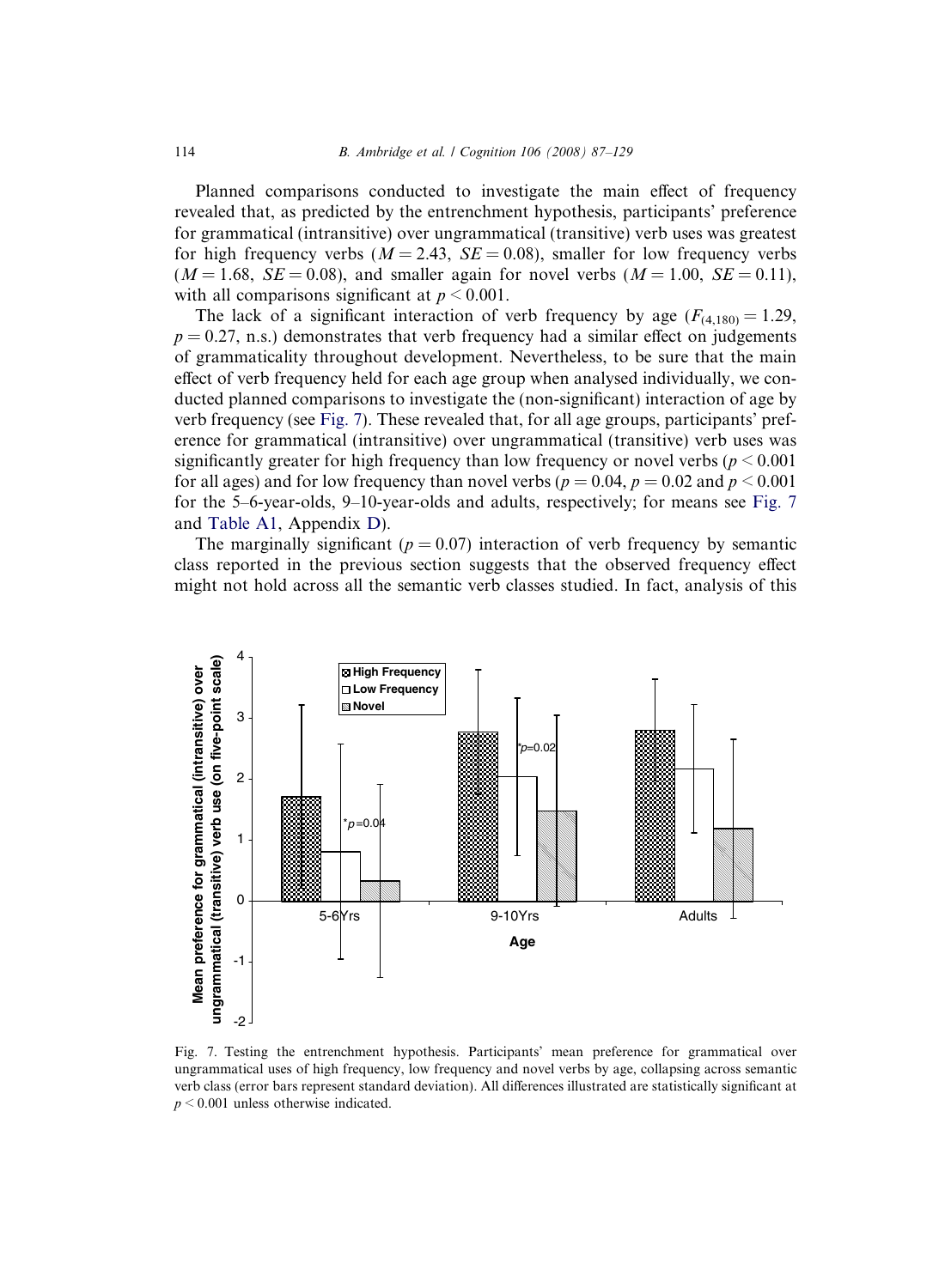Planned comparisons conducted to investigate the main effect of frequency revealed that, as predicted by the entrenchment hypothesis, participants' preference for grammatical (intransitive) over ungrammatical (transitive) verb uses was greatest for high frequency verbs ($M = 2.43$, $SE = 0.08$), smaller for low frequency verbs ($M = 1.68$, $SE = 0.08$), and smaller again for novel verbs ($M = 1.00$, $SE = 0.11$), with all comparisons significant at $p < 0.001$.

The lack of a significant interaction of verb frequency by age ($F_{(4,180)} = 1.29$, $p = 0.27$, n.s.) demonstrates that verb frequency had a similar effect on judgements of grammaticality throughout development. Nevertheless, to be sure that the main effect of verb frequency held for each age group when analysed individually, we conducted planned comparisons to investigate the (non-significant) interaction of age by verb frequency (see Fig. 7). These revealed that, for all age groups, participants' preference for grammatical (intransitive) over ungrammatical (transitive) verb uses was significantly greater for high frequency than low frequency or novel verbs ($p < 0.001$ for all ages) and for low frequency than novel verbs ($p = 0.04$, $p = 0.02$ and $p < 0.001$ for the 5–6-year-olds, 9–10-year-olds and adults, respectively; for means see Fig. 7 and Table A1, Appendix D).

The marginally significant ($p = 0.07$) interaction of verb frequency by semantic class reported in the previous section suggests that the observed frequency effect might not hold across all the semantic verb classes studied. In fact, analysis of this

Fig. 7. Testing the entrenchment hypothesis. Participants' mean preference for grammatical over ungrammatical uses of high frequency, low frequency and novel verbs by age, collapsing across semantic verb class (error bars represent standard deviation). All differences illustrated are statistically significant at $p < 0.001$ unless otherwise indicated.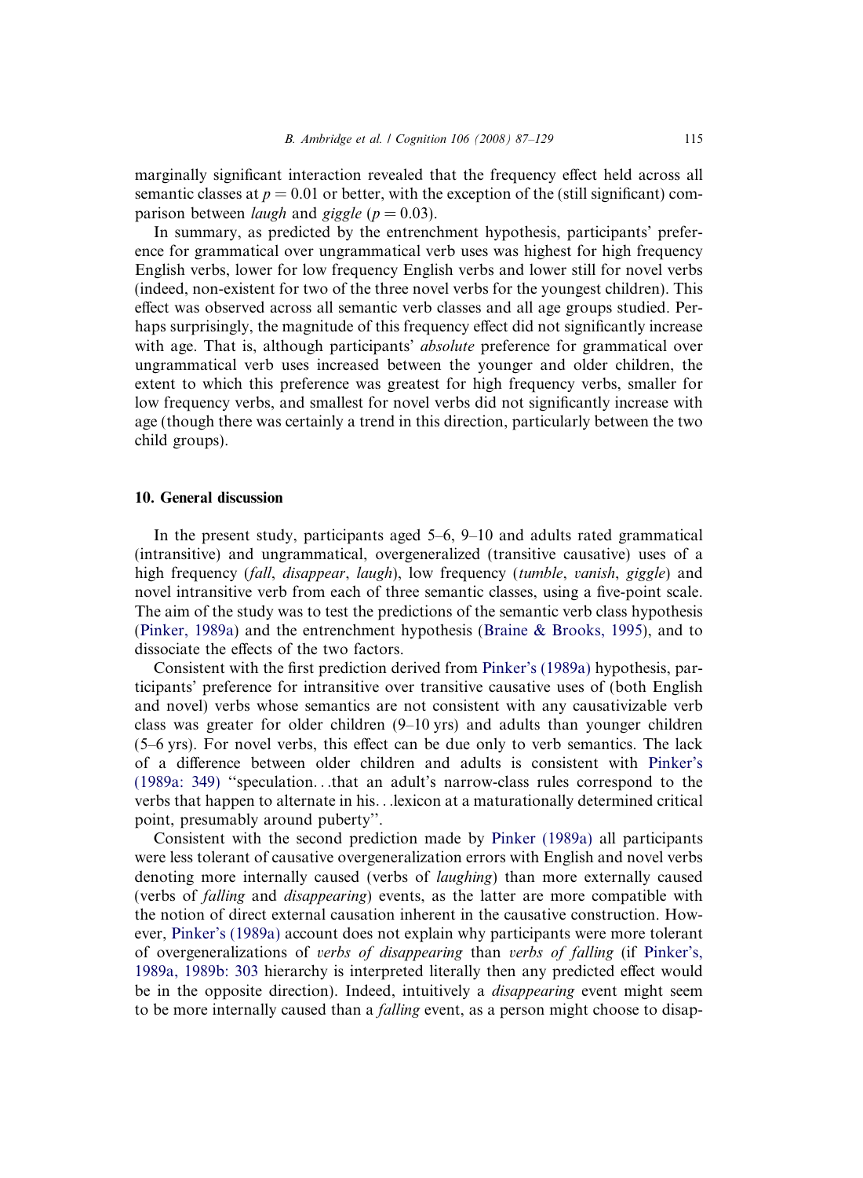marginally significant interaction revealed that the frequency effect held across all semantic classes at $p = 0.01$ or better, with the exception of the (still significant) comparison between *laugh* and *giggle* ($p = 0.03$).

In summary, as predicted by the entrenchment hypothesis, participants' preference for grammatical over ungrammatical verb uses was highest for high frequency English verbs, lower for low frequency English verbs and lower still for novel verbs (indeed, non-existent for two of the three novel verbs for the youngest children). This effect was observed across all semantic verb classes and all age groups studied. Perhaps surprisingly, the magnitude of this frequency effect did not significantly increase with age. That is, although participants' *absolute* preference for grammatical over ungrammatical verb uses increased between the younger and older children, the extent to which this preference was greatest for high frequency verbs, smaller for low frequency verbs, and smallest for novel verbs did not significantly increase with age (though there was certainly a trend in this direction, particularly between the two child groups).

## 10. General discussion

In the present study, participants aged 5–6, 9–10 and adults rated grammatical (intransitive) and ungrammatical, overgeneralized (transitive causative) uses of a high frequency (*fall*, *disappear*, *laugh*), low frequency (*tumble*, *vanish*, *giggle*) and novel intransitive verb from each of three semantic classes, using a five-point scale. The aim of the study was to test the predictions of the semantic verb class hypothesis (Pinker, 1989a) and the entrenchment hypothesis (Braine & Brooks, 1995), and to dissociate the effects of the two factors.

Consistent with the first prediction derived from Pinker's (1989a) hypothesis, participants' preference for intransitive over transitive causative uses of (both English and novel) verbs whose semantics are not consistent with any causativizable verb class was greater for older children (9–10 yrs) and adults than younger children (5–6 yrs). For novel verbs, this effect can be due only to verb semantics. The lack of a difference between older children and adults is consistent with Pinker's (1989a: 349) "speculation…that an adult's narrow-class rules correspond to the verbs that happen to alternate in his…lexicon at a maturationally determined critical point, presumably around puberty".

Consistent with the second prediction made by Pinker (1989a) all participants were less tolerant of causative overgeneralization errors with English and novel verbs denoting more internally caused (verbs of *laughing*) than more externally caused (verbs of *falling* and *disappearing*) events, as the latter are more compatible with the notion of direct external causation inherent in the causative construction. However, Pinker's (1989a) account does not explain why participants were more tolerant of overgeneralizations of *verbs of disappearing* than *verbs of falling* (if Pinker's, 1989a, 1989b: 303 hierarchy is interpreted literally then any predicted effect would be in the opposite direction). Indeed, intuitively a *disappearing* event might seem to be more internally caused than a *falling* event, as a person might choose to disap-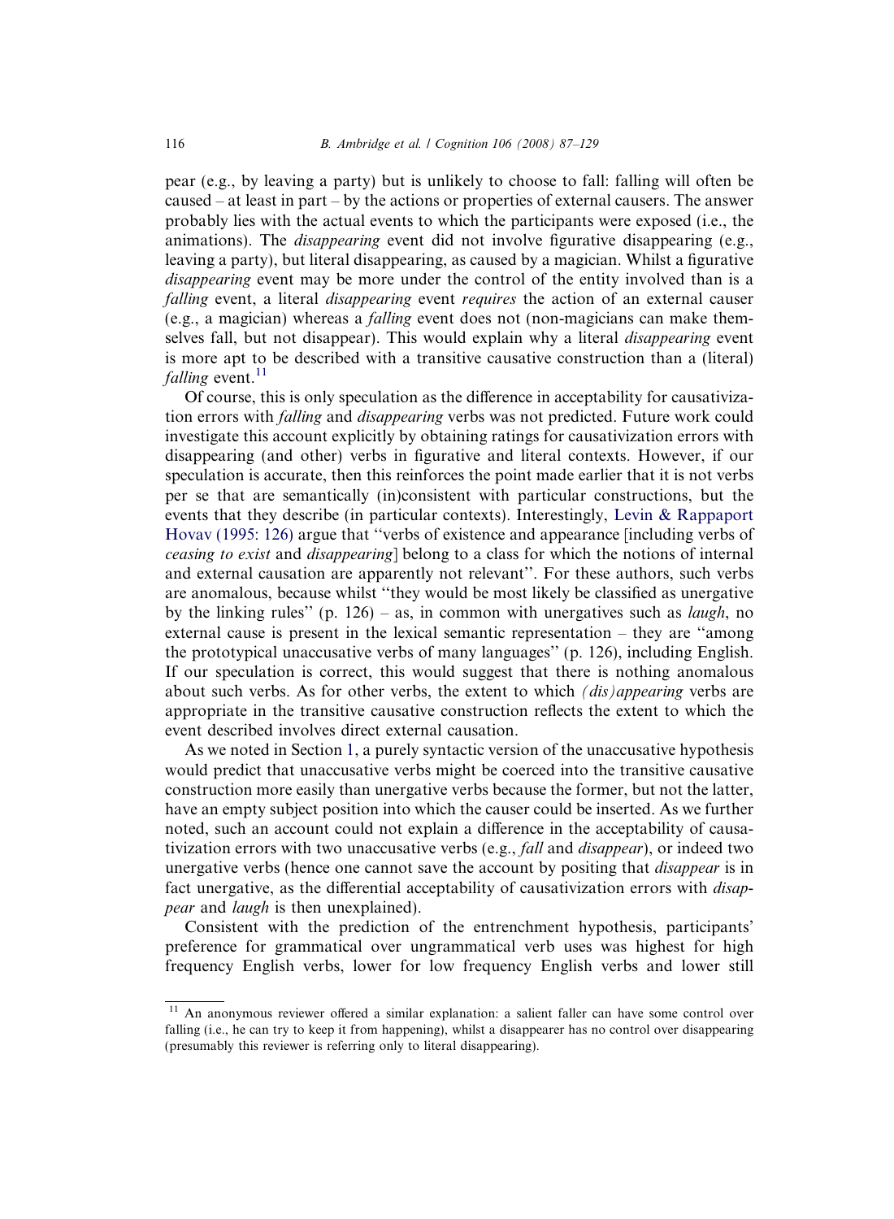pear (e.g., by leaving a party) but is unlikely to choose to fall: falling will often be caused – at least in part – by the actions or properties of external causers. The answer probably lies with the actual events to which the participants were exposed (i.e., the animations). The *disappearing* event did not involve figurative disappearing (e.g., leaving a party), but literal disappearing, as caused by a magician. Whilst a figurative *disappearing* event may be more under the control of the entity involved than is a *falling* event, a literal *disappearing* event *requires* the action of an external causer (e.g., a magician) whereas a *falling* event does not (non-magicians can make themselves fall, but not disappear). This would explain why a literal *disappearing* event is more apt to be described with a transitive causative construction than a (literal) *falling* event.[11]

Of course, this is only speculation as the difference in acceptability for causativization errors with *falling* and *disappearing* verbs was not predicted. Future work could investigate this account explicitly by obtaining ratings for causativization errors with disappearing (and other) verbs in figurative and literal contexts. However, if our speculation is accurate, then this reinforces the point made earlier that it is not verbs per se that are semantically (in)consistent with particular constructions, but the events that they describe (in particular contexts). Interestingly, Levin & Rappaport Hovav (1995: 126) argue that ''verbs of existence and appearance [including verbs of *ceasing to exist* and *disappearing*] belong to a class for which the notions of internal and external causation are apparently not relevant''. For these authors, such verbs are anomalous, because whilst ''they would be most likely be classified as unergative by the linking rules'' (p. 126) – as, in common with unergatives such as *laugh*, no external cause is present in the lexical semantic representation – they are ''among the prototypical unaccusative verbs of many languages'' (p. 126), including English. If our speculation is correct, this would suggest that there is nothing anomalous about such verbs. As for other verbs, the extent to which *(dis)appearing* verbs are appropriate in the transitive causative construction reflects the extent to which the event described involves direct external causation.

As we noted in Section 1, a purely syntactic version of the unaccusative hypothesis would predict that unaccusative verbs might be coerced into the transitive causative construction more easily than unergative verbs because the former, but not the latter, have an empty subject position into which the causer could be inserted. As we further noted, such an account could not explain a difference in the acceptability of causativization errors with two unaccusative verbs (e.g., *fall* and *disappear*), or indeed two unergative verbs (hence one cannot save the account by positing that *disappear* is in fact unergative, as the differential acceptability of causativization errors with *disappear* and *laugh* is then unexplained).

Consistent with the prediction of the entrenchment hypothesis, participants' preference for grammatical over ungrammatical verb uses was highest for high frequency English verbs, lower for low frequency English verbs and lower still

[11] An anonymous reviewer offered a similar explanation: a salient faller can have some control over falling (i.e., he can try to keep it from happening), whilst a disappearer has no control over disappearing (presumably this reviewer is referring only to literal disappearing).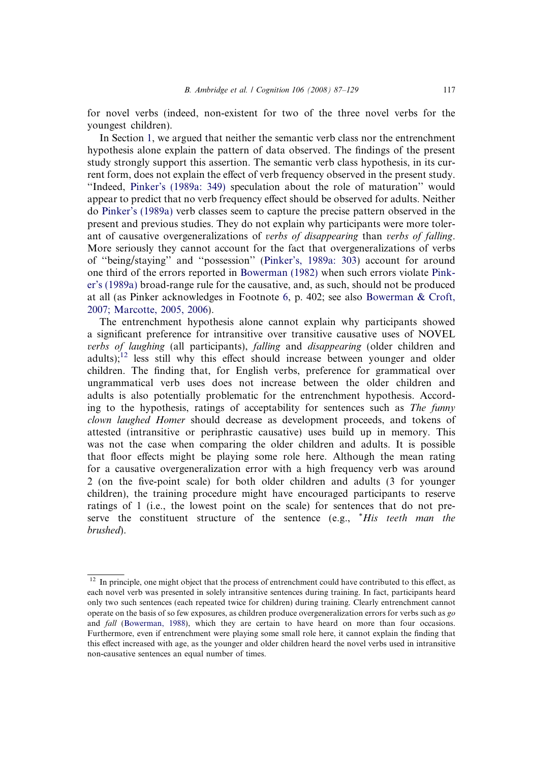for novel verbs (indeed, non-existent for two of the three novel verbs for the youngest children).

In Section 1, we argued that neither the semantic verb class nor the entrenchment hypothesis alone explain the pattern of data observed. The findings of the present study strongly support this assertion. The semantic verb class hypothesis, in its current form, does not explain the effect of verb frequency observed in the present study. ''Indeed, Pinker's (1989a: 349) speculation about the role of maturation'' would appear to predict that no verb frequency effect should be observed for adults. Neither do Pinker's (1989a) verb classes seem to capture the precise pattern observed in the present and previous studies. They do not explain why participants were more tolerant of causative overgeneralizations of *verbs of disappearing* than *verbs of falling*. More seriously they cannot account for the fact that overgeneralizations of verbs of ''being/staying'' and ''possession'' (Pinker's, 1989a: 303) account for around one third of the errors reported in Bowerman (1982) when such errors violate Pinker's (1989a) broad-range rule for the causative, and, as such, should not be produced at all (as Pinker acknowledges in Footnote 6, p. 402; see also Bowerman & Croft, 2007; Marcotte, 2005, 2006).

The entrenchment hypothesis alone cannot explain why participants showed a significant preference for intransitive over transitive causative uses of NOVEL *verbs of laughing* (all participants), *falling* and *disappearing* (older children and adults);[12] less still why this effect should increase between younger and older children. The finding that, for English verbs, preference for grammatical over ungrammatical verb uses does not increase between the older children and adults is also potentially problematic for the entrenchment hypothesis. According to the hypothesis, ratings of acceptability for sentences such as *The funny clown laughed Homer* should decrease as development proceeds, and tokens of attested (intransitive or periphrastic causative) uses build up in memory. This was not the case when comparing the older children and adults. It is possible that floor effects might be playing some role here. Although the mean rating for a causative overgeneralization error with a high frequency verb was around 2 (on the five-point scale) for both older children and adults (3 for younger children), the training procedure might have encouraged participants to reserve ratings of 1 (i.e., the lowest point on the scale) for sentences that do not preserve the constituent structure of the sentence (e.g., *\*His teeth man the brushed*).

---

[12] In principle, one might object that the process of entrenchment could have contributed to this effect, as each novel verb was presented in solely intransitive sentences during training. In fact, participants heard only two such sentences (each repeated twice for children) during training. Clearly entrenchment cannot operate on the basis of so few exposures, as children produce overgeneralization errors for verbs such as *go* and *fall* (Bowerman, 1988), which they are certain to have heard on more than four occasions. Furthermore, even if entrenchment were playing some small role here, it cannot explain the finding that this effect increased with age, as the younger and older children heard the novel verbs used in intransitive non-causative sentences an equal number of times.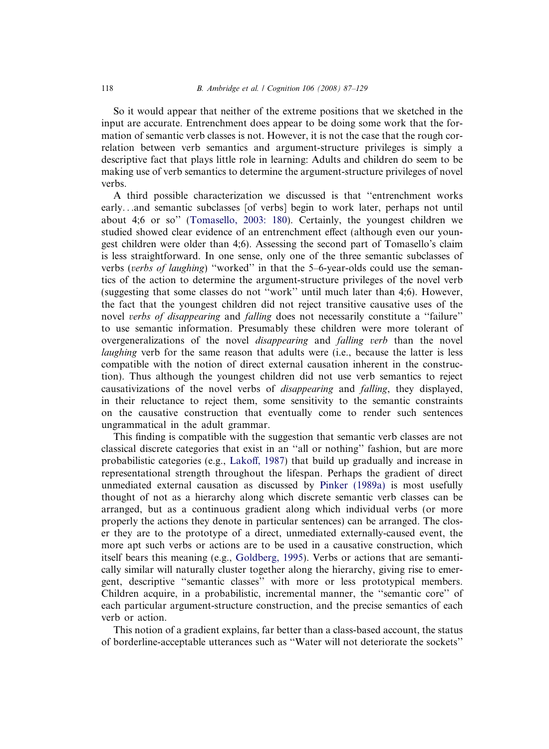So it would appear that neither of the extreme positions that we sketched in the input are accurate. Entrenchment does appear to be doing some work that the formation of semantic verb classes is not. However, it is not the case that the rough correlation between verb semantics and argument-structure privileges is simply a descriptive fact that plays little role in learning: Adults and children do seem to be making use of verb semantics to determine the argument-structure privileges of novel verbs.

A third possible characterization we discussed is that ''entrenchment works early...and semantic subclasses [of verbs] begin to work later, perhaps not until about 4;6 or so'' (Tomasello, 2003: 180). Certainly, the youngest children we studied showed clear evidence of an entrenchment effect (although even our youngest children were older than 4;6). Assessing the second part of Tomasello's claim is less straightforward. In one sense, only one of the three semantic subclasses of verbs (*verbs of laughing*) ''worked'' in that the 5–6-year-olds could use the semantics of the action to determine the argument-structure privileges of the novel verb (suggesting that some classes do not ''work'' until much later than 4;6). However, the fact that the youngest children did not reject transitive causative uses of the novel *verbs of disappearing* and *falling* does not necessarily constitute a ''failure'' to use semantic information. Presumably these children were more tolerant of overgeneralizations of the novel *disappearing* and *falling verb* than the novel *laughing* verb for the same reason that adults were (i.e., because the latter is less compatible with the notion of direct external causation inherent in the construction). Thus although the youngest children did not use verb semantics to reject causativizations of the novel verbs of *disappearing* and *falling*, they displayed, in their reluctance to reject them, some sensitivity to the semantic constraints on the causative construction that eventually come to render such sentences ungrammatical in the adult grammar.

This finding is compatible with the suggestion that semantic verb classes are not classical discrete categories that exist in an ''all or nothing'' fashion, but are more probabilistic categories (e.g., Lakoff, 1987) that build up gradually and increase in representational strength throughout the lifespan. Perhaps the gradient of direct unmediated external causation as discussed by Pinker (1989a) is most usefully thought of not as a hierarchy along which discrete semantic verb classes can be arranged, but as a continuous gradient along which individual verbs (or more properly the actions they denote in particular sentences) can be arranged. The closer they are to the prototype of a direct, unmediated externally-caused event, the more apt such verbs or actions are to be used in a causative construction, which itself bears this meaning (e.g., Goldberg, 1995). Verbs or actions that are semantically similar will naturally cluster together along the hierarchy, giving rise to emergent, descriptive ''semantic classes'' with more or less prototypical members. Children acquire, in a probabilistic, incremental manner, the ''semantic core'' of each particular argument-structure construction, and the precise semantics of each verb or action.

This notion of a gradient explains, far better than a class-based account, the status of borderline-acceptable utterances such as ''Water will not deteriorate the sockets''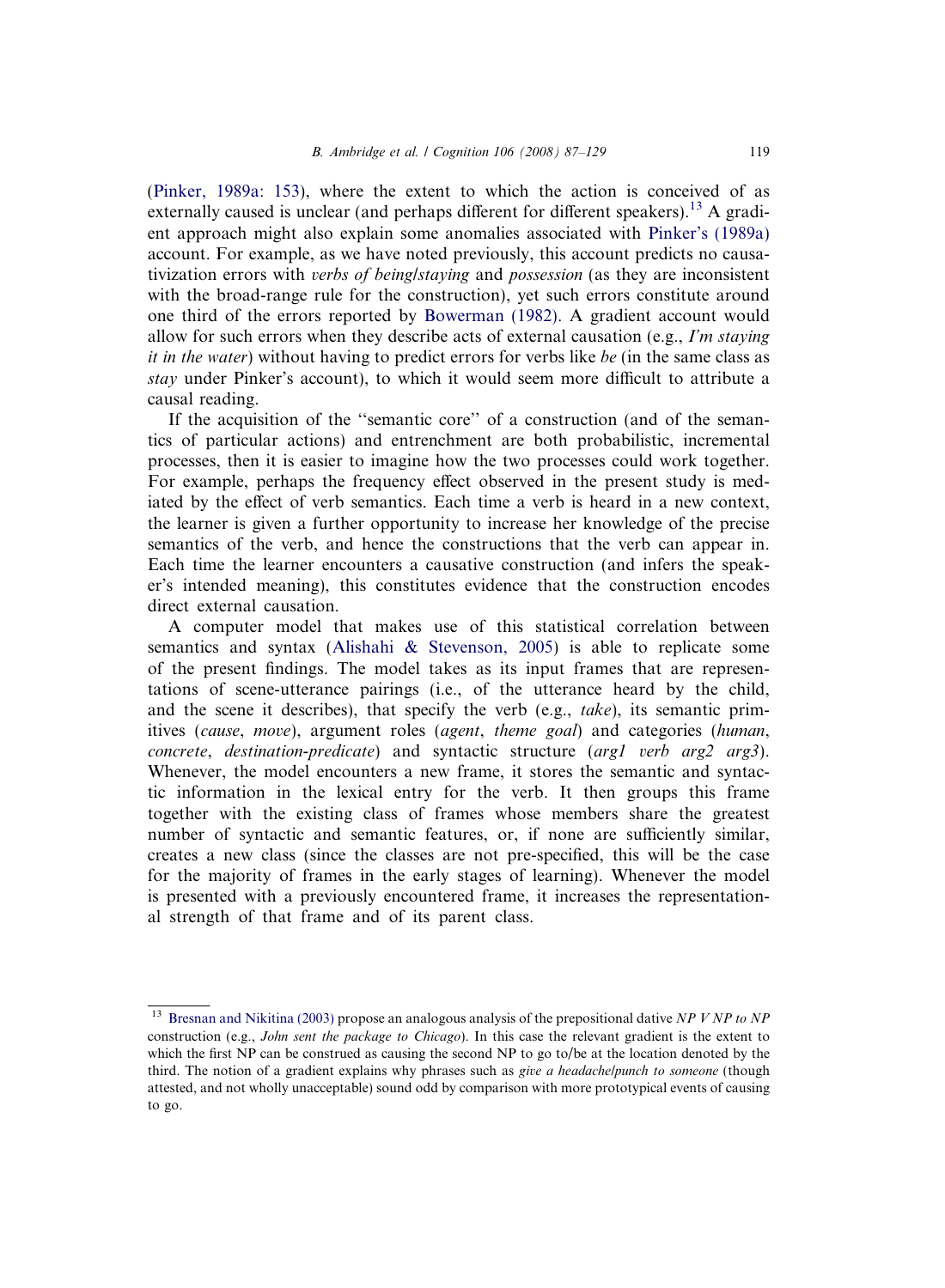(Pinker, 1989a: 153), where the extent to which the action is conceived of as externally caused is unclear (and perhaps different for different speakers).[13] A gradient approach might also explain some anomalies associated with Pinker's (1989a) account. For example, as we have noted previously, this account predicts no causativization errors with *verbs of being/staying* and *possession* (as they are inconsistent with the broad-range rule for the construction), yet such errors constitute around one third of the errors reported by Bowerman (1982). A gradient account would allow for such errors when they describe acts of external causation (e.g., *I'm staying it in the water*) without having to predict errors for verbs like *be* (in the same class as *stay* under Pinker's account), to which it would seem more difficult to attribute a causal reading.

If the acquisition of the "semantic core" of a construction (and of the semantics of particular actions) and entrenchment are both probabilistic, incremental processes, then it is easier to imagine how the two processes could work together. For example, perhaps the frequency effect observed in the present study is mediated by the effect of verb semantics. Each time a verb is heard in a new context, the learner is given a further opportunity to increase her knowledge of the precise semantics of the verb, and hence the constructions that the verb can appear in. Each time the learner encounters a causative construction (and infers the speaker's intended meaning), this constitutes evidence that the construction encodes direct external causation.

A computer model that makes use of this statistical correlation between semantics and syntax (Alishahi & Stevenson, 2005) is able to replicate some of the present findings. The model takes as its input frames that are representations of scene-utterance pairings (i.e., of the utterance heard by the child, and the scene it describes), that specify the verb (e.g., *take*), its semantic primitives (*cause*, *move*), argument roles (*agent*, *theme goal*) and categories (*human*, *concrete*, *destination-predicate*) and syntactic structure (*arg1 verb arg2 arg3*). Whenever, the model encounters a new frame, it stores the semantic and syntactic information in the lexical entry for the verb. It then groups this frame together with the existing class of frames whose members share the greatest number of syntactic and semantic features, or, if none are sufficiently similar, creates a new class (since the classes are not pre-specified, this will be the case for the majority of frames in the early stages of learning). Whenever the model is presented with a previously encountered frame, it increases the representational strength of that frame and of its parent class.

[13] Bresnan and Nikitina (2003) propose an analogous analysis of the prepositional dative *NP V NP to NP* construction (e.g., *John sent the package to Chicago*). In this case the relevant gradient is the extent to which the first NP can be construed as causing the second NP to go to/be at the location denoted by the third. The notion of a gradient explains why phrases such as *give a headache/punch to someone* (though attested, and not wholly unacceptable) sound odd by comparison with more prototypical events of causing to go.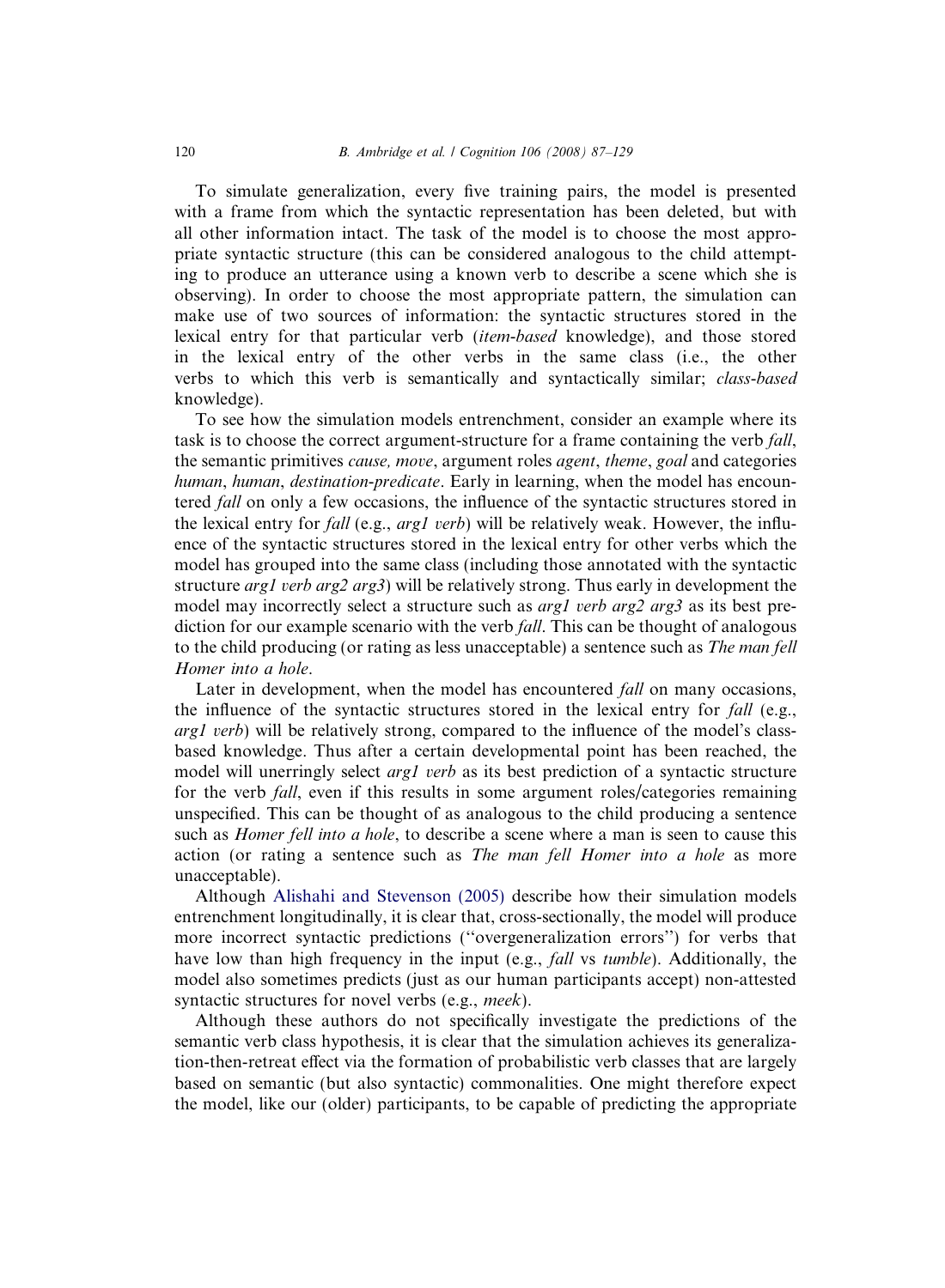To simulate generalization, every five training pairs, the model is presented with a frame from which the syntactic representation has been deleted, but with all other information intact. The task of the model is to choose the most appropriate syntactic structure (this can be considered analogous to the child attempting to produce an utterance using a known verb to describe a scene which she is observing). In order to choose the most appropriate pattern, the simulation can make use of two sources of information: the syntactic structures stored in the lexical entry for that particular verb (*item-based* knowledge), and those stored in the lexical entry of the other verbs in the same class (i.e., the other verbs to which this verb is semantically and syntactically similar; *class-based* knowledge).

To see how the simulation models entrenchment, consider an example where its task is to choose the correct argument-structure for a frame containing the verb *fall*, the semantic primitives *cause, move*, argument roles *agent*, *theme*, *goal* and categories *human*, *human*, *destination-predicate*. Early in learning, when the model has encountered *fall* on only a few occasions, the influence of the syntactic structures stored in the lexical entry for *fall* (e.g., *arg1 verb*) will be relatively weak. However, the influence of the syntactic structures stored in the lexical entry for other verbs which the model has grouped into the same class (including those annotated with the syntactic structure *arg1 verb arg2 arg3*) will be relatively strong. Thus early in development the model may incorrectly select a structure such as *arg1 verb arg2 arg3* as its best prediction for our example scenario with the verb *fall*. This can be thought of analogous to the child producing (or rating as less unacceptable) a sentence such as *The man fell Homer into a hole*.

Later in development, when the model has encountered *fall* on many occasions, the influence of the syntactic structures stored in the lexical entry for *fall* (e.g., *arg1 verb*) will be relatively strong, compared to the influence of the model's class-based knowledge. Thus after a certain developmental point has been reached, the model will unerringly select *arg1 verb* as its best prediction of a syntactic structure for the verb *fall*, even if this results in some argument roles/categories remaining unspecified. This can be thought of as analogous to the child producing a sentence such as *Homer fell into a hole*, to describe a scene where a man is seen to cause this action (or rating a sentence such as *The man fell Homer into a hole* as more unacceptable).

Although Alishahi and Stevenson (2005) describe how their simulation models entrenchment longitudinally, it is clear that, cross-sectionally, the model will produce more incorrect syntactic predictions (''overgeneralization errors'') for verbs that have low than high frequency in the input (e.g., *fall* vs *tumble*). Additionally, the model also sometimes predicts (just as our human participants accept) non-attested syntactic structures for novel verbs (e.g., *meek*).

Although these authors do not specifically investigate the predictions of the semantic verb class hypothesis, it is clear that the simulation achieves its generalization-then-retreat effect via the formation of probabilistic verb classes that are largely based on semantic (but also syntactic) commonalities. One might therefore expect the model, like our (older) participants, to be capable of predicting the appropriate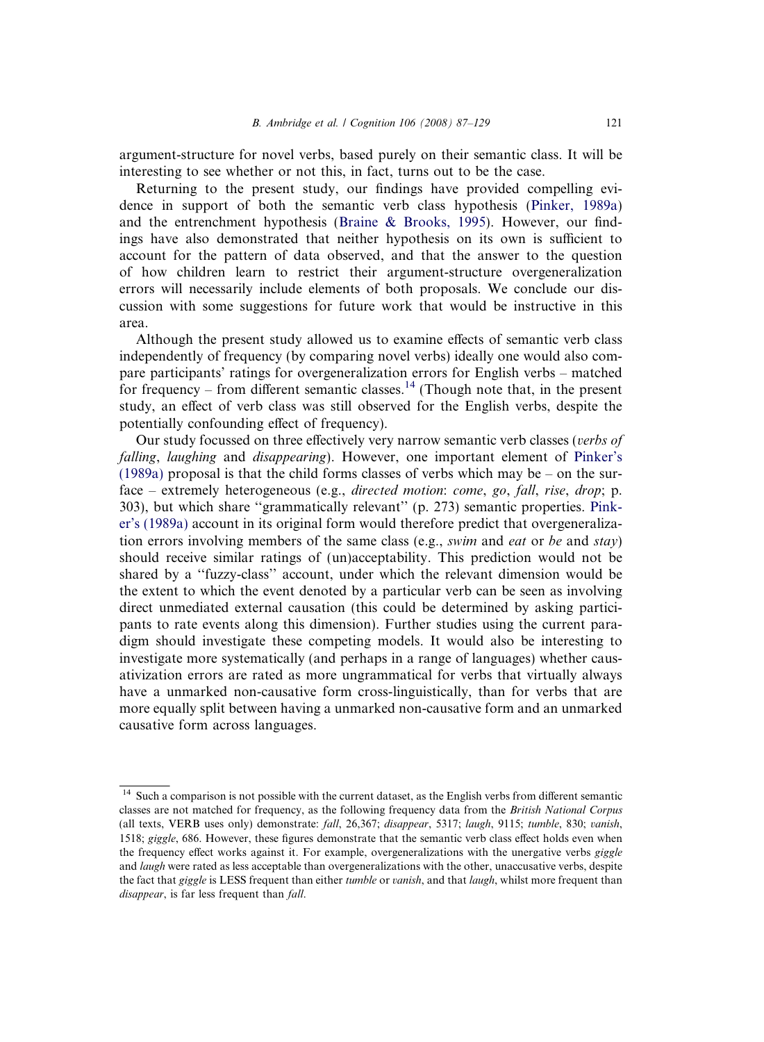argument-structure for novel verbs, based purely on their semantic class. It will be interesting to see whether or not this, in fact, turns out to be the case.

Returning to the present study, our findings have provided compelling evidence in support of both the semantic verb class hypothesis (Pinker, 1989a) and the entrenchment hypothesis (Braine & Brooks, 1995). However, our findings have also demonstrated that neither hypothesis on its own is sufficient to account for the pattern of data observed, and that the answer to the question of how children learn to restrict their argument-structure overgeneralization errors will necessarily include elements of both proposals. We conclude our discussion with some suggestions for future work that would be instructive in this area.

Although the present study allowed us to examine effects of semantic verb class independently of frequency (by comparing novel verbs) ideally one would also compare participants' ratings for overgeneralization errors for English verbs – matched for frequency – from different semantic classes.[14] (Though note that, in the present study, an effect of verb class was still observed for the English verbs, despite the potentially confounding effect of frequency).

Our study focussed on three effectively very narrow semantic verb classes (*verbs of falling*, *laughing* and *disappearing*). However, one important element of Pinker's (1989a) proposal is that the child forms classes of verbs which may be – on the surface – extremely heterogeneous (e.g., *directed motion*: *come*, *go*, *fall*, *rise*, *drop*; p. 303), but which share ''grammatically relevant'' (p. 273) semantic properties. Pinker's (1989a) account in its original form would therefore predict that overgeneralization errors involving members of the same class (e.g., *swim* and *eat* or *be* and *stay*) should receive similar ratings of (un)acceptability. This prediction would not be shared by a ''fuzzy-class'' account, under which the relevant dimension would be the extent to which the event denoted by a particular verb can be seen as involving direct unmediated external causation (this could be determined by asking participants to rate events along this dimension). Further studies using the current paradigm should investigate these competing models. It would also be interesting to investigate more systematically (and perhaps in a range of languages) whether causativization errors are rated as more ungrammatical for verbs that virtually always have a unmarked non-causative form cross-linguistically, than for verbs that are more equally split between having a unmarked non-causative form and an unmarked causative form across languages.

---

[14] Such a comparison is not possible with the current dataset, as the English verbs from different semantic classes are not matched for frequency, as the following frequency data from the *British National Corpus* (all texts, VERB uses only) demonstrate: *fall*, 26,367; *disappear*, 5317; *laugh*, 9115; *tumble*, 830; *vanish*, 1518; *giggle*, 686. However, these figures demonstrate that the semantic verb class effect holds even when the frequency effect works against it. For example, overgeneralizations with the unergative verbs *giggle* and *laugh* were rated as less acceptable than overgeneralizations with the other, unaccusative verbs, despite the fact that *giggle* is LESS frequent than either *tumble* or *vanish*, and that *laugh*, whilst more frequent than *disappear*, is far less frequent than *fall*.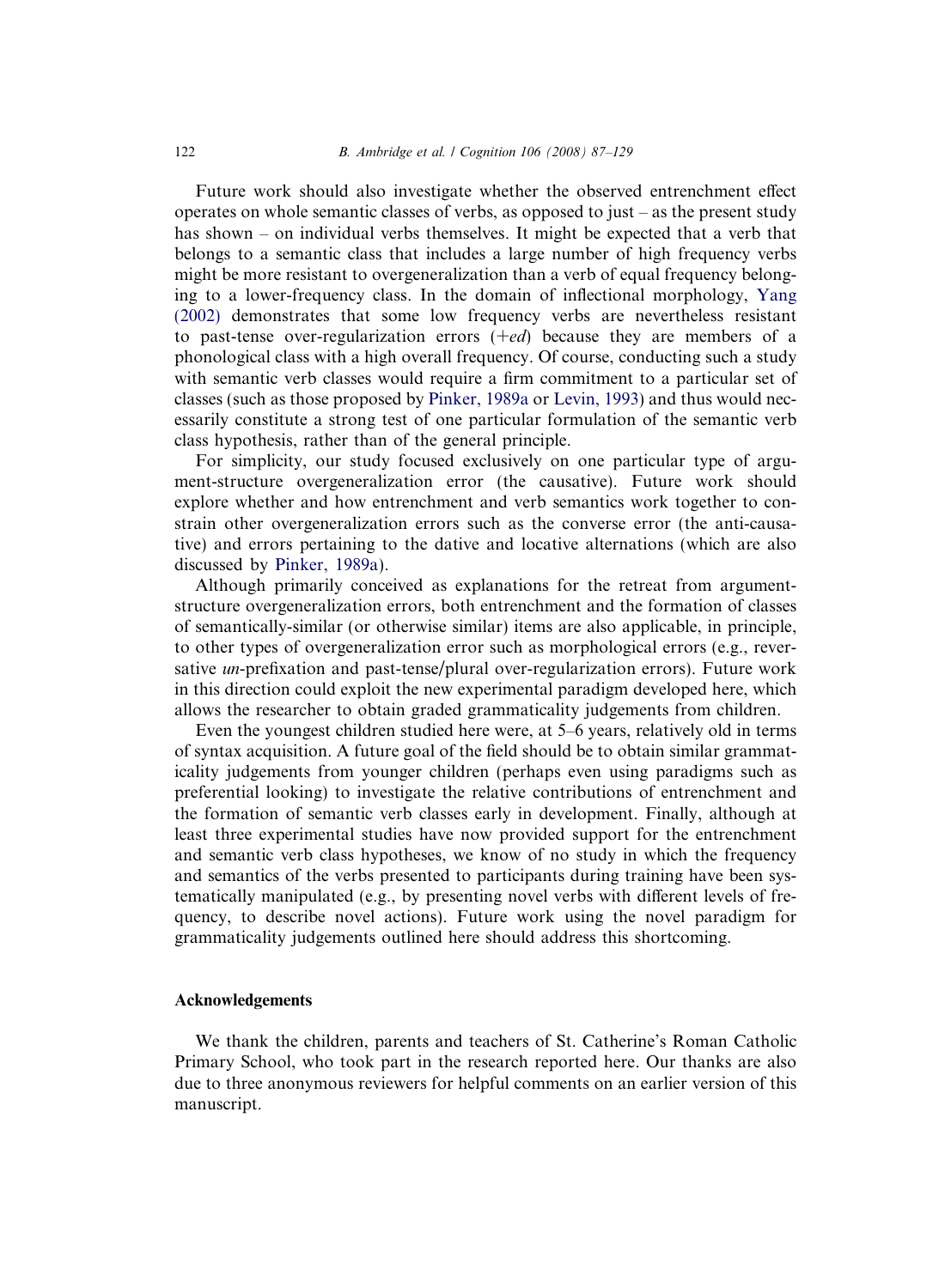Future work should also investigate whether the observed entrenchment effect operates on whole semantic classes of verbs, as opposed to just – as the present study has shown – on individual verbs themselves. It might be expected that a verb that belongs to a semantic class that includes a large number of high frequency verbs might be more resistant to overgeneralization than a verb of equal frequency belonging to a lower-frequency class. In the domain of inflectional morphology, Yang (2002) demonstrates that some low frequency verbs are nevertheless resistant to past-tense over-regularization errors (+*ed*) because they are members of a phonological class with a high overall frequency. Of course, conducting such a study with semantic verb classes would require a firm commitment to a particular set of classes (such as those proposed by Pinker, 1989a or Levin, 1993) and thus would necessarily constitute a strong test of one particular formulation of the semantic verb class hypothesis, rather than of the general principle.

For simplicity, our study focused exclusively on one particular type of argument-structure overgeneralization error (the causative). Future work should explore whether and how entrenchment and verb semantics work together to constrain other overgeneralization errors such as the converse error (the anti-causative) and errors pertaining to the dative and locative alternations (which are also discussed by Pinker, 1989a).

Although primarily conceived as explanations for the retreat from argument-structure overgeneralization errors, both entrenchment and the formation of classes of semantically-similar (or otherwise similar) items are also applicable, in principle, to other types of overgeneralization error such as morphological errors (e.g., reversative *un*-prefixation and past-tense/plural over-regularization errors). Future work in this direction could exploit the new experimental paradigm developed here, which allows the researcher to obtain graded grammaticality judgements from children.

Even the youngest children studied here were, at 5–6 years, relatively old in terms of syntax acquisition. A future goal of the field should be to obtain similar grammaticality judgements from younger children (perhaps even using paradigms such as preferential looking) to investigate the relative contributions of entrenchment and the formation of semantic verb classes early in development. Finally, although at least three experimental studies have now provided support for the entrenchment and semantic verb class hypotheses, we know of no study in which the frequency and semantics of the verbs presented to participants during training have been systematically manipulated (e.g., by presenting novel verbs with different levels of frequency, to describe novel actions). Future work using the novel paradigm for grammaticality judgements outlined here should address this shortcoming.

## Acknowledgements

We thank the children, parents and teachers of St. Catherine's Roman Catholic Primary School, who took part in the research reported here. Our thanks are also due to three anonymous reviewers for helpful comments on an earlier version of this manuscript.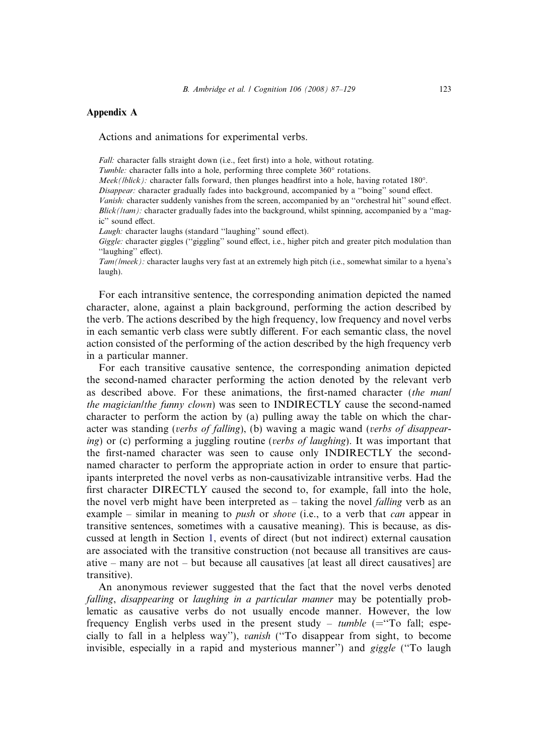## Appendix A

Actions and animations for experimental verbs.

*Fall:* character falls straight down (i.e., feet first) into a hole, without rotating.
*Tumble:* character falls into a hole, performing three complete 360° rotations.
*Meek(/blick):* character falls forward, then plunges headfirst into a hole, having rotated 180°.
*Disappear:* character gradually fades into background, accompanied by a ''boing'' sound effect.
*Vanish:* character suddenly vanishes from the screen, accompanied by an ''orchestral hit'' sound effect.
*Blick(/tam):* character gradually fades into the background, whilst spinning, accompanied by a ''magic'' sound effect.
*Laugh:* character laughs (standard ''laughing'' sound effect).
*Giggle:* character giggles (''giggling'' sound effect, i.e., higher pitch and greater pitch modulation than ''laughing'' effect).
*Tam(/meek):* character laughs very fast at an extremely high pitch (i.e., somewhat similar to a hyena's laugh).

For each intransitive sentence, the corresponding animation depicted the named character, alone, against a plain background, performing the action described by the verb. The actions described by the high frequency, low frequency and novel verbs in each semantic verb class were subtly different. For each semantic class, the novel action consisted of the performing of the action described by the high frequency verb in a particular manner.

For each transitive causative sentence, the corresponding animation depicted the second-named character performing the action denoted by the relevant verb as described above. For these animations, the first-named character (*the man/the magician/the funny clown*) was seen to INDIRECTLY cause the second-named character to perform the action by (a) pulling away the table on which the character was standing (*verbs of falling*), (b) waving a magic wand (*verbs of disappearing*) or (c) performing a juggling routine (*verbs of laughing*). It was important that the first-named character was seen to cause only INDIRECTLY the second-named character to perform the appropriate action in order to ensure that participants interpreted the novel verbs as non-causativizable intransitive verbs. Had the first character DIRECTLY caused the second to, for example, fall into the hole, the novel verb might have been interpreted as – taking the novel *falling* verb as an example – similar in meaning to *push* or *shove* (i.e., to a verb that *can* appear in transitive sentences, sometimes with a causative meaning). This is because, as discussed at length in Section 1, events of direct (but not indirect) external causation are associated with the transitive construction (not because all transitives are causative – many are not – but because all causatives [at least all direct causatives] are transitive).

An anonymous reviewer suggested that the fact that the novel verbs denoted *falling*, *disappearing* or *laughing in a particular manner* may be potentially problematic as causative verbs do not usually encode manner. However, the low frequency English verbs used in the present study – *tumble* (=''To fall; especially to fall in a helpless way''), *vanish* (''To disappear from sight, to become invisible, especially in a rapid and mysterious manner'') and *giggle* (''To laugh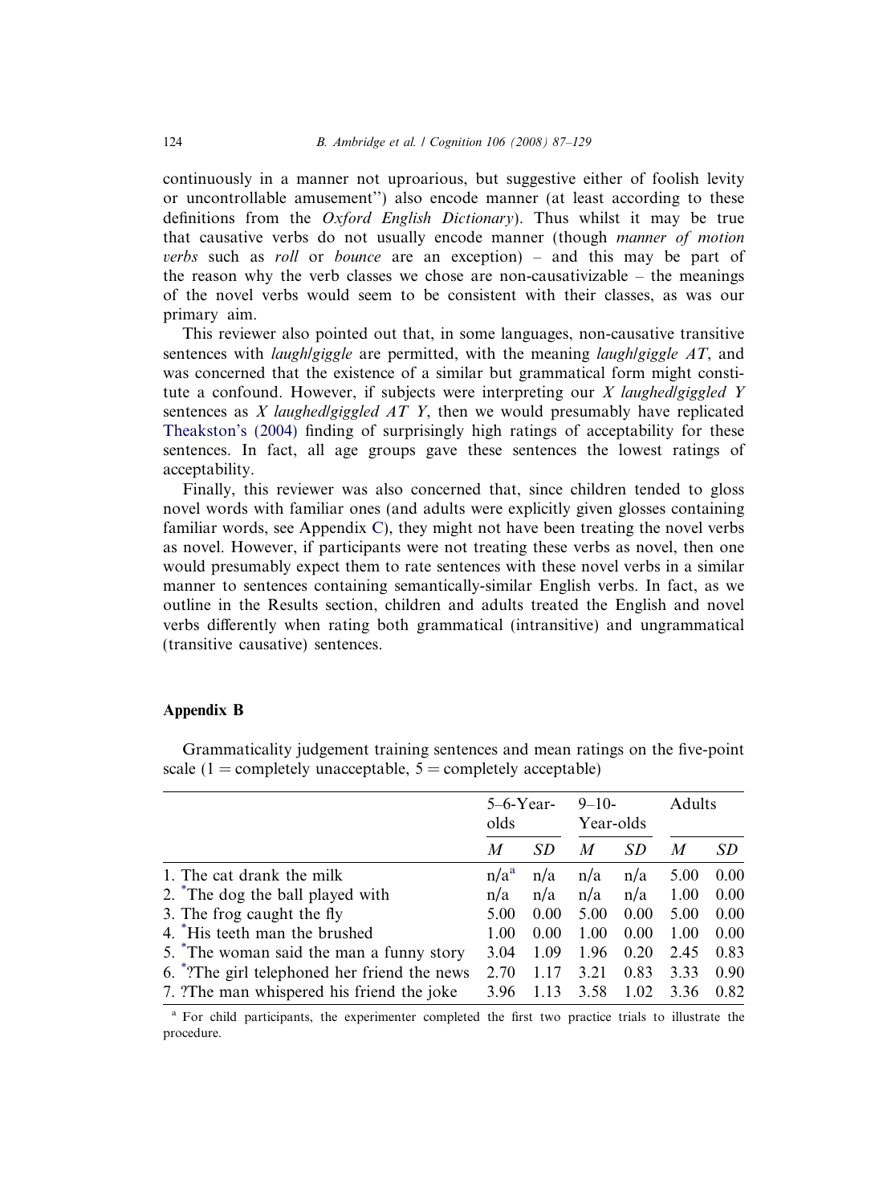continuously in a manner not uproarious, but suggestive either of foolish levity or uncontrollable amusement'') also encode manner (at least according to these definitions from the *Oxford English Dictionary*). Thus whilst it may be true that causative verbs do not usually encode manner (though *manner of motion verbs* such as *roll* or *bounce* are an exception) – and this may be part of the reason why the verb classes we chose are non-causativizable – the meanings of the novel verbs would seem to be consistent with their classes, as was our primary aim.

This reviewer also pointed out that, in some languages, non-causative transitive sentences with *laugh/giggle* are permitted, with the meaning *laugh/giggle AT*, and was concerned that the existence of a similar but grammatical form might constitute a confound. However, if subjects were interpreting our *X laughed/giggled Y* sentences as *X laughed/giggled AT Y*, then we would presumably have replicated Theakston's (2004) finding of surprisingly high ratings of acceptability for these sentences. In fact, all age groups gave these sentences the lowest ratings of acceptability.

Finally, this reviewer was also concerned that, since children tended to gloss novel words with familiar ones (and adults were explicitly given glosses containing familiar words, see Appendix C), they might not have been treating the novel verbs as novel. However, if participants were not treating these verbs as novel, then one would presumably expect them to rate sentences with these novel verbs in a similar manner to sentences containing semantically-similar English verbs. In fact, as we outline in the Results section, children and adults treated the English and novel verbs differently when rating both grammatical (intransitive) and ungrammatical (transitive causative) sentences.

## Appendix B

Grammaticality judgement training sentences and mean ratings on the five-point scale (1 = completely unacceptable, 5 = completely acceptable)

| | 5–6-Year-olds | | 9–10-Year-olds | | Adults | |
|---|---|---|---|---|---|---|
| | *M* | *SD* | *M* | *SD* | *M* | *SD* |
| 1. The cat drank the milk | n/a[a] | n/a | n/a | n/a | 5.00 | 0.00 |
| 2. *The dog the ball played with | n/a | n/a | n/a | n/a | 1.00 | 0.00 |
| 3. The frog caught the fly | 5.00 | 0.00 | 5.00 | 0.00 | 5.00 | 0.00 |
| 4. *His teeth man the brushed | 1.00 | 0.00 | 1.00 | 0.00 | 1.00 | 0.00 |
| 5. *The woman said the man a funny story | 3.04 | 1.09 | 1.96 | 0.20 | 2.45 | 0.83 |
| 6. *?The girl telephoned her friend the news | 2.70 | 1.17 | 3.21 | 0.83 | 3.33 | 0.90 |
| 7. ?The man whispered his friend the joke | 3.96 | 1.13 | 3.58 | 1.02 | 3.36 | 0.82 |

[a] For child participants, the experimenter completed the first two practice trials to illustrate the procedure.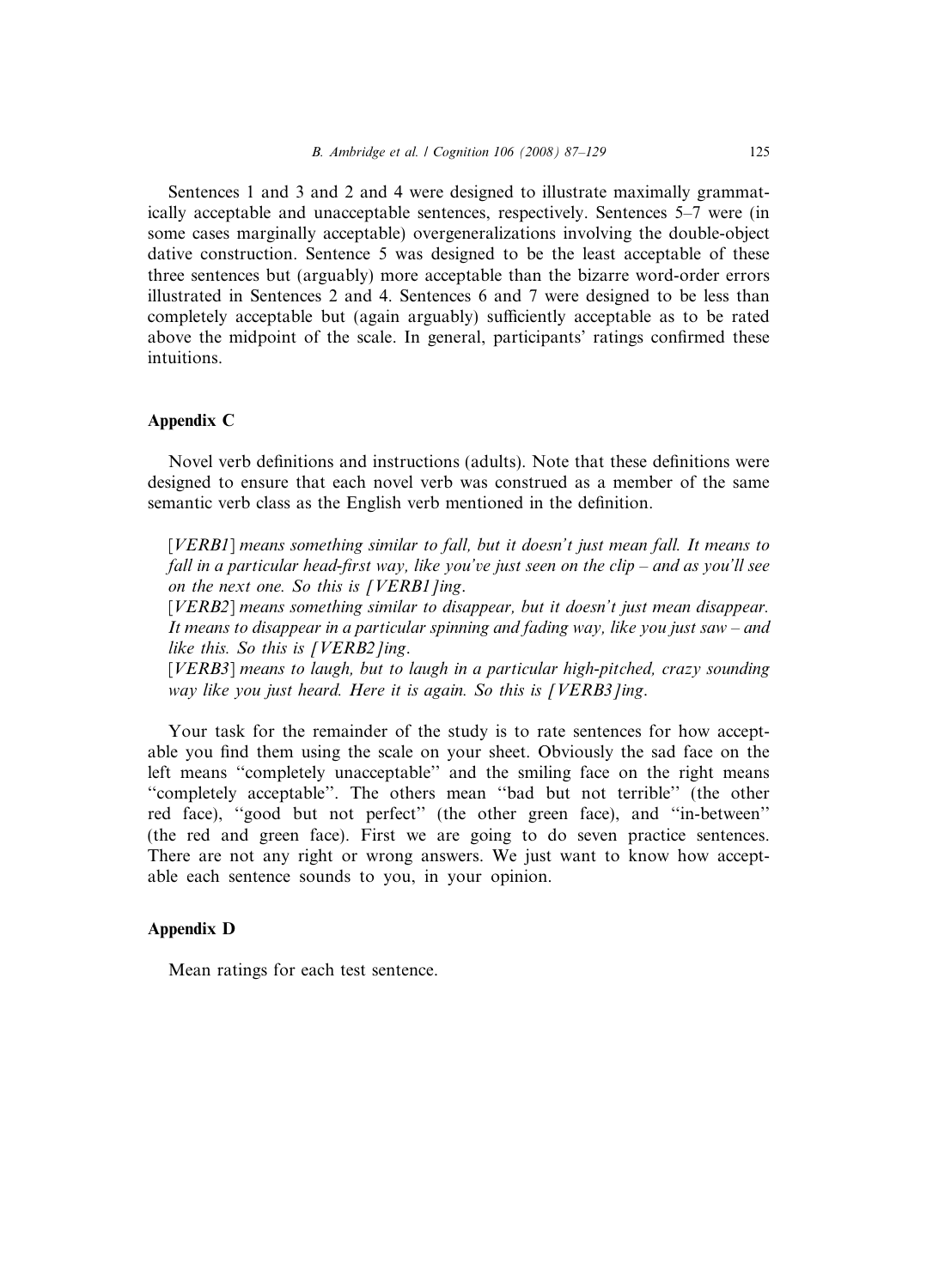Sentences 1 and 3 and 2 and 4 were designed to illustrate maximally grammatically acceptable and unacceptable sentences, respectively. Sentences 5–7 were (in some cases marginally acceptable) overgeneralizations involving the double-object dative construction. Sentence 5 was designed to be the least acceptable of these three sentences but (arguably) more acceptable than the bizarre word-order errors illustrated in Sentences 2 and 4. Sentences 6 and 7 were designed to be less than completely acceptable but (again arguably) sufficiently acceptable as to be rated above the midpoint of the scale. In general, participants' ratings confirmed these intuitions.

## Appendix C

Novel verb definitions and instructions (adults). Note that these definitions were designed to ensure that each novel verb was construed as a member of the same semantic verb class as the English verb mentioned in the definition.

*[VERB1] means something similar to fall, but it doesn't just mean fall. It means to fall in a particular head-first way, like you've just seen on the clip – and as you'll see on the next one. So this is [VERB1]ing.*

*[VERB2] means something similar to disappear, but it doesn't just mean disappear. It means to disappear in a particular spinning and fading way, like you just saw – and like this. So this is [VERB2]ing.*

*[VERB3] means to laugh, but to laugh in a particular high-pitched, crazy sounding way like you just heard. Here it is again. So this is [VERB3]ing.*

Your task for the remainder of the study is to rate sentences for how acceptable you find them using the scale on your sheet. Obviously the sad face on the left means "completely unacceptable" and the smiling face on the right means "completely acceptable". The others mean "bad but not terrible" (the other red face), "good but not perfect" (the other green face), and "in-between" (the red and green face). First we are going to do seven practice sentences. There are not any right or wrong answers. We just want to know how acceptable each sentence sounds to you, in your opinion.

## Appendix D

Mean ratings for each test sentence.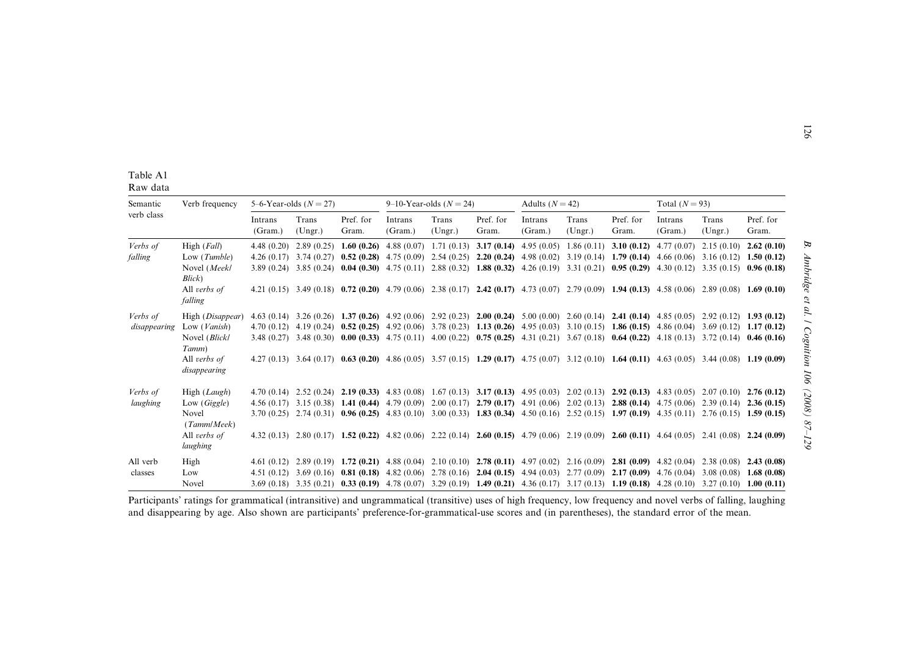Table A1
Raw data

| Semantic verb class | Verb frequency | 5–6-Year-olds ($N = 27$) | | | 9–10-Year-olds ($N = 24$) | | | Adults ($N = 42$) | | | Total ($N = 93$) | | |
|---|---|---|---|---|---|---|---|---|---|---|---|---|---|
| | | Intrans (Gram.) | Trans (Ungr.) | Pref. for Gram. | Intrans (Gram.) | Trans (Ungr.) | Pref. for Gram. | Intrans (Gram.) | Trans (Ungr.) | Pref. for Gram. | Intrans (Gram.) | Trans (Ungr.) | Pref. for Gram. |
| *Verbs of falling* | High (*Fall*) | 4.48 (0.20) | 2.89 (0.25) | **1.60 (0.26)** | 4.88 (0.07) | 1.71 (0.13) | **3.17 (0.14)** | 4.95 (0.05) | 1.86 (0.11) | **3.10 (0.12)** | 4.77 (0.07) | 2.15 (0.10) | **2.62 (0.10)** |
| | Low (*Tumble*) | 4.26 (0.17) | 3.74 (0.27) | **0.52 (0.28)** | 4.75 (0.09) | 2.54 (0.25) | **2.20 (0.24)** | 4.98 (0.02) | 3.19 (0.14) | **1.79 (0.14)** | 4.66 (0.06) | 3.16 (0.12) | **1.50 (0.12)** |
| | Novel (*Meek/Blick*) | 3.89 (0.24) | 3.85 (0.24) | **0.04 (0.30)** | 4.75 (0.11) | 2.88 (0.32) | **1.88 (0.32)** | 4.26 (0.19) | 3.31 (0.21) | **0.95 (0.29)** | 4.30 (0.12) | 3.35 (0.15) | **0.96 (0.18)** |
| | All *verbs of falling* | 4.21 (0.15) | 3.49 (0.18) | **0.72 (0.20)** | 4.79 (0.06) | 2.38 (0.17) | **2.42 (0.17)** | 4.73 (0.07) | 2.79 (0.09) | **1.94 (0.13)** | 4.58 (0.06) | 2.89 (0.08) | **1.69 (0.10)** |
| *Verbs of disappearing* | High (*Disappear*) | 4.63 (0.14) | 3.26 (0.26) | **1.37 (0.26)** | 4.92 (0.06) | 2.92 (0.23) | **2.00 (0.24)** | 5.00 (0.00) | 2.60 (0.14) | **2.41 (0.14)** | 4.85 (0.05) | 2.92 (0.12) | **1.93 (0.12)** |
| | Low (*Vanish*) | 4.70 (0.12) | 4.19 (0.24) | **0.52 (0.25)** | 4.92 (0.06) | 3.78 (0.23) | **1.13 (0.26)** | 4.95 (0.03) | 3.10 (0.15) | **1.86 (0.15)** | 4.86 (0.04) | 3.69 (0.12) | **1.17 (0.12)** |
| | Novel (*Blick/Tamm*) | 3.48 (0.27) | 3.48 (0.30) | **0.00 (0.33)** | 4.75 (0.11) | 4.00 (0.22) | **0.75 (0.25)** | 4.31 (0.21) | 3.67 (0.18) | **0.64 (0.22)** | 4.18 (0.13) | 3.72 (0.14) | **0.46 (0.16)** |
| | All *verbs of disappearing* | 4.27 (0.13) | 3.64 (0.17) | **0.63 (0.20)** | 4.86 (0.05) | 3.57 (0.15) | **1.29 (0.17)** | 4.75 (0.07) | 3.12 (0.10) | **1.64 (0.11)** | 4.63 (0.05) | 3.44 (0.08) | **1.19 (0.09)** |
| *Verbs of laughing* | High (*Laugh*) | 4.70 (0.14) | 2.52 (0.24) | **2.19 (0.33)** | 4.83 (0.08) | 1.67 (0.13) | **3.17 (0.13)** | 4.95 (0.03) | 2.02 (0.13) | **2.92 (0.13)** | 4.83 (0.05) | 2.07 (0.10) | **2.76 (0.12)** |
| | Low (*Giggle*) | 4.56 (0.17) | 3.15 (0.38) | **1.41 (0.44)** | 4.79 (0.09) | 2.00 (0.17) | **2.79 (0.17)** | 4.91 (0.06) | 2.02 (0.13) | **2.88 (0.14)** | 4.75 (0.06) | 2.39 (0.14) | **2.36 (0.15)** |
| | Novel (*Tamm/Meek*) | 3.70 (0.25) | 2.74 (0.31) | **0.96 (0.25)** | 4.83 (0.10) | 3.00 (0.33) | **1.83 (0.34)** | 4.50 (0.16) | 2.52 (0.15) | **1.97 (0.19)** | 4.35 (0.11) | 2.76 (0.15) | **1.59 (0.15)** |
| | All *verbs of laughing* | 4.32 (0.13) | 2.80 (0.17) | **1.52 (0.22)** | 4.82 (0.06) | 2.22 (0.14) | **2.60 (0.15)** | 4.79 (0.06) | 2.19 (0.09) | **2.60 (0.11)** | 4.64 (0.05) | 2.41 (0.08) | **2.24 (0.09)** |
| All verb classes | High | 4.61 (0.12) | 2.89 (0.19) | **1.72 (0.21)** | 4.88 (0.04) | 2.10 (0.10) | **2.78 (0.11)** | 4.97 (0.02) | 2.16 (0.09) | **2.81 (0.09)** | 4.82 (0.04) | 2.38 (0.08) | **2.43 (0.08)** |
| | Low | 4.51 (0.12) | 3.69 (0.16) | **0.81 (0.18)** | 4.82 (0.06) | 2.78 (0.16) | **2.04 (0.15)** | 4.94 (0.03) | 2.77 (0.09) | **2.17 (0.09)** | 4.76 (0.04) | 3.08 (0.08) | **1.68 (0.08)** |
| | Novel | 3.69 (0.18) | 3.35 (0.21) | **0.33 (0.19)** | 4.78 (0.07) | 3.29 (0.19) | **1.49 (0.21)** | 4.36 (0.17) | 3.17 (0.13) | **1.19 (0.18)** | 4.28 (0.10) | 3.27 (0.10) | **1.00 (0.11)** |

Participants' ratings for grammatical (intransitive) and ungrammatical (transitive) uses of high frequency, low frequency and novel verbs of falling, laughing and disappearing by age. Also shown are participants' preference-for-grammatical-use scores and (in parentheses), the standard error of the mean.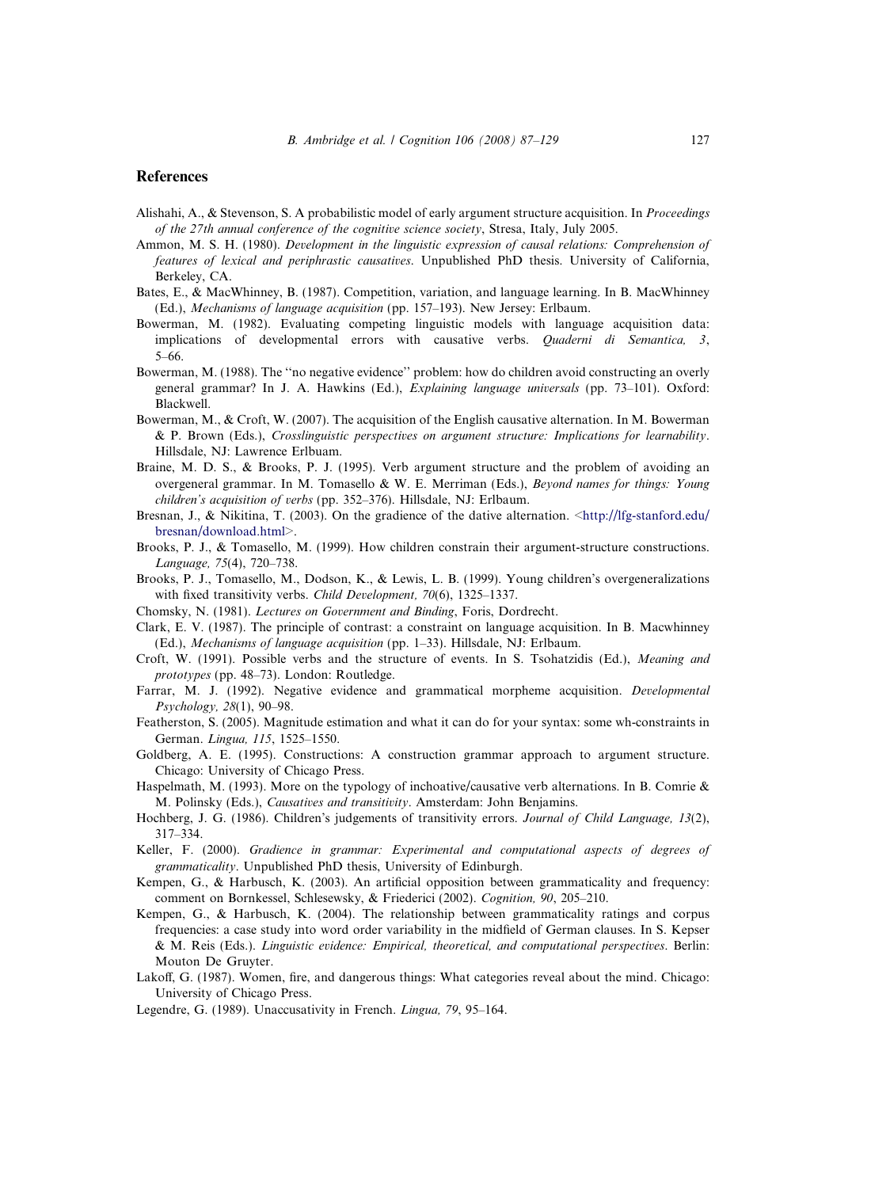## References

Alishahi, A., & Stevenson, S. A probabilistic model of early argument structure acquisition. In *Proceedings of the 27th annual conference of the cognitive science society*, Stresa, Italy, July 2005.

Ammon, M. S. H. (1980). *Development in the linguistic expression of causal relations: Comprehension of features of lexical and periphrastic causatives*. Unpublished PhD thesis. University of California, Berkeley, CA.

Bates, E., & MacWhinney, B. (1987). Competition, variation, and language learning. In B. MacWhinney (Ed.), *Mechanisms of language acquisition* (pp. 157–193). New Jersey: Erlbaum.

Bowerman, M. (1982). Evaluating competing linguistic models with language acquisition data: implications of developmental errors with causative verbs. *Quaderni di Semantica, 3*, 5–66.

Bowerman, M. (1988). The ''no negative evidence'' problem: how do children avoid constructing an overly general grammar? In J. A. Hawkins (Ed.), *Explaining language universals* (pp. 73–101). Oxford: Blackwell.

Bowerman, M., & Croft, W. (2007). The acquisition of the English causative alternation. In M. Bowerman & P. Brown (Eds.), *Crosslinguistic perspectives on argument structure: Implications for learnability*. Hillsdale, NJ: Lawrence Erlbuam.

Braine, M. D. S., & Brooks, P. J. (1995). Verb argument structure and the problem of avoiding an overgeneral grammar. In M. Tomasello & W. E. Merriman (Eds.), *Beyond names for things: Young children's acquisition of verbs* (pp. 352–376). Hillsdale, NJ: Erlbaum.

Bresnan, J., & Nikitina, T. (2003). On the gradience of the dative alternation. <http://lfg-stanford.edu/bresnan/download.html>.

Brooks, P. J., & Tomasello, M. (1999). How children constrain their argument-structure constructions. *Language, 75*(4), 720–738.

Brooks, P. J., Tomasello, M., Dodson, K., & Lewis, L. B. (1999). Young children's overgeneralizations with fixed transitivity verbs. *Child Development, 70*(6), 1325–1337.

Chomsky, N. (1981). *Lectures on Government and Binding*, Foris, Dordrecht.

Clark, E. V. (1987). The principle of contrast: a constraint on language acquisition. In B. Macwhinney (Ed.), *Mechanisms of language acquisition* (pp. 1–33). Hillsdale, NJ: Erlbaum.

Croft, W. (1991). Possible verbs and the structure of events. In S. Tsohatzidis (Ed.), *Meaning and prototypes* (pp. 48–73). London: Routledge.

Farrar, M. J. (1992). Negative evidence and grammatical morpheme acquisition. *Developmental Psychology, 28*(1), 90–98.

Featherston, S. (2005). Magnitude estimation and what it can do for your syntax: some wh-constraints in German. *Lingua, 115*, 1525–1550.

Goldberg, A. E. (1995). Constructions: A construction grammar approach to argument structure. Chicago: University of Chicago Press.

Haspelmath, M. (1993). More on the typology of inchoative/causative verb alternations. In B. Comrie & M. Polinsky (Eds.), *Causatives and transitivity*. Amsterdam: John Benjamins.

Hochberg, J. G. (1986). Children's judgements of transitivity errors. *Journal of Child Language, 13*(2), 317–334.

Keller, F. (2000). *Gradience in grammar: Experimental and computational aspects of degrees of grammaticality*. Unpublished PhD thesis, University of Edinburgh.

Kempen, G., & Harbusch, K. (2003). An artificial opposition between grammaticality and frequency: comment on Bornkessel, Schlesewsky, & Friederici (2002). *Cognition, 90*, 205–210.

Kempen, G., & Harbusch, K. (2004). The relationship between grammaticality ratings and corpus frequencies: a case study into word order variability in the midfield of German clauses. In S. Kepser & M. Reis (Eds.). *Linguistic evidence: Empirical, theoretical, and computational perspectives*. Berlin: Mouton De Gruyter.

Lakoff, G. (1987). Women, fire, and dangerous things: What categories reveal about the mind. Chicago: University of Chicago Press.

Legendre, G. (1989). Unaccusativity in French. *Lingua, 79*, 95–164.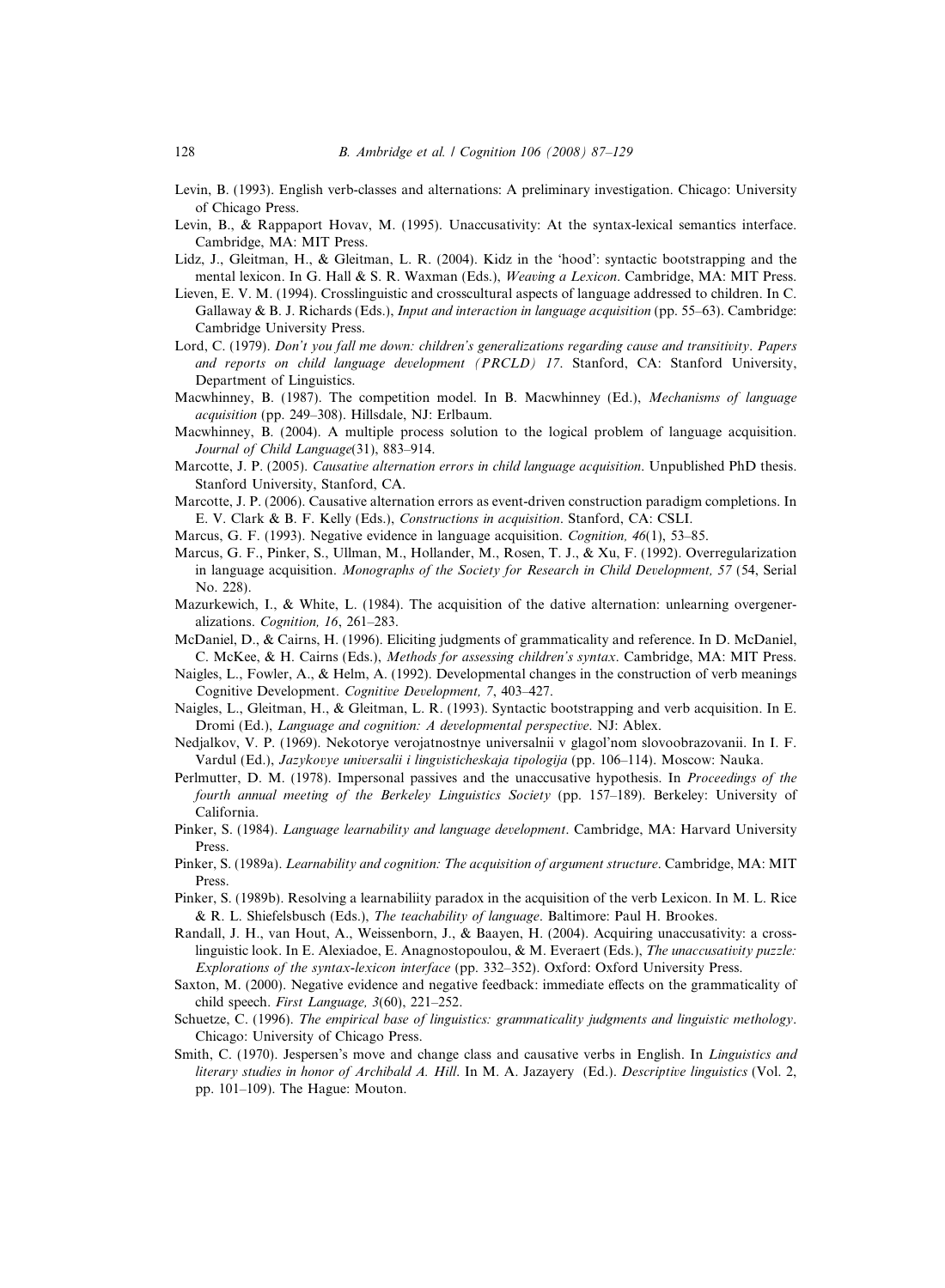Levin, B. (1993). English verb-classes and alternations: A preliminary investigation. Chicago: University of Chicago Press.

Levin, B., & Rappaport Hovav, M. (1995). Unaccusativity: At the syntax-lexical semantics interface. Cambridge, MA: MIT Press.

Lidz, J., Gleitman, H., & Gleitman, L. R. (2004). Kidz in the 'hood': syntactic bootstrapping and the mental lexicon. In G. Hall & S. R. Waxman (Eds.), *Weaving a Lexicon*. Cambridge, MA: MIT Press.

Lieven, E. V. M. (1994). Crosslinguistic and crosscultural aspects of language addressed to children. In C. Gallaway & B. J. Richards (Eds.), *Input and interaction in language acquisition* (pp. 55–63). Cambridge: Cambridge University Press.

Lord, C. (1979). *Don't you fall me down: children's generalizations regarding cause and transitivity*. *Papers and reports on child language development (PRCLD) 17*. Stanford, CA: Stanford University, Department of Linguistics.

Macwhinney, B. (1987). The competition model. In B. Macwhinney (Ed.), *Mechanisms of language acquisition* (pp. 249–308). Hillsdale, NJ: Erlbaum.

Macwhinney, B. (2004). A multiple process solution to the logical problem of language acquisition. *Journal of Child Language*(31), 883–914.

Marcotte, J. P. (2005). *Causative alternation errors in child language acquisition*. Unpublished PhD thesis. Stanford University, Stanford, CA.

Marcotte, J. P. (2006). Causative alternation errors as event-driven construction paradigm completions. In E. V. Clark & B. F. Kelly (Eds.), *Constructions in acquisition*. Stanford, CA: CSLI.

Marcus, G. F. (1993). Negative evidence in language acquisition. *Cognition, 46*(1), 53–85.

Marcus, G. F., Pinker, S., Ullman, M., Hollander, M., Rosen, T. J., & Xu, F. (1992). Overregularization in language acquisition. *Monographs of the Society for Research in Child Development, 57* (54, Serial No. 228).

Mazurkewich, I., & White, L. (1984). The acquisition of the dative alternation: unlearning overgeneralizations. *Cognition, 16*, 261–283.

McDaniel, D., & Cairns, H. (1996). Eliciting judgments of grammaticality and reference. In D. McDaniel, C. McKee, & H. Cairns (Eds.), *Methods for assessing children's syntax*. Cambridge, MA: MIT Press.

Naigles, L., Fowler, A., & Helm, A. (1992). Developmental changes in the construction of verb meanings Cognitive Development. *Cognitive Development, 7*, 403–427.

Naigles, L., Gleitman, H., & Gleitman, L. R. (1993). Syntactic bootstrapping and verb acquisition. In E. Dromi (Ed.), *Language and cognition: A developmental perspective*. NJ: Ablex.

Nedjalkov, V. P. (1969). Nekotorye verojatnostnye universalnii v glagol'nom slovoobrazovanii. In I. F. Vardul (Ed.), *Jazykovye universalii i lingvisticheskaja tipologija* (pp. 106–114). Moscow: Nauka.

Perlmutter, D. M. (1978). Impersonal passives and the unaccusative hypothesis. In *Proceedings of the fourth annual meeting of the Berkeley Linguistics Society* (pp. 157–189). Berkeley: University of California.

Pinker, S. (1984). *Language learnability and language development*. Cambridge, MA: Harvard University Press.

Pinker, S. (1989a). *Learnability and cognition: The acquisition of argument structure*. Cambridge, MA: MIT Press.

Pinker, S. (1989b). Resolving a learnabiliity paradox in the acquisition of the verb Lexicon. In M. L. Rice & R. L. Shiefelsbusch (Eds.), *The teachability of language*. Baltimore: Paul H. Brookes.

Randall, J. H., van Hout, A., Weissenborn, J., & Baayen, H. (2004). Acquiring unaccusativity: a cross-linguistic look. In E. Alexiadoe, E. Anagnostopoulou, & M. Everaert (Eds.), *The unaccusativity puzzle: Explorations of the syntax-lexicon interface* (pp. 332–352). Oxford: Oxford University Press.

Saxton, M. (2000). Negative evidence and negative feedback: immediate effects on the grammaticality of child speech. *First Language, 3*(60), 221–252.

Schuetze, C. (1996). *The empirical base of linguistics: grammaticality judgments and linguistic methology*. Chicago: University of Chicago Press.

Smith, C. (1970). Jespersen's move and change class and causative verbs in English. In *Linguistics and literary studies in honor of Archibald A. Hill*. In M. A. Jazayery (Ed.). *Descriptive linguistics* (Vol. 2, pp. 101–109). The Hague: Mouton.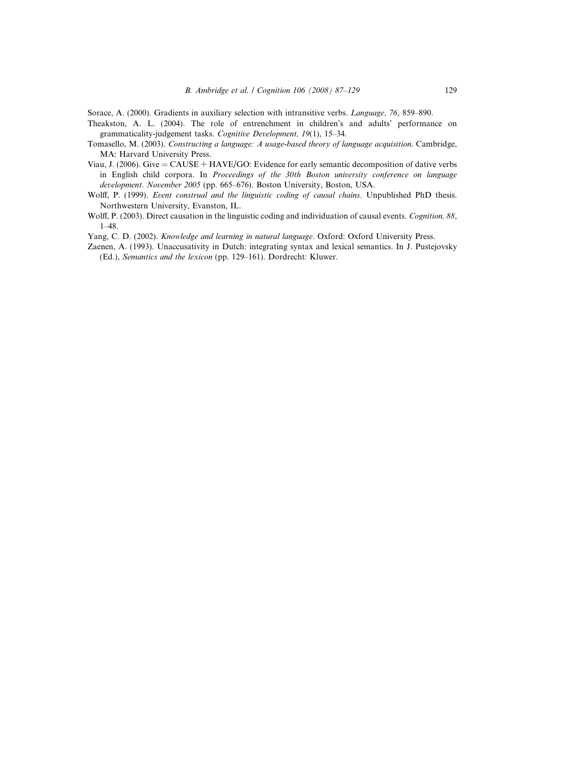Sorace, A. (2000). Gradients in auxiliary selection with intransitive verbs. *Language, 76*, 859–890.

Theakston, A. L. (2004). The role of entrenchment in children's and adults' performance on grammaticality-judgement tasks. *Cognitive Development, 19*(1), 15–34.

Tomasello, M. (2003). *Constructing a language: A usage-based theory of language acquisition*. Cambridge, MA: Harvard University Press.

Viau, J. (2006). Give = CAUSE + HAVE/GO: Evidence for early semantic decomposition of dative verbs in English child corpora. In *Proceedings of the 30th Boston university conference on language development*. *November 2005* (pp. 665–676). Boston University, Boston, USA.

Wolff, P. (1999). *Event construal and the linguistic coding of causal chains*. Unpublished PhD thesis. Northwestern University, Evanston, IL.

Wolff, P. (2003). Direct causation in the linguistic coding and individuation of causal events. *Cognition, 88*, 1–48.

Yang, C. D. (2002). *Knowledge and learning in natural language*. Oxford: Oxford University Press.

Zaenen, A. (1993). Unaccusativity in Dutch: integrating syntax and lexical semantics. In J. Pustejovsky (Ed.), *Semantics and the lexicon* (pp. 129–161). Dordrecht: Kluwer.